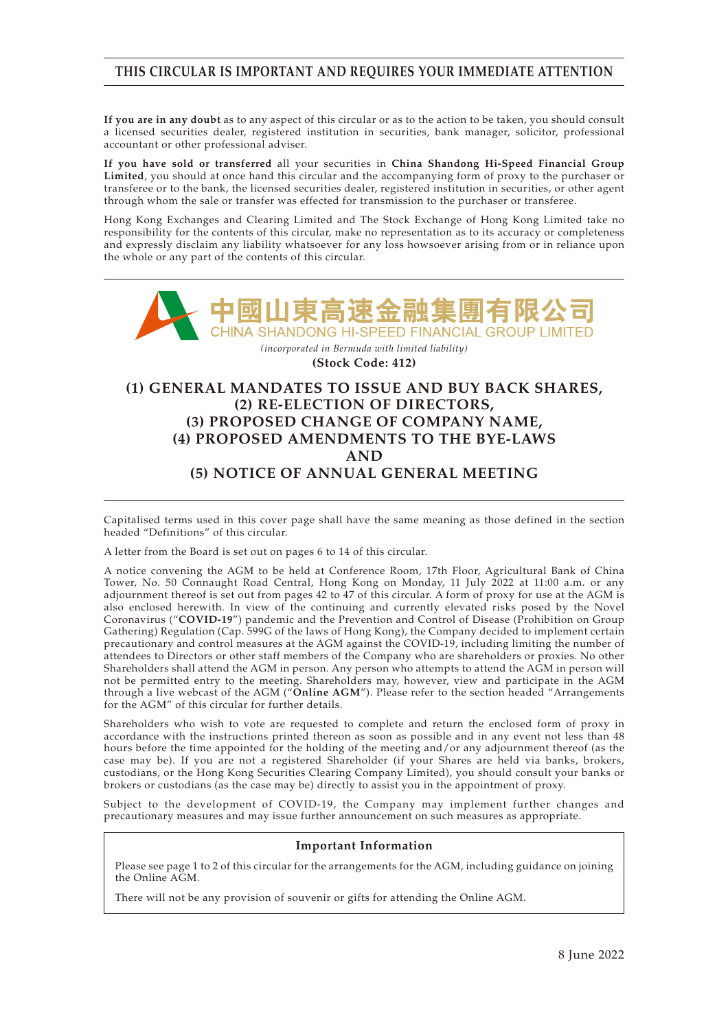**THIS CIRCULAR IS IMPORTANT AND REQUIRES YOUR IMMEDIATE ATTENTION**

**If you are in any doubt** as to any aspect of this circular or as to the action to be taken, you should consult a licensed securities dealer, registered institution in securities, bank manager, solicitor, professional accountant or other professional adviser.

**If you have sold or transferred** all your securities in **China Shandong Hi-Speed Financial Group Limited**, you should at once hand this circular and the accompanying form of proxy to the purchaser or transferee or to the bank, the licensed securities dealer, registered institution in securities, or other agent through whom the sale or transfer was effected for transmission to the purchaser or transferee.

Hong Kong Exchanges and Clearing Limited and The Stock Exchange of Hong Kong Limited take no responsibility for the contents of this circular, make no representation as to its accuracy or completeness and expressly disclaim any liability whatsoever for any loss howsoever arising from or in reliance upon the whole or any part of the contents of this circular.

# 中國山東高速金融集團有限公司
# CHINA SHANDONG HI-SPEED FINANCIAL GROUP LIMITED

*(incorporated in Bermuda with limited liability)*

**(Stock Code: 412)**

## (1) GENERAL MANDATES TO ISSUE AND BUY BACK SHARES, (2) RE-ELECTION OF DIRECTORS, (3) PROPOSED CHANGE OF COMPANY NAME, (4) PROPOSED AMENDMENTS TO THE BYE-LAWS AND (5) NOTICE OF ANNUAL GENERAL MEETING

Capitalised terms used in this cover page shall have the same meaning as those defined in the section headed "Definitions" of this circular.

A letter from the Board is set out on pages 6 to 14 of this circular.

A notice convening the AGM to be held at Conference Room, 17th Floor, Agricultural Bank of China Tower, No. 50 Connaught Road Central, Hong Kong on Monday, 11 July 2022 at 11:00 a.m. or any adjournment thereof is set out from pages 42 to 47 of this circular. A form of proxy for use at the AGM is also enclosed herewith. In view of the continuing and currently elevated risks posed by the Novel Coronavirus ("**COVID-19**") pandemic and the Prevention and Control of Disease (Prohibition on Group Gathering) Regulation (Cap. 599G of the laws of Hong Kong), the Company decided to implement certain precautionary and control measures at the AGM against the COVID-19, including limiting the number of attendees to Directors or other staff members of the Company who are shareholders or proxies. No other Shareholders shall attend the AGM in person. Any person who attempts to attend the AGM in person will not be permitted entry to the meeting. Shareholders may, however, view and participate in the AGM through a live webcast of the AGM ("**Online AGM**"). Please refer to the section headed "Arrangements for the AGM" of this circular for further details.

Shareholders who wish to vote are requested to complete and return the enclosed form of proxy in accordance with the instructions printed thereon as soon as possible and in any event not less than 48 hours before the time appointed for the holding of the meeting and/or any adjournment thereof (as the case may be). If you are not a registered Shareholder (if your Shares are held via banks, brokers, custodians, or the Hong Kong Securities Clearing Company Limited), you should consult your banks or brokers or custodians (as the case may be) directly to assist you in the appointment of proxy.

Subject to the development of COVID-19, the Company may implement further changes and precautionary measures and may issue further announcement on such measures as appropriate.

**Important Information**

Please see page 1 to 2 of this circular for the arrangements for the AGM, including guidance on joining the Online AGM.

There will not be any provision of souvenir or gifts for attending the Online AGM.

8 June 2022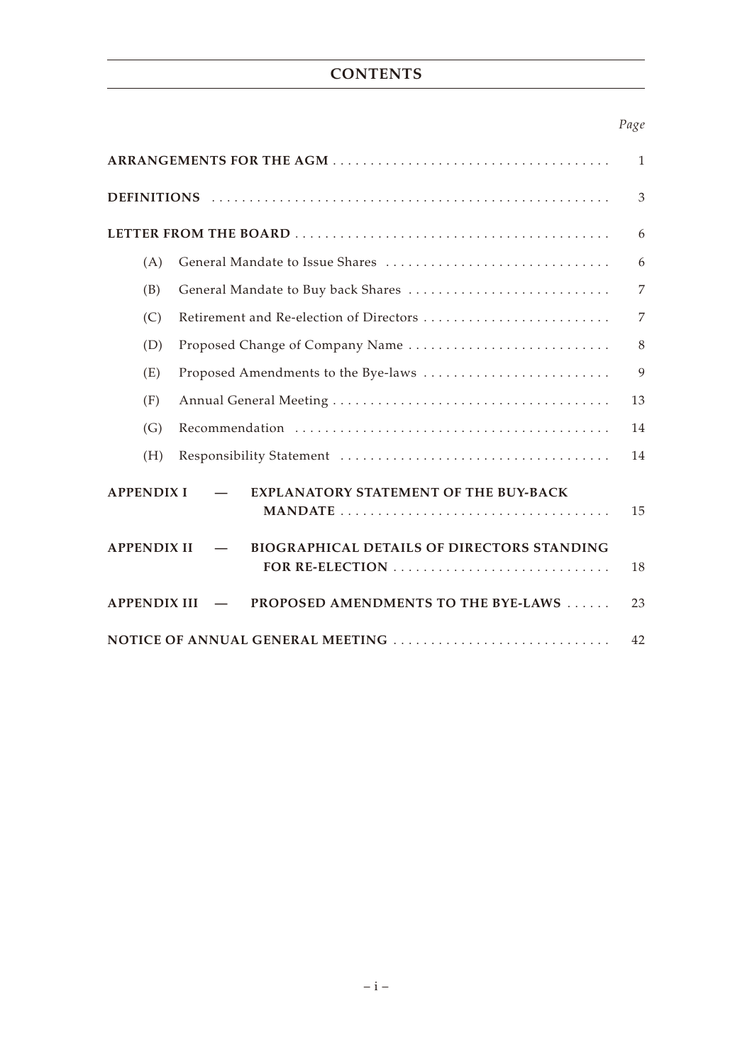# CONTENTS

| | Page |
|---|---|
| **ARRANGEMENTS FOR THE AGM** | 1 |
| **DEFINITIONS** | 3 |
| **LETTER FROM THE BOARD** | 6 |
| (A) General Mandate to Issue Shares | 6 |
| (B) General Mandate to Buy back Shares | 7 |
| (C) Retirement and Re-election of Directors | 7 |
| (D) Proposed Change of Company Name | 8 |
| (E) Proposed Amendments to the Bye-laws | 9 |
| (F) Annual General Meeting | 13 |
| (G) Recommendation | 14 |
| (H) Responsibility Statement | 14 |
| **APPENDIX I — EXPLANATORY STATEMENT OF THE BUY-BACK MANDATE** | 15 |
| **APPENDIX II — BIOGRAPHICAL DETAILS OF DIRECTORS STANDING FOR RE-ELECTION** | 18 |
| **APPENDIX III — PROPOSED AMENDMENTS TO THE BYE-LAWS** | 23 |
| **NOTICE OF ANNUAL GENERAL MEETING** | 42 |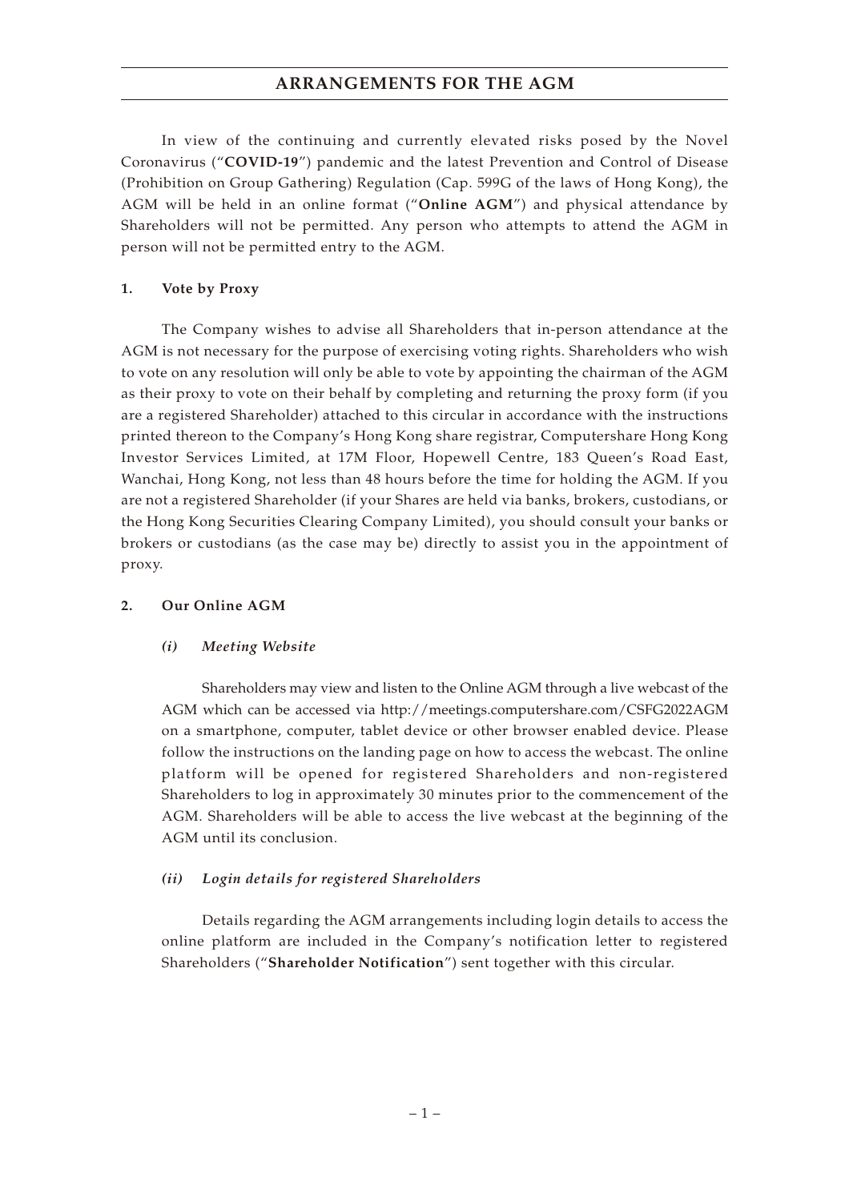# ARRANGEMENTS FOR THE AGM

In view of the continuing and currently elevated risks posed by the Novel Coronavirus ("**COVID-19**") pandemic and the latest Prevention and Control of Disease (Prohibition on Group Gathering) Regulation (Cap. 599G of the laws of Hong Kong), the AGM will be held in an online format ("**Online AGM**") and physical attendance by Shareholders will not be permitted. Any person who attempts to attend the AGM in person will not be permitted entry to the AGM.

## 1. Vote by Proxy

The Company wishes to advise all Shareholders that in-person attendance at the AGM is not necessary for the purpose of exercising voting rights. Shareholders who wish to vote on any resolution will only be able to vote by appointing the chairman of the AGM as their proxy to vote on their behalf by completing and returning the proxy form (if you are a registered Shareholder) attached to this circular in accordance with the instructions printed thereon to the Company's Hong Kong share registrar, Computershare Hong Kong Investor Services Limited, at 17M Floor, Hopewell Centre, 183 Queen's Road East, Wanchai, Hong Kong, not less than 48 hours before the time for holding the AGM. If you are not a registered Shareholder (if your Shares are held via banks, brokers, custodians, or the Hong Kong Securities Clearing Company Limited), you should consult your banks or brokers or custodians (as the case may be) directly to assist you in the appointment of proxy.

## 2. Our Online AGM

### *(i) Meeting Website*

Shareholders may view and listen to the Online AGM through a live webcast of the AGM which can be accessed via http://meetings.computershare.com/CSFG2022AGM on a smartphone, computer, tablet device or other browser enabled device. Please follow the instructions on the landing page on how to access the webcast. The online platform will be opened for registered Shareholders and non-registered Shareholders to log in approximately 30 minutes prior to the commencement of the AGM. Shareholders will be able to access the live webcast at the beginning of the AGM until its conclusion.

### *(ii) Login details for registered Shareholders*

Details regarding the AGM arrangements including login details to access the online platform are included in the Company's notification letter to registered Shareholders ("**Shareholder Notification**") sent together with this circular.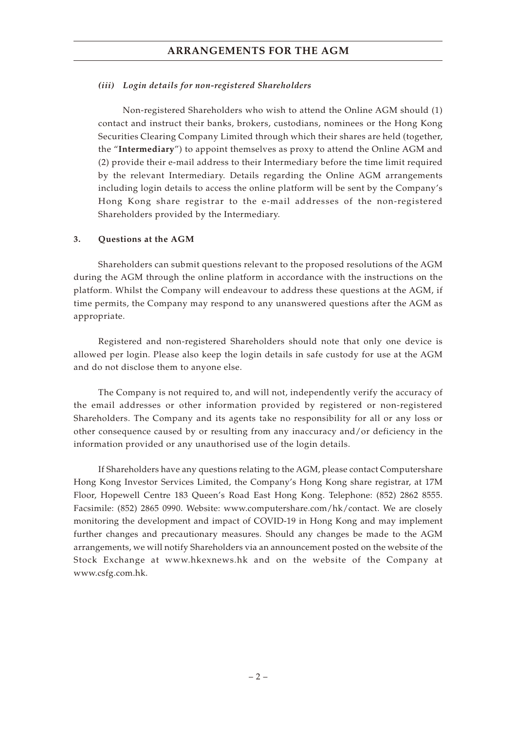*(iii) Login details for non-registered Shareholders*

Non-registered Shareholders who wish to attend the Online AGM should (1) contact and instruct their banks, brokers, custodians, nominees or the Hong Kong Securities Clearing Company Limited through which their shares are held (together, the "**Intermediary**") to appoint themselves as proxy to attend the Online AGM and (2) provide their e-mail address to their Intermediary before the time limit required by the relevant Intermediary. Details regarding the Online AGM arrangements including login details to access the online platform will be sent by the Company's Hong Kong share registrar to the e-mail addresses of the non-registered Shareholders provided by the Intermediary.

**3. Questions at the AGM**

Shareholders can submit questions relevant to the proposed resolutions of the AGM during the AGM through the online platform in accordance with the instructions on the platform. Whilst the Company will endeavour to address these questions at the AGM, if time permits, the Company may respond to any unanswered questions after the AGM as appropriate.

Registered and non-registered Shareholders should note that only one device is allowed per login. Please also keep the login details in safe custody for use at the AGM and do not disclose them to anyone else.

The Company is not required to, and will not, independently verify the accuracy of the email addresses or other information provided by registered or non-registered Shareholders. The Company and its agents take no responsibility for all or any loss or other consequence caused by or resulting from any inaccuracy and/or deficiency in the information provided or any unauthorised use of the login details.

If Shareholders have any questions relating to the AGM, please contact Computershare Hong Kong Investor Services Limited, the Company's Hong Kong share registrar, at 17M Floor, Hopewell Centre 183 Queen's Road East Hong Kong. Telephone: (852) 2862 8555. Facsimile: (852) 2865 0990. Website: www.computershare.com/hk/contact. We are closely monitoring the development and impact of COVID-19 in Hong Kong and may implement further changes and precautionary measures. Should any changes be made to the AGM arrangements, we will notify Shareholders via an announcement posted on the website of the Stock Exchange at www.hkexnews.hk and on the website of the Company at www.csfg.com.hk.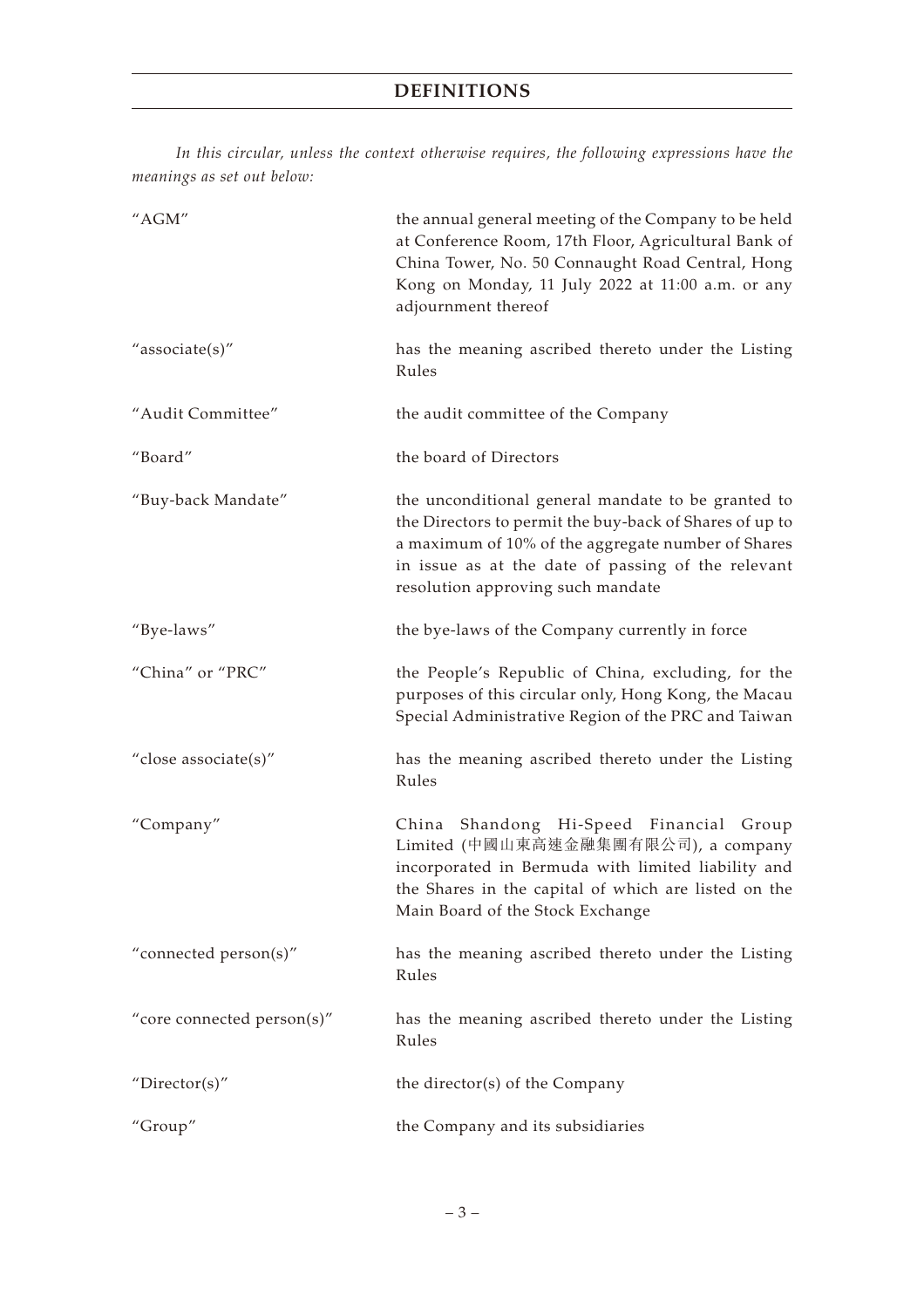# DEFINITIONS

*In this circular, unless the context otherwise requires, the following expressions have the meanings as set out below:*

| | |
|---|---|
| "AGM" | the annual general meeting of the Company to be held at Conference Room, 17th Floor, Agricultural Bank of China Tower, No. 50 Connaught Road Central, Hong Kong on Monday, 11 July 2022 at 11:00 a.m. or any adjournment thereof |
| "associate(s)" | has the meaning ascribed thereto under the Listing Rules |
| "Audit Committee" | the audit committee of the Company |
| "Board" | the board of Directors |
| "Buy-back Mandate" | the unconditional general mandate to be granted to the Directors to permit the buy-back of Shares of up to a maximum of 10% of the aggregate number of Shares in issue as at the date of passing of the relevant resolution approving such mandate |
| "Bye-laws" | the bye-laws of the Company currently in force |
| "China" or "PRC" | the People's Republic of China, excluding, for the purposes of this circular only, Hong Kong, the Macau Special Administrative Region of the PRC and Taiwan |
| "close associate(s)" | has the meaning ascribed thereto under the Listing Rules |
| "Company" | China Shandong Hi-Speed Financial Group Limited (中國山東高速金融集團有限公司), a company incorporated in Bermuda with limited liability and the Shares in the capital of which are listed on the Main Board of the Stock Exchange |
| "connected person(s)" | has the meaning ascribed thereto under the Listing Rules |
| "core connected person(s)" | has the meaning ascribed thereto under the Listing Rules |
| "Director(s)" | the director(s) of the Company |
| "Group" | the Company and its subsidiaries |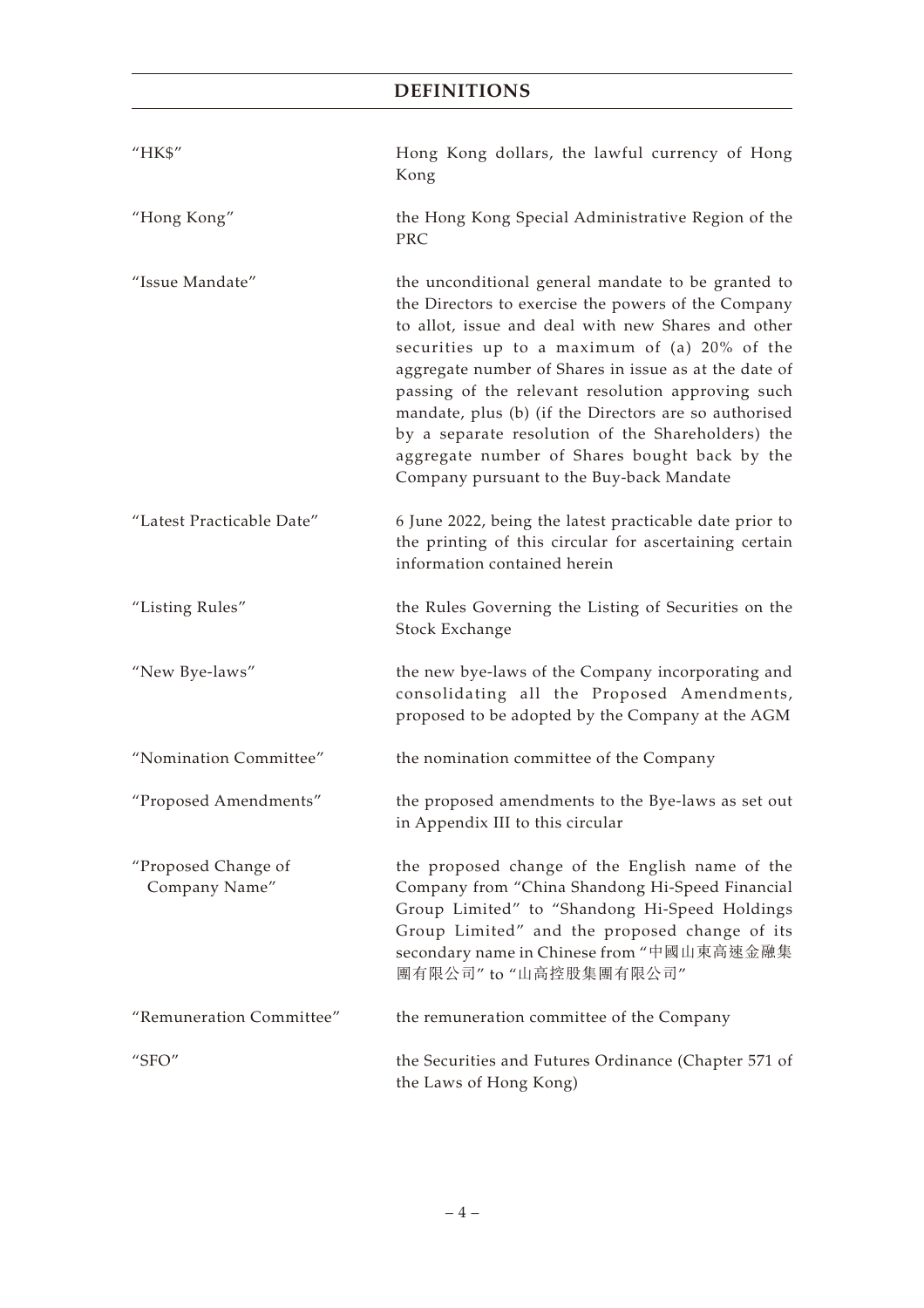# DEFINITIONS

| | |
|---|---|
| "HK$" | Hong Kong dollars, the lawful currency of Hong Kong |
| "Hong Kong" | the Hong Kong Special Administrative Region of the PRC |
| "Issue Mandate" | the unconditional general mandate to be granted to the Directors to exercise the powers of the Company to allot, issue and deal with new Shares and other securities up to a maximum of (a) 20% of the aggregate number of Shares in issue as at the date of passing of the relevant resolution approving such mandate, plus (b) (if the Directors are so authorised by a separate resolution of the Shareholders) the aggregate number of Shares bought back by the Company pursuant to the Buy-back Mandate |
| "Latest Practicable Date" | 6 June 2022, being the latest practicable date prior to the printing of this circular for ascertaining certain information contained herein |
| "Listing Rules" | the Rules Governing the Listing of Securities on the Stock Exchange |
| "New Bye-laws" | the new bye-laws of the Company incorporating and consolidating all the Proposed Amendments, proposed to be adopted by the Company at the AGM |
| "Nomination Committee" | the nomination committee of the Company |
| "Proposed Amendments" | the proposed amendments to the Bye-laws as set out in Appendix III to this circular |
| "Proposed Change of Company Name" | the proposed change of the English name of the Company from "China Shandong Hi-Speed Financial Group Limited" to "Shandong Hi-Speed Holdings Group Limited" and the proposed change of its secondary name in Chinese from "中國山東高速金融集團有限公司" to "山高控股集團有限公司" |
| "Remuneration Committee" | the remuneration committee of the Company |
| "SFO" | the Securities and Futures Ordinance (Chapter 571 of the Laws of Hong Kong) |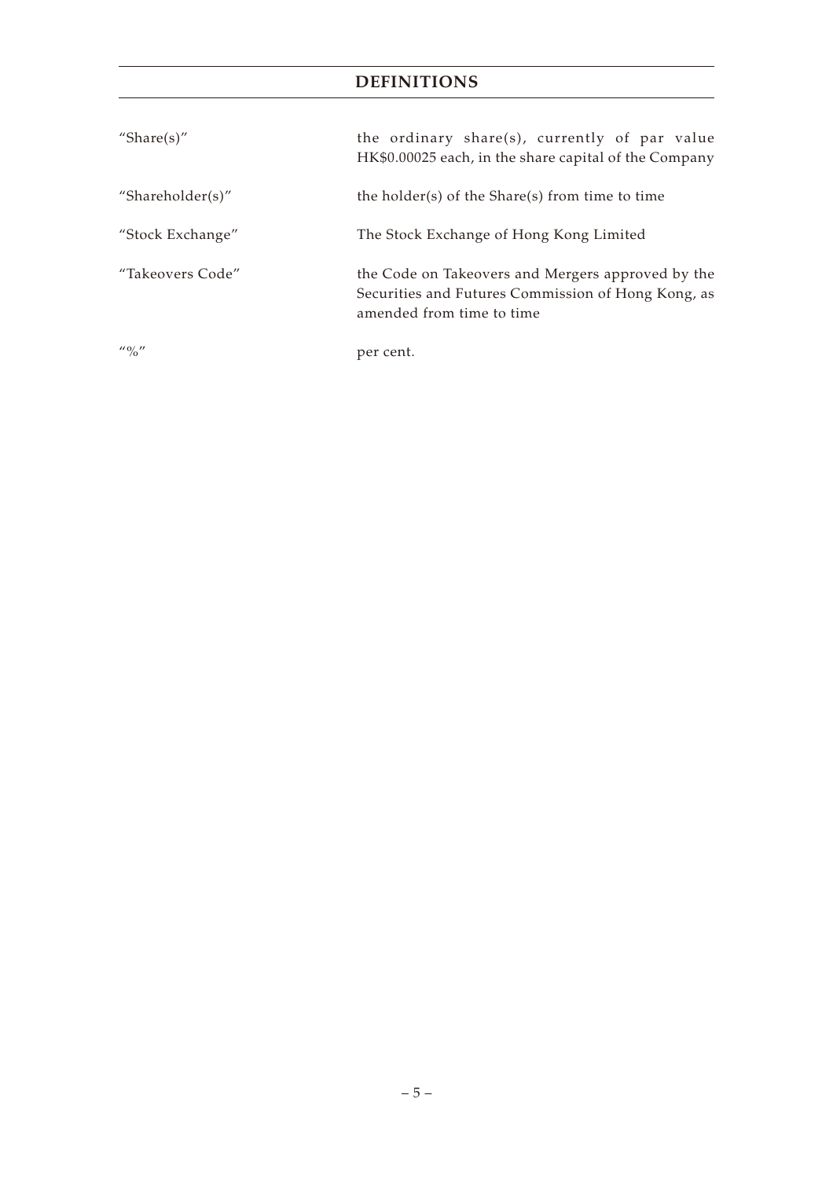## DEFINITIONS

| | |
|---|---|
| "Share(s)" | the ordinary share(s), currently of par value HK$0.00025 each, in the share capital of the Company |
| "Shareholder(s)" | the holder(s) of the Share(s) from time to time |
| "Stock Exchange" | The Stock Exchange of Hong Kong Limited |
| "Takeovers Code" | the Code on Takeovers and Mergers approved by the Securities and Futures Commission of Hong Kong, as amended from time to time |
| "%" | per cent. |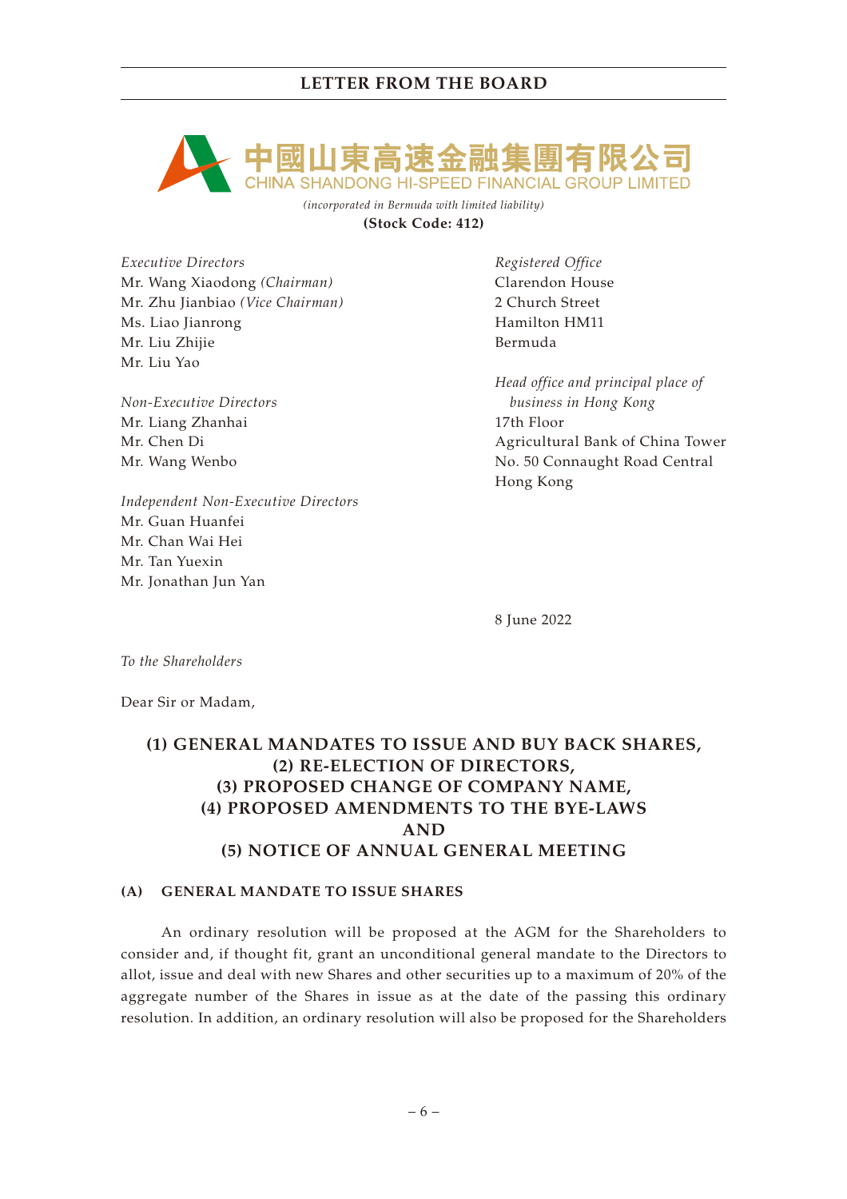中國山東高速金融集團有限公司
CHINA SHANDONG HI-SPEED FINANCIAL GROUP LIMITED

*(incorporated in Bermuda with limited liability)*

**(Stock Code: 412)**

*Executive Directors*
Mr. Wang Xiaodong *(Chairman)*
Mr. Zhu Jianbiao *(Vice Chairman)*
Ms. Liao Jianrong
Mr. Liu Zhijie
Mr. Liu Yao

*Non-Executive Directors*
Mr. Liang Zhanhai
Mr. Chen Di
Mr. Wang Wenbo

*Independent Non-Executive Directors*
Mr. Guan Huanfei
Mr. Chan Wai Hei
Mr. Tan Yuexin
Mr. Jonathan Jun Yan

*Registered Office*
Clarendon House
2 Church Street
Hamilton HM11
Bermuda

*Head office and principal place of business in Hong Kong*
17th Floor
Agricultural Bank of China Tower
No. 50 Connaught Road Central
Hong Kong

8 June 2022

*To the Shareholders*

Dear Sir or Madam,

**(1) GENERAL MANDATES TO ISSUE AND BUY BACK SHARES,**
**(2) RE-ELECTION OF DIRECTORS,**
**(3) PROPOSED CHANGE OF COMPANY NAME,**
**(4) PROPOSED AMENDMENTS TO THE BYE-LAWS**
**AND**
**(5) NOTICE OF ANNUAL GENERAL MEETING**

## (A) GENERAL MANDATE TO ISSUE SHARES

An ordinary resolution will be proposed at the AGM for the Shareholders to consider and, if thought fit, grant an unconditional general mandate to the Directors to allot, issue and deal with new Shares and other securities up to a maximum of 20% of the aggregate number of the Shares in issue as at the date of the passing this ordinary resolution. In addition, an ordinary resolution will also be proposed for the Shareholders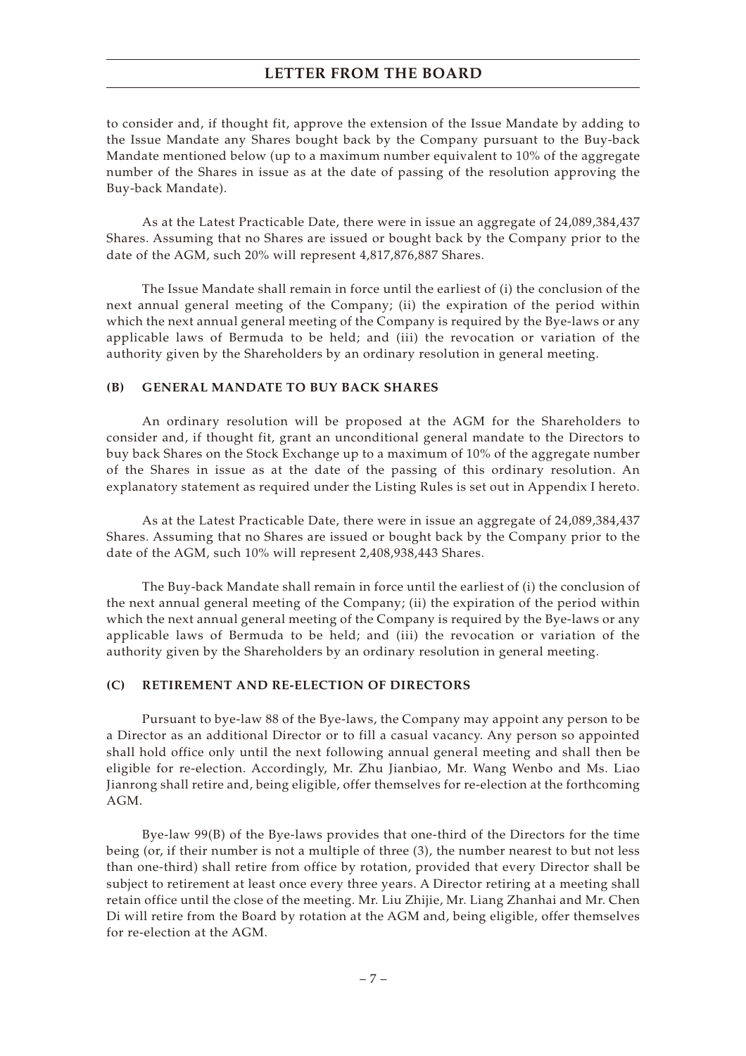to consider and, if thought fit, approve the extension of the Issue Mandate by adding to the Issue Mandate any Shares bought back by the Company pursuant to the Buy-back Mandate mentioned below (up to a maximum number equivalent to 10% of the aggregate number of the Shares in issue as at the date of passing of the resolution approving the Buy-back Mandate).

As at the Latest Practicable Date, there were in issue an aggregate of 24,089,384,437 Shares. Assuming that no Shares are issued or bought back by the Company prior to the date of the AGM, such 20% will represent 4,817,876,887 Shares.

The Issue Mandate shall remain in force until the earliest of (i) the conclusion of the next annual general meeting of the Company; (ii) the expiration of the period within which the next annual general meeting of the Company is required by the Bye-laws or any applicable laws of Bermuda to be held; and (iii) the revocation or variation of the authority given by the Shareholders by an ordinary resolution in general meeting.

### (B) GENERAL MANDATE TO BUY BACK SHARES

An ordinary resolution will be proposed at the AGM for the Shareholders to consider and, if thought fit, grant an unconditional general mandate to the Directors to buy back Shares on the Stock Exchange up to a maximum of 10% of the aggregate number of the Shares in issue as at the date of the passing of this ordinary resolution. An explanatory statement as required under the Listing Rules is set out in Appendix I hereto.

As at the Latest Practicable Date, there were in issue an aggregate of 24,089,384,437 Shares. Assuming that no Shares are issued or bought back by the Company prior to the date of the AGM, such 10% will represent 2,408,938,443 Shares.

The Buy-back Mandate shall remain in force until the earliest of (i) the conclusion of the next annual general meeting of the Company; (ii) the expiration of the period within which the next annual general meeting of the Company is required by the Bye-laws or any applicable laws of Bermuda to be held; and (iii) the revocation or variation of the authority given by the Shareholders by an ordinary resolution in general meeting.

### (C) RETIREMENT AND RE-ELECTION OF DIRECTORS

Pursuant to bye-law 88 of the Bye-laws, the Company may appoint any person to be a Director as an additional Director or to fill a casual vacancy. Any person so appointed shall hold office only until the next following annual general meeting and shall then be eligible for re-election. Accordingly, Mr. Zhu Jianbiao, Mr. Wang Wenbo and Ms. Liao Jianrong shall retire and, being eligible, offer themselves for re-election at the forthcoming AGM.

Bye-law 99(B) of the Bye-laws provides that one-third of the Directors for the time being (or, if their number is not a multiple of three (3), the number nearest to but not less than one-third) shall retire from office by rotation, provided that every Director shall be subject to retirement at least once every three years. A Director retiring at a meeting shall retain office until the close of the meeting. Mr. Liu Zhijie, Mr. Liang Zhanhai and Mr. Chen Di will retire from the Board by rotation at the AGM and, being eligible, offer themselves for re-election at the AGM.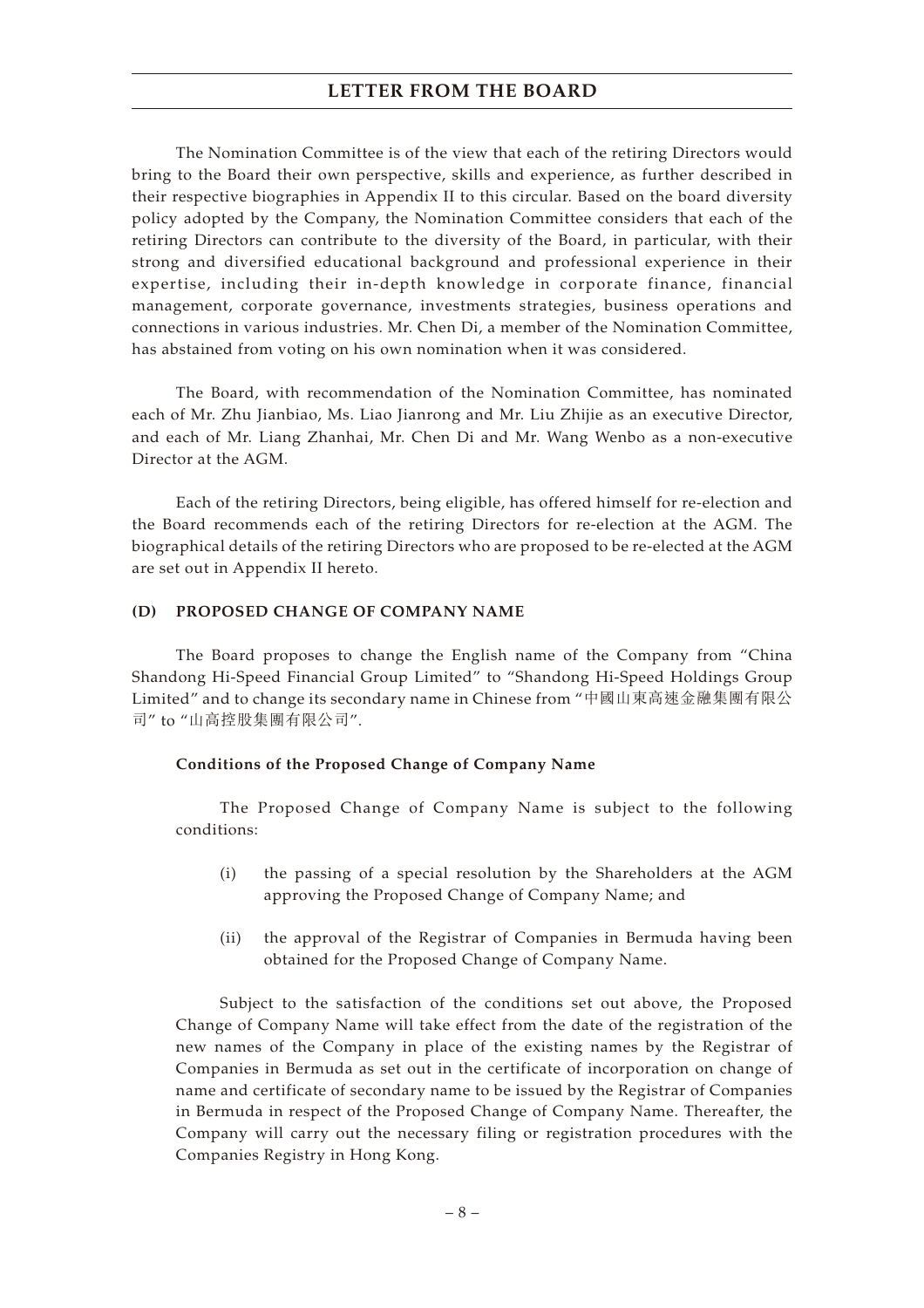The Nomination Committee is of the view that each of the retiring Directors would bring to the Board their own perspective, skills and experience, as further described in their respective biographies in Appendix II to this circular. Based on the board diversity policy adopted by the Company, the Nomination Committee considers that each of the retiring Directors can contribute to the diversity of the Board, in particular, with their strong and diversified educational background and professional experience in their expertise, including their in-depth knowledge in corporate finance, financial management, corporate governance, investments strategies, business operations and connections in various industries. Mr. Chen Di, a member of the Nomination Committee, has abstained from voting on his own nomination when it was considered.

The Board, with recommendation of the Nomination Committee, has nominated each of Mr. Zhu Jianbiao, Ms. Liao Jianrong and Mr. Liu Zhijie as an executive Director, and each of Mr. Liang Zhanhai, Mr. Chen Di and Mr. Wang Wenbo as a non-executive Director at the AGM.

Each of the retiring Directors, being eligible, has offered himself for re-election and the Board recommends each of the retiring Directors for re-election at the AGM. The biographical details of the retiring Directors who are proposed to be re-elected at the AGM are set out in Appendix II hereto.

## (D) PROPOSED CHANGE OF COMPANY NAME

The Board proposes to change the English name of the Company from "China Shandong Hi-Speed Financial Group Limited" to "Shandong Hi-Speed Holdings Group Limited" and to change its secondary name in Chinese from "中國山東高速金融集團有限公司" to "山高控股集團有限公司".

### Conditions of the Proposed Change of Company Name

The Proposed Change of Company Name is subject to the following conditions:

(i) the passing of a special resolution by the Shareholders at the AGM approving the Proposed Change of Company Name; and

(ii) the approval of the Registrar of Companies in Bermuda having been obtained for the Proposed Change of Company Name.

Subject to the satisfaction of the conditions set out above, the Proposed Change of Company Name will take effect from the date of the registration of the new names of the Company in place of the existing names by the Registrar of Companies in Bermuda as set out in the certificate of incorporation on change of name and certificate of secondary name to be issued by the Registrar of Companies in Bermuda in respect of the Proposed Change of Company Name. Thereafter, the Company will carry out the necessary filing or registration procedures with the Companies Registry in Hong Kong.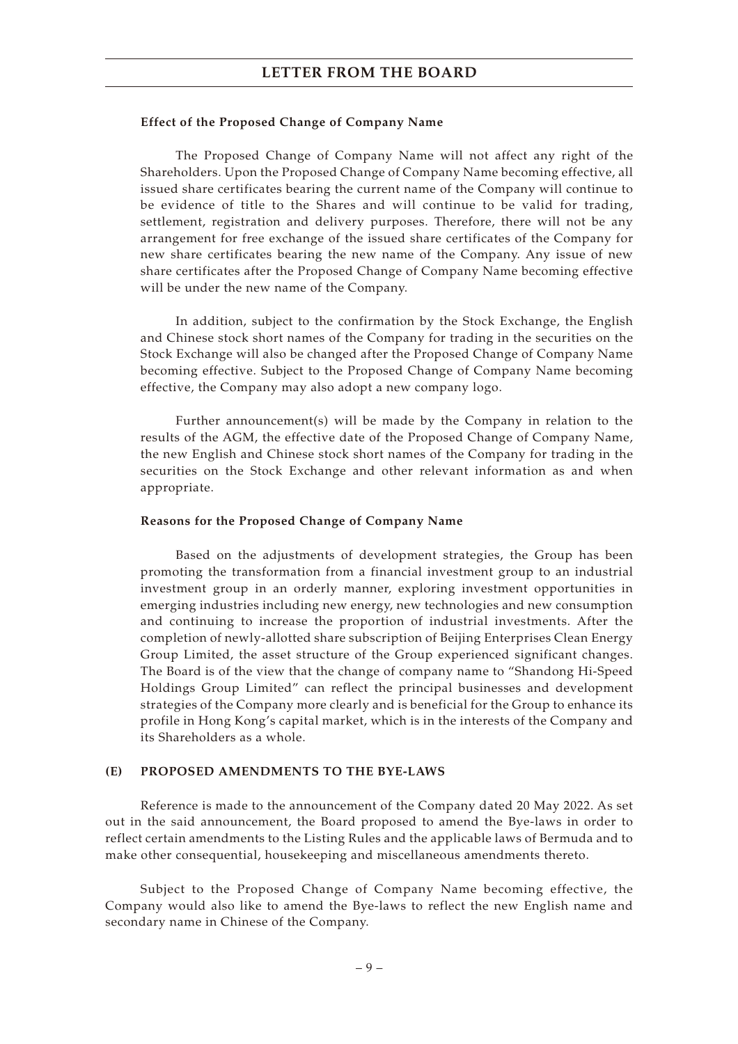**Effect of the Proposed Change of Company Name**

The Proposed Change of Company Name will not affect any right of the Shareholders. Upon the Proposed Change of Company Name becoming effective, all issued share certificates bearing the current name of the Company will continue to be evidence of title to the Shares and will continue to be valid for trading, settlement, registration and delivery purposes. Therefore, there will not be any arrangement for free exchange of the issued share certificates of the Company for new share certificates bearing the new name of the Company. Any issue of new share certificates after the Proposed Change of Company Name becoming effective will be under the new name of the Company.

In addition, subject to the confirmation by the Stock Exchange, the English and Chinese stock short names of the Company for trading in the securities on the Stock Exchange will also be changed after the Proposed Change of Company Name becoming effective. Subject to the Proposed Change of Company Name becoming effective, the Company may also adopt a new company logo.

Further announcement(s) will be made by the Company in relation to the results of the AGM, the effective date of the Proposed Change of Company Name, the new English and Chinese stock short names of the Company for trading in the securities on the Stock Exchange and other relevant information as and when appropriate.

**Reasons for the Proposed Change of Company Name**

Based on the adjustments of development strategies, the Group has been promoting the transformation from a financial investment group to an industrial investment group in an orderly manner, exploring investment opportunities in emerging industries including new energy, new technologies and new consumption and continuing to increase the proportion of industrial investments. After the completion of newly-allotted share subscription of Beijing Enterprises Clean Energy Group Limited, the asset structure of the Group experienced significant changes. The Board is of the view that the change of company name to "Shandong Hi-Speed Holdings Group Limited" can reflect the principal businesses and development strategies of the Company more clearly and is beneficial for the Group to enhance its profile in Hong Kong's capital market, which is in the interests of the Company and its Shareholders as a whole.

## (E) PROPOSED AMENDMENTS TO THE BYE-LAWS

Reference is made to the announcement of the Company dated 20 May 2022. As set out in the said announcement, the Board proposed to amend the Bye-laws in order to reflect certain amendments to the Listing Rules and the applicable laws of Bermuda and to make other consequential, housekeeping and miscellaneous amendments thereto.

Subject to the Proposed Change of Company Name becoming effective, the Company would also like to amend the Bye-laws to reflect the new English name and secondary name in Chinese of the Company.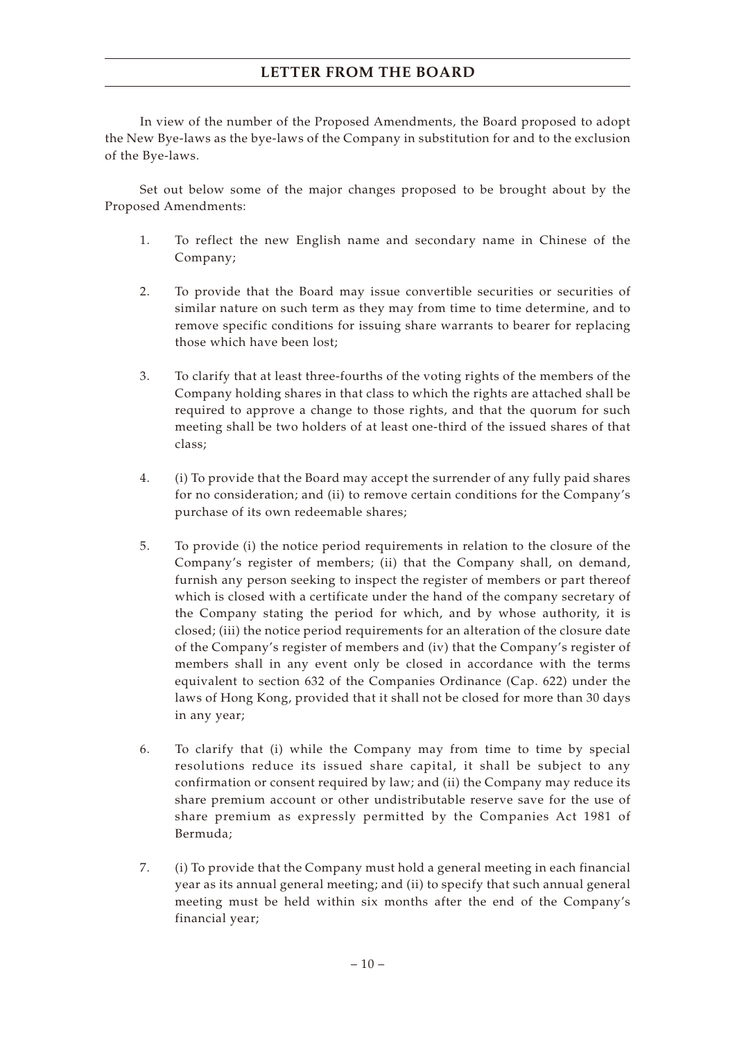In view of the number of the Proposed Amendments, the Board proposed to adopt the New Bye-laws as the bye-laws of the Company in substitution for and to the exclusion of the Bye-laws.

Set out below some of the major changes proposed to be brought about by the Proposed Amendments:

1. To reflect the new English name and secondary name in Chinese of the Company;

2. To provide that the Board may issue convertible securities or securities of similar nature on such term as they may from time to time determine, and to remove specific conditions for issuing share warrants to bearer for replacing those which have been lost;

3. To clarify that at least three-fourths of the voting rights of the members of the Company holding shares in that class to which the rights are attached shall be required to approve a change to those rights, and that the quorum for such meeting shall be two holders of at least one-third of the issued shares of that class;

4. (i) To provide that the Board may accept the surrender of any fully paid shares for no consideration; and (ii) to remove certain conditions for the Company's purchase of its own redeemable shares;

5. To provide (i) the notice period requirements in relation to the closure of the Company's register of members; (ii) that the Company shall, on demand, furnish any person seeking to inspect the register of members or part thereof which is closed with a certificate under the hand of the company secretary of the Company stating the period for which, and by whose authority, it is closed; (iii) the notice period requirements for an alteration of the closure date of the Company's register of members and (iv) that the Company's register of members shall in any event only be closed in accordance with the terms equivalent to section 632 of the Companies Ordinance (Cap. 622) under the laws of Hong Kong, provided that it shall not be closed for more than 30 days in any year;

6. To clarify that (i) while the Company may from time to time by special resolutions reduce its issued share capital, it shall be subject to any confirmation or consent required by law; and (ii) the Company may reduce its share premium account or other undistributable reserve save for the use of share premium as expressly permitted by the Companies Act 1981 of Bermuda;

7. (i) To provide that the Company must hold a general meeting in each financial year as its annual general meeting; and (ii) to specify that such annual general meeting must be held within six months after the end of the Company's financial year;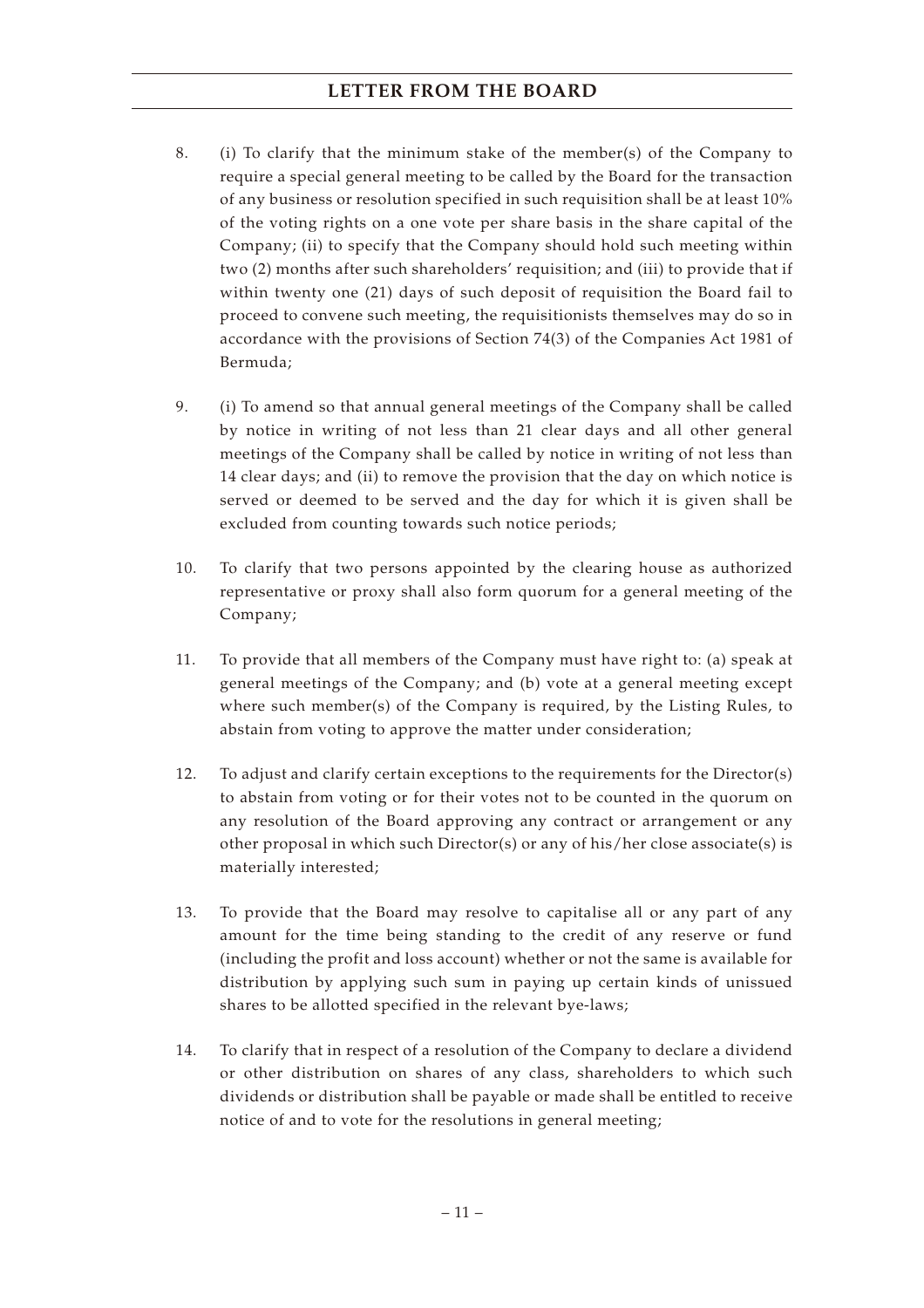8. (i) To clarify that the minimum stake of the member(s) of the Company to require a special general meeting to be called by the Board for the transaction of any business or resolution specified in such requisition shall be at least 10% of the voting rights on a one vote per share basis in the share capital of the Company; (ii) to specify that the Company should hold such meeting within two (2) months after such shareholders' requisition; and (iii) to provide that if within twenty one (21) days of such deposit of requisition the Board fail to proceed to convene such meeting, the requisitionists themselves may do so in accordance with the provisions of Section 74(3) of the Companies Act 1981 of Bermuda;

9. (i) To amend so that annual general meetings of the Company shall be called by notice in writing of not less than 21 clear days and all other general meetings of the Company shall be called by notice in writing of not less than 14 clear days; and (ii) to remove the provision that the day on which notice is served or deemed to be served and the day for which it is given shall be excluded from counting towards such notice periods;

10. To clarify that two persons appointed by the clearing house as authorized representative or proxy shall also form quorum for a general meeting of the Company;

11. To provide that all members of the Company must have right to: (a) speak at general meetings of the Company; and (b) vote at a general meeting except where such member(s) of the Company is required, by the Listing Rules, to abstain from voting to approve the matter under consideration;

12. To adjust and clarify certain exceptions to the requirements for the Director(s) to abstain from voting or for their votes not to be counted in the quorum on any resolution of the Board approving any contract or arrangement or any other proposal in which such Director(s) or any of his/her close associate(s) is materially interested;

13. To provide that the Board may resolve to capitalise all or any part of any amount for the time being standing to the credit of any reserve or fund (including the profit and loss account) whether or not the same is available for distribution by applying such sum in paying up certain kinds of unissued shares to be allotted specified in the relevant bye-laws;

14. To clarify that in respect of a resolution of the Company to declare a dividend or other distribution on shares of any class, shareholders to which such dividends or distribution shall be payable or made shall be entitled to receive notice of and to vote for the resolutions in general meeting;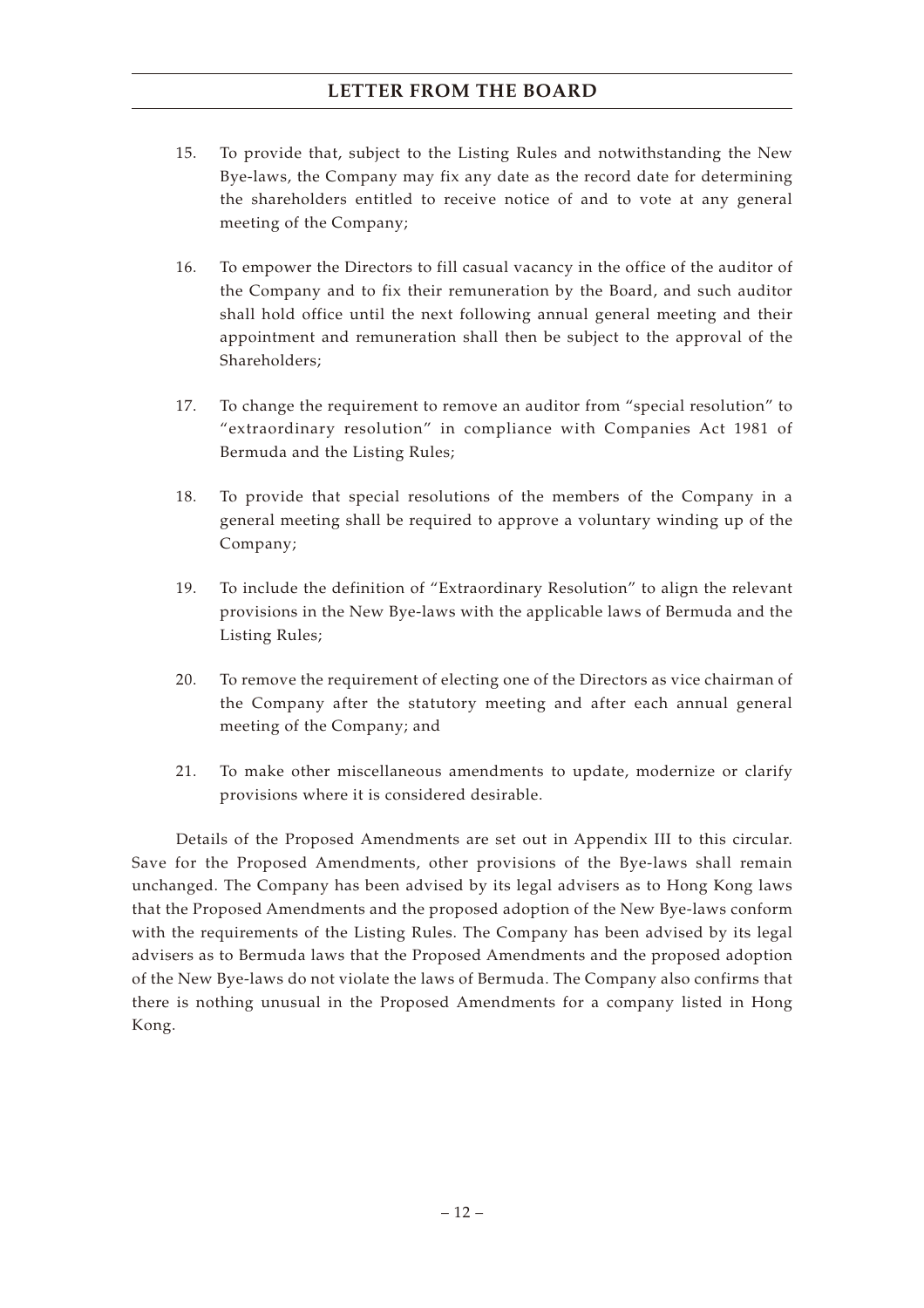15. To provide that, subject to the Listing Rules and notwithstanding the New Bye-laws, the Company may fix any date as the record date for determining the shareholders entitled to receive notice of and to vote at any general meeting of the Company;

16. To empower the Directors to fill casual vacancy in the office of the auditor of the Company and to fix their remuneration by the Board, and such auditor shall hold office until the next following annual general meeting and their appointment and remuneration shall then be subject to the approval of the Shareholders;

17. To change the requirement to remove an auditor from "special resolution" to "extraordinary resolution" in compliance with Companies Act 1981 of Bermuda and the Listing Rules;

18. To provide that special resolutions of the members of the Company in a general meeting shall be required to approve a voluntary winding up of the Company;

19. To include the definition of "Extraordinary Resolution" to align the relevant provisions in the New Bye-laws with the applicable laws of Bermuda and the Listing Rules;

20. To remove the requirement of electing one of the Directors as vice chairman of the Company after the statutory meeting and after each annual general meeting of the Company; and

21. To make other miscellaneous amendments to update, modernize or clarify provisions where it is considered desirable.

Details of the Proposed Amendments are set out in Appendix III to this circular. Save for the Proposed Amendments, other provisions of the Bye-laws shall remain unchanged. The Company has been advised by its legal advisers as to Hong Kong laws that the Proposed Amendments and the proposed adoption of the New Bye-laws conform with the requirements of the Listing Rules. The Company has been advised by its legal advisers as to Bermuda laws that the Proposed Amendments and the proposed adoption of the New Bye-laws do not violate the laws of Bermuda. The Company also confirms that there is nothing unusual in the Proposed Amendments for a company listed in Hong Kong.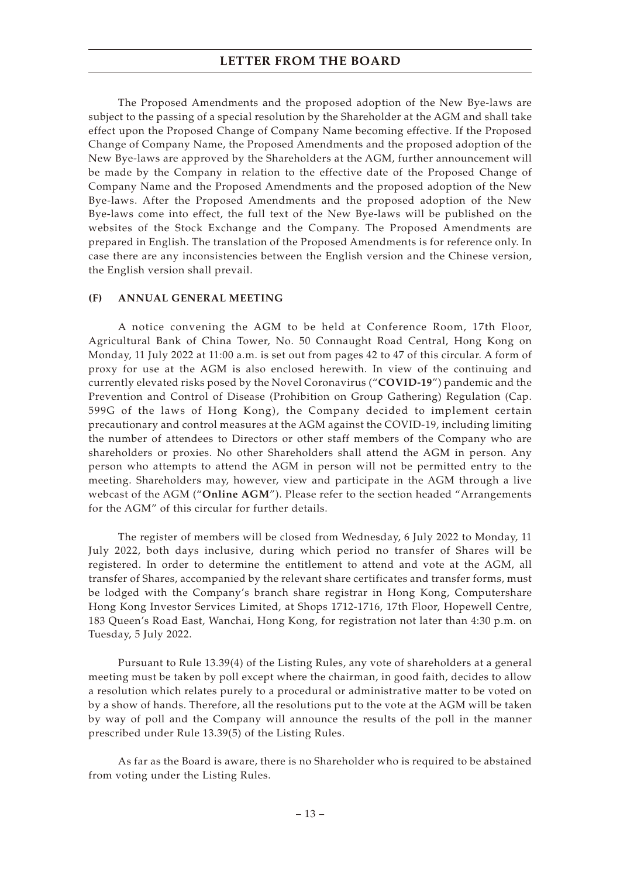The Proposed Amendments and the proposed adoption of the New Bye-laws are subject to the passing of a special resolution by the Shareholder at the AGM and shall take effect upon the Proposed Change of Company Name becoming effective. If the Proposed Change of Company Name, the Proposed Amendments and the proposed adoption of the New Bye-laws are approved by the Shareholders at the AGM, further announcement will be made by the Company in relation to the effective date of the Proposed Change of Company Name and the Proposed Amendments and the proposed adoption of the New Bye-laws. After the Proposed Amendments and the proposed adoption of the New Bye-laws come into effect, the full text of the New Bye-laws will be published on the websites of the Stock Exchange and the Company. The Proposed Amendments are prepared in English. The translation of the Proposed Amendments is for reference only. In case there are any inconsistencies between the English version and the Chinese version, the English version shall prevail.

## (F) ANNUAL GENERAL MEETING

A notice convening the AGM to be held at Conference Room, 17th Floor, Agricultural Bank of China Tower, No. 50 Connaught Road Central, Hong Kong on Monday, 11 July 2022 at 11:00 a.m. is set out from pages 42 to 47 of this circular. A form of proxy for use at the AGM is also enclosed herewith. In view of the continuing and currently elevated risks posed by the Novel Coronavirus ("**COVID-19**") pandemic and the Prevention and Control of Disease (Prohibition on Group Gathering) Regulation (Cap. 599G of the laws of Hong Kong), the Company decided to implement certain precautionary and control measures at the AGM against the COVID-19, including limiting the number of attendees to Directors or other staff members of the Company who are shareholders or proxies. No other Shareholders shall attend the AGM in person. Any person who attempts to attend the AGM in person will not be permitted entry to the meeting. Shareholders may, however, view and participate in the AGM through a live webcast of the AGM ("**Online AGM**"). Please refer to the section headed "Arrangements for the AGM" of this circular for further details.

The register of members will be closed from Wednesday, 6 July 2022 to Monday, 11 July 2022, both days inclusive, during which period no transfer of Shares will be registered. In order to determine the entitlement to attend and vote at the AGM, all transfer of Shares, accompanied by the relevant share certificates and transfer forms, must be lodged with the Company's branch share registrar in Hong Kong, Computershare Hong Kong Investor Services Limited, at Shops 1712-1716, 17th Floor, Hopewell Centre, 183 Queen's Road East, Wanchai, Hong Kong, for registration not later than 4:30 p.m. on Tuesday, 5 July 2022.

Pursuant to Rule 13.39(4) of the Listing Rules, any vote of shareholders at a general meeting must be taken by poll except where the chairman, in good faith, decides to allow a resolution which relates purely to a procedural or administrative matter to be voted on by a show of hands. Therefore, all the resolutions put to the vote at the AGM will be taken by way of poll and the Company will announce the results of the poll in the manner prescribed under Rule 13.39(5) of the Listing Rules.

As far as the Board is aware, there is no Shareholder who is required to be abstained from voting under the Listing Rules.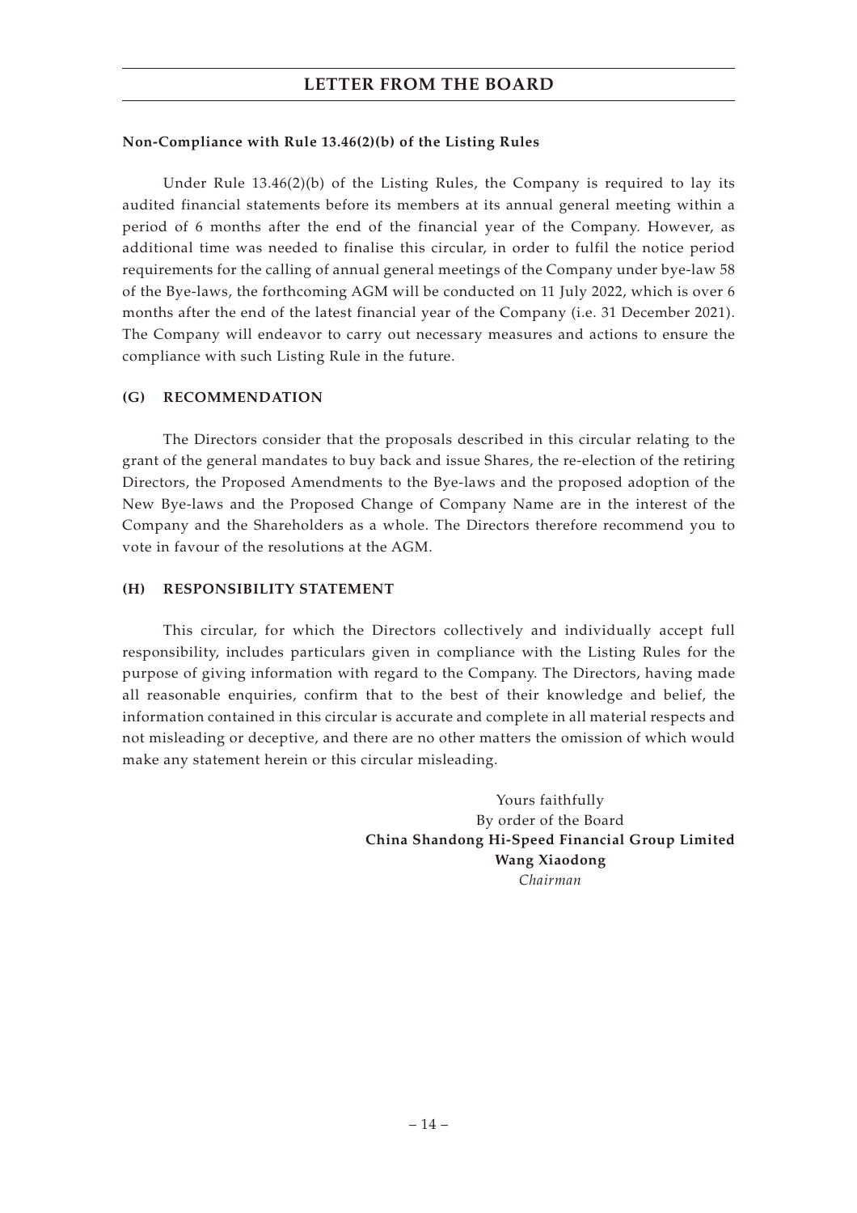**Non-Compliance with Rule 13.46(2)(b) of the Listing Rules**

Under Rule 13.46(2)(b) of the Listing Rules, the Company is required to lay its audited financial statements before its members at its annual general meeting within a period of 6 months after the end of the financial year of the Company. However, as additional time was needed to finalise this circular, in order to fulfil the notice period requirements for the calling of annual general meetings of the Company under bye-law 58 of the Bye-laws, the forthcoming AGM will be conducted on 11 July 2022, which is over 6 months after the end of the latest financial year of the Company (i.e. 31 December 2021). The Company will endeavor to carry out necessary measures and actions to ensure the compliance with such Listing Rule in the future.

## (G) RECOMMENDATION

The Directors consider that the proposals described in this circular relating to the grant of the general mandates to buy back and issue Shares, the re-election of the retiring Directors, the Proposed Amendments to the Bye-laws and the proposed adoption of the New Bye-laws and the Proposed Change of Company Name are in the interest of the Company and the Shareholders as a whole. The Directors therefore recommend you to vote in favour of the resolutions at the AGM.

## (H) RESPONSIBILITY STATEMENT

This circular, for which the Directors collectively and individually accept full responsibility, includes particulars given in compliance with the Listing Rules for the purpose of giving information with regard to the Company. The Directors, having made all reasonable enquiries, confirm that to the best of their knowledge and belief, the information contained in this circular is accurate and complete in all material respects and not misleading or deceptive, and there are no other matters the omission of which would make any statement herein or this circular misleading.

Yours faithfully
By order of the Board
**China Shandong Hi-Speed Financial Group Limited**
**Wang Xiaodong**
*Chairman*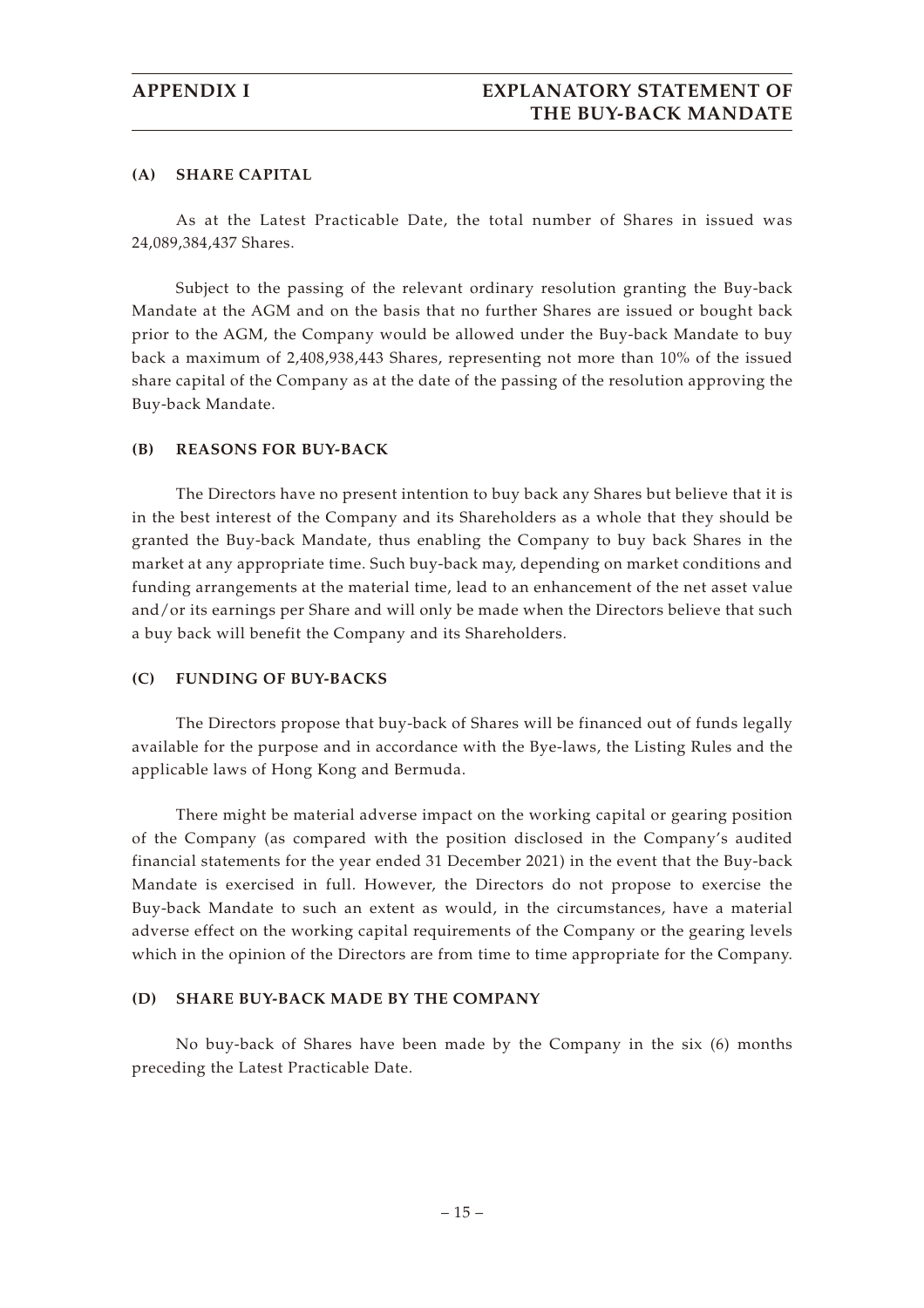## (A) SHARE CAPITAL

As at the Latest Practicable Date, the total number of Shares in issued was 24,089,384,437 Shares.

Subject to the passing of the relevant ordinary resolution granting the Buy-back Mandate at the AGM and on the basis that no further Shares are issued or bought back prior to the AGM, the Company would be allowed under the Buy-back Mandate to buy back a maximum of 2,408,938,443 Shares, representing not more than 10% of the issued share capital of the Company as at the date of the passing of the resolution approving the Buy-back Mandate.

## (B) REASONS FOR BUY-BACK

The Directors have no present intention to buy back any Shares but believe that it is in the best interest of the Company and its Shareholders as a whole that they should be granted the Buy-back Mandate, thus enabling the Company to buy back Shares in the market at any appropriate time. Such buy-back may, depending on market conditions and funding arrangements at the material time, lead to an enhancement of the net asset value and/or its earnings per Share and will only be made when the Directors believe that such a buy back will benefit the Company and its Shareholders.

## (C) FUNDING OF BUY-BACKS

The Directors propose that buy-back of Shares will be financed out of funds legally available for the purpose and in accordance with the Bye-laws, the Listing Rules and the applicable laws of Hong Kong and Bermuda.

There might be material adverse impact on the working capital or gearing position of the Company (as compared with the position disclosed in the Company's audited financial statements for the year ended 31 December 2021) in the event that the Buy-back Mandate is exercised in full. However, the Directors do not propose to exercise the Buy-back Mandate to such an extent as would, in the circumstances, have a material adverse effect on the working capital requirements of the Company or the gearing levels which in the opinion of the Directors are from time to time appropriate for the Company.

## (D) SHARE BUY-BACK MADE BY THE COMPANY

No buy-back of Shares have been made by the Company in the six (6) months preceding the Latest Practicable Date.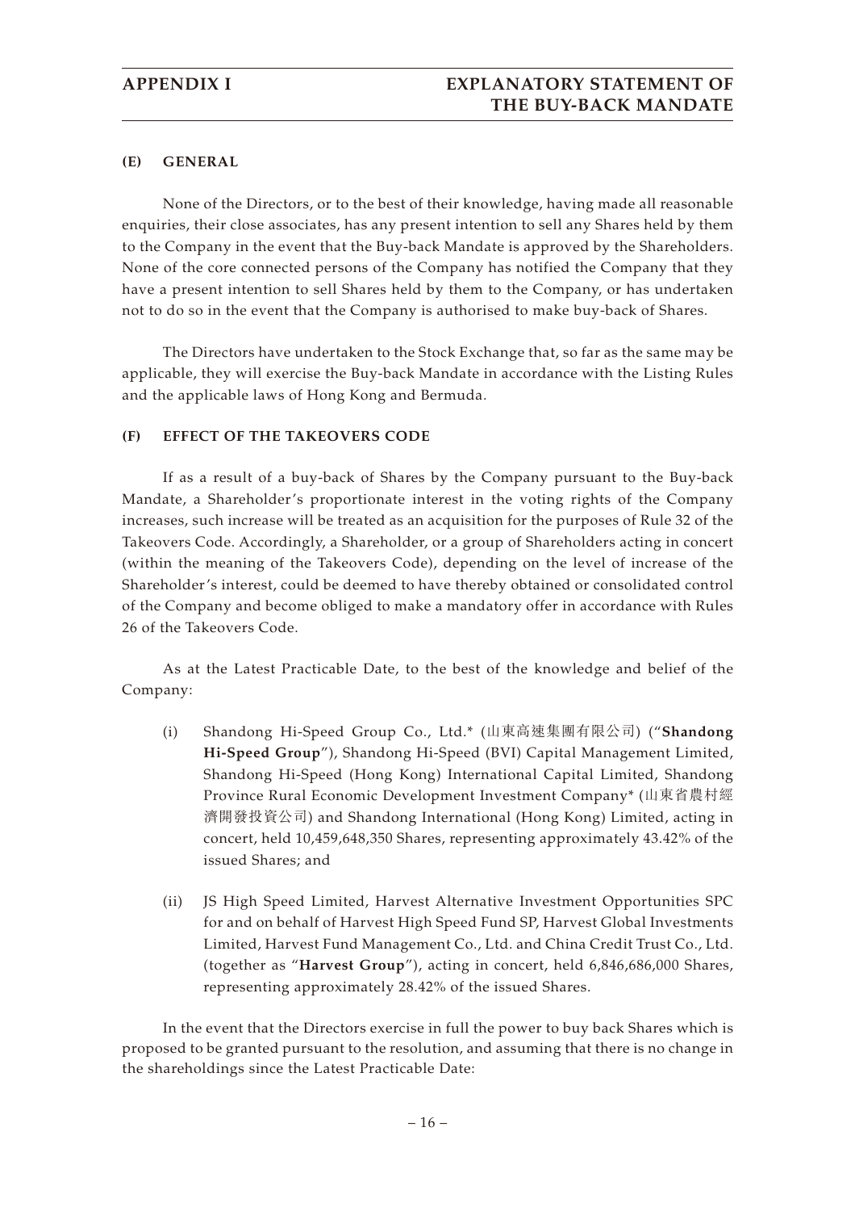### (E) GENERAL

None of the Directors, or to the best of their knowledge, having made all reasonable enquiries, their close associates, has any present intention to sell any Shares held by them to the Company in the event that the Buy-back Mandate is approved by the Shareholders. None of the core connected persons of the Company has notified the Company that they have a present intention to sell Shares held by them to the Company, or has undertaken not to do so in the event that the Company is authorised to make buy-back of Shares.

The Directors have undertaken to the Stock Exchange that, so far as the same may be applicable, they will exercise the Buy-back Mandate in accordance with the Listing Rules and the applicable laws of Hong Kong and Bermuda.

### (F) EFFECT OF THE TAKEOVERS CODE

If as a result of a buy-back of Shares by the Company pursuant to the Buy-back Mandate, a Shareholder's proportionate interest in the voting rights of the Company increases, such increase will be treated as an acquisition for the purposes of Rule 32 of the Takeovers Code. Accordingly, a Shareholder, or a group of Shareholders acting in concert (within the meaning of the Takeovers Code), depending on the level of increase of the Shareholder's interest, could be deemed to have thereby obtained or consolidated control of the Company and become obliged to make a mandatory offer in accordance with Rules 26 of the Takeovers Code.

As at the Latest Practicable Date, to the best of the knowledge and belief of the Company:

(i) Shandong Hi-Speed Group Co., Ltd.* (山東高速集團有限公司) ("**Shandong Hi-Speed Group**"), Shandong Hi-Speed (BVI) Capital Management Limited, Shandong Hi-Speed (Hong Kong) International Capital Limited, Shandong Province Rural Economic Development Investment Company* (山東省農村經濟開發投資公司) and Shandong International (Hong Kong) Limited, acting in concert, held 10,459,648,350 Shares, representing approximately 43.42% of the issued Shares; and

(ii) JS High Speed Limited, Harvest Alternative Investment Opportunities SPC for and on behalf of Harvest High Speed Fund SP, Harvest Global Investments Limited, Harvest Fund Management Co., Ltd. and China Credit Trust Co., Ltd. (together as "**Harvest Group**"), acting in concert, held 6,846,686,000 Shares, representing approximately 28.42% of the issued Shares.

In the event that the Directors exercise in full the power to buy back Shares which is proposed to be granted pursuant to the resolution, and assuming that there is no change in the shareholdings since the Latest Practicable Date: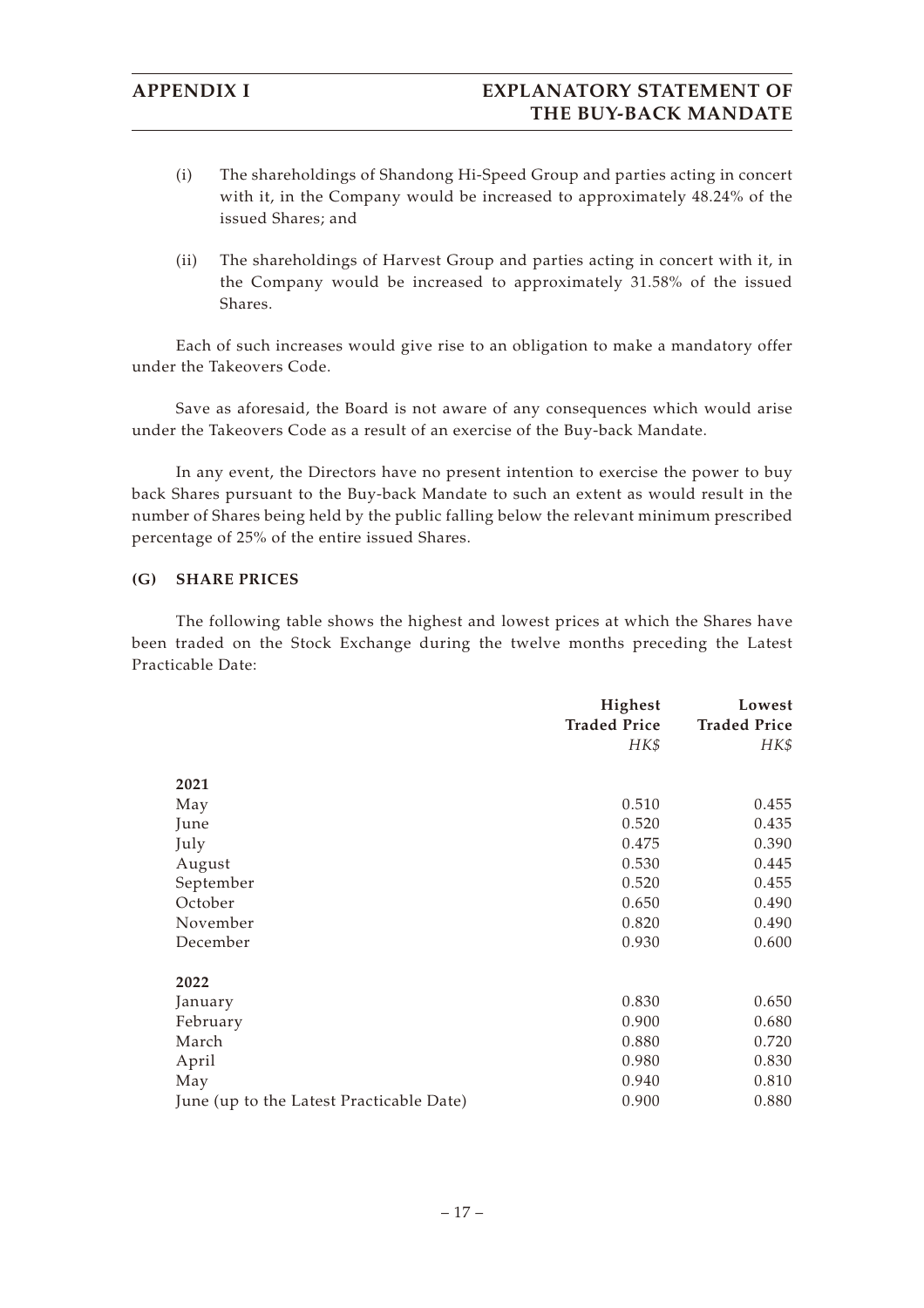(i) The shareholdings of Shandong Hi-Speed Group and parties acting in concert with it, in the Company would be increased to approximately 48.24% of the issued Shares; and

(ii) The shareholdings of Harvest Group and parties acting in concert with it, in the Company would be increased to approximately 31.58% of the issued Shares.

Each of such increases would give rise to an obligation to make a mandatory offer under the Takeovers Code.

Save as aforesaid, the Board is not aware of any consequences which would arise under the Takeovers Code as a result of an exercise of the Buy-back Mandate.

In any event, the Directors have no present intention to exercise the power to buy back Shares pursuant to the Buy-back Mandate to such an extent as would result in the number of Shares being held by the public falling below the relevant minimum prescribed percentage of 25% of the entire issued Shares.

**(G) SHARE PRICES**

The following table shows the highest and lowest prices at which the Shares have been traded on the Stock Exchange during the twelve months preceding the Latest Practicable Date:

| | Highest Traded Price *HK$* | Lowest Traded Price *HK$* |
|---|---|---|
| **2021** | | |
| May | 0.510 | 0.455 |
| June | 0.520 | 0.435 |
| July | 0.475 | 0.390 |
| August | 0.530 | 0.445 |
| September | 0.520 | 0.455 |
| October | 0.650 | 0.490 |
| November | 0.820 | 0.490 |
| December | 0.930 | 0.600 |
| **2022** | | |
| January | 0.830 | 0.650 |
| February | 0.900 | 0.680 |
| March | 0.880 | 0.720 |
| April | 0.980 | 0.830 |
| May | 0.940 | 0.810 |
| June (up to the Latest Practicable Date) | 0.900 | 0.880 |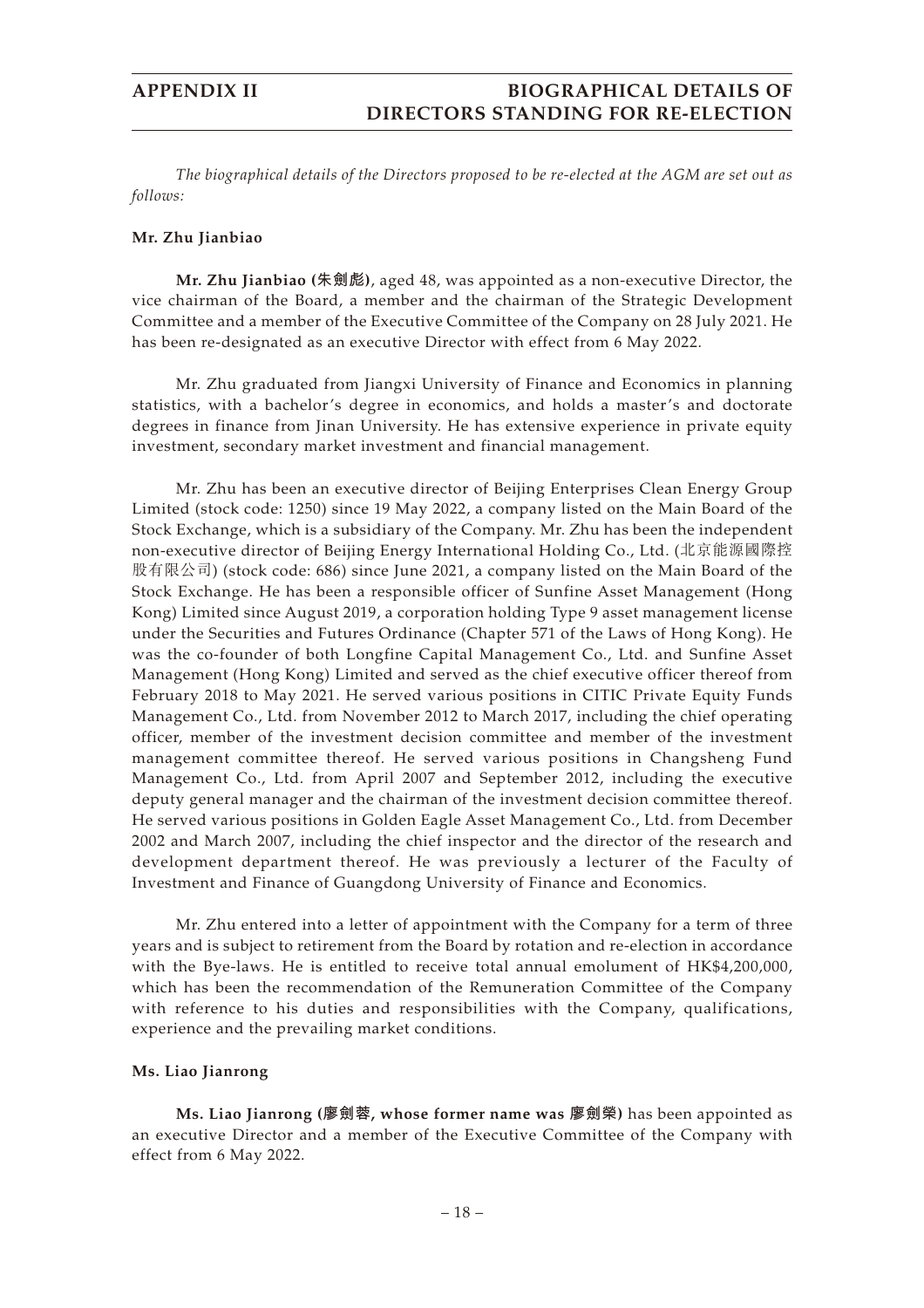*The biographical details of the Directors proposed to be re-elected at the AGM are set out as follows:*

**Mr. Zhu Jianbiao**

**Mr. Zhu Jianbiao (朱劍彪)**, aged 48, was appointed as a non-executive Director, the vice chairman of the Board, a member and the chairman of the Strategic Development Committee and a member of the Executive Committee of the Company on 28 July 2021. He has been re-designated as an executive Director with effect from 6 May 2022.

Mr. Zhu graduated from Jiangxi University of Finance and Economics in planning statistics, with a bachelor's degree in economics, and holds a master's and doctorate degrees in finance from Jinan University. He has extensive experience in private equity investment, secondary market investment and financial management.

Mr. Zhu has been an executive director of Beijing Enterprises Clean Energy Group Limited (stock code: 1250) since 19 May 2022, a company listed on the Main Board of the Stock Exchange, which is a subsidiary of the Company. Mr. Zhu has been the independent non-executive director of Beijing Energy International Holding Co., Ltd. (北京能源國際控股有限公司) (stock code: 686) since June 2021, a company listed on the Main Board of the Stock Exchange. He has been a responsible officer of Sunfine Asset Management (Hong Kong) Limited since August 2019, a corporation holding Type 9 asset management license under the Securities and Futures Ordinance (Chapter 571 of the Laws of Hong Kong). He was the co-founder of both Longfine Capital Management Co., Ltd. and Sunfine Asset Management (Hong Kong) Limited and served as the chief executive officer thereof from February 2018 to May 2021. He served various positions in CITIC Private Equity Funds Management Co., Ltd. from November 2012 to March 2017, including the chief operating officer, member of the investment decision committee and member of the investment management committee thereof. He served various positions in Changsheng Fund Management Co., Ltd. from April 2007 and September 2012, including the executive deputy general manager and the chairman of the investment decision committee thereof. He served various positions in Golden Eagle Asset Management Co., Ltd. from December 2002 and March 2007, including the chief inspector and the director of the research and development department thereof. He was previously a lecturer of the Faculty of Investment and Finance of Guangdong University of Finance and Economics.

Mr. Zhu entered into a letter of appointment with the Company for a term of three years and is subject to retirement from the Board by rotation and re-election in accordance with the Bye-laws. He is entitled to receive total annual emolument of HK$4,200,000, which has been the recommendation of the Remuneration Committee of the Company with reference to his duties and responsibilities with the Company, qualifications, experience and the prevailing market conditions.

**Ms. Liao Jianrong**

**Ms. Liao Jianrong (廖劍蓉, whose former name was 廖劍榮)** has been appointed as an executive Director and a member of the Executive Committee of the Company with effect from 6 May 2022.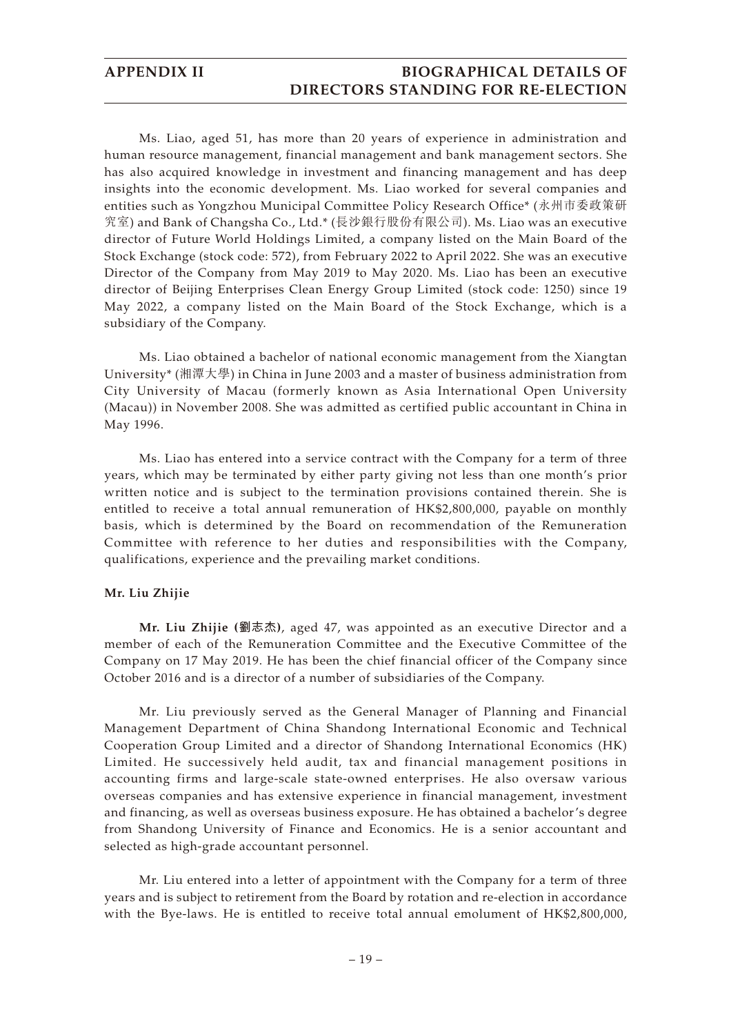Ms. Liao, aged 51, has more than 20 years of experience in administration and human resource management, financial management and bank management sectors. She has also acquired knowledge in investment and financing management and has deep insights into the economic development. Ms. Liao worked for several companies and entities such as Yongzhou Municipal Committee Policy Research Office* (永州市委政策研究室) and Bank of Changsha Co., Ltd.* (長沙銀行股份有限公司). Ms. Liao was an executive director of Future World Holdings Limited, a company listed on the Main Board of the Stock Exchange (stock code: 572), from February 2022 to April 2022. She was an executive Director of the Company from May 2019 to May 2020. Ms. Liao has been an executive director of Beijing Enterprises Clean Energy Group Limited (stock code: 1250) since 19 May 2022, a company listed on the Main Board of the Stock Exchange, which is a subsidiary of the Company.

Ms. Liao obtained a bachelor of national economic management from the Xiangtan University* (湘潭大學) in China in June 2003 and a master of business administration from City University of Macau (formerly known as Asia International Open University (Macau)) in November 2008. She was admitted as certified public accountant in China in May 1996.

Ms. Liao has entered into a service contract with the Company for a term of three years, which may be terminated by either party giving not less than one month's prior written notice and is subject to the termination provisions contained therein. She is entitled to receive a total annual remuneration of HK$2,800,000, payable on monthly basis, which is determined by the Board on recommendation of the Remuneration Committee with reference to her duties and responsibilities with the Company, qualifications, experience and the prevailing market conditions.

**Mr. Liu Zhijie**

**Mr. Liu Zhijie (劉志杰)**, aged 47, was appointed as an executive Director and a member of each of the Remuneration Committee and the Executive Committee of the Company on 17 May 2019. He has been the chief financial officer of the Company since October 2016 and is a director of a number of subsidiaries of the Company.

Mr. Liu previously served as the General Manager of Planning and Financial Management Department of China Shandong International Economic and Technical Cooperation Group Limited and a director of Shandong International Economics (HK) Limited. He successively held audit, tax and financial management positions in accounting firms and large-scale state-owned enterprises. He also oversaw various overseas companies and has extensive experience in financial management, investment and financing, as well as overseas business exposure. He has obtained a bachelor's degree from Shandong University of Finance and Economics. He is a senior accountant and selected as high-grade accountant personnel.

Mr. Liu entered into a letter of appointment with the Company for a term of three years and is subject to retirement from the Board by rotation and re-election in accordance with the Bye-laws. He is entitled to receive total annual emolument of HK$2,800,000,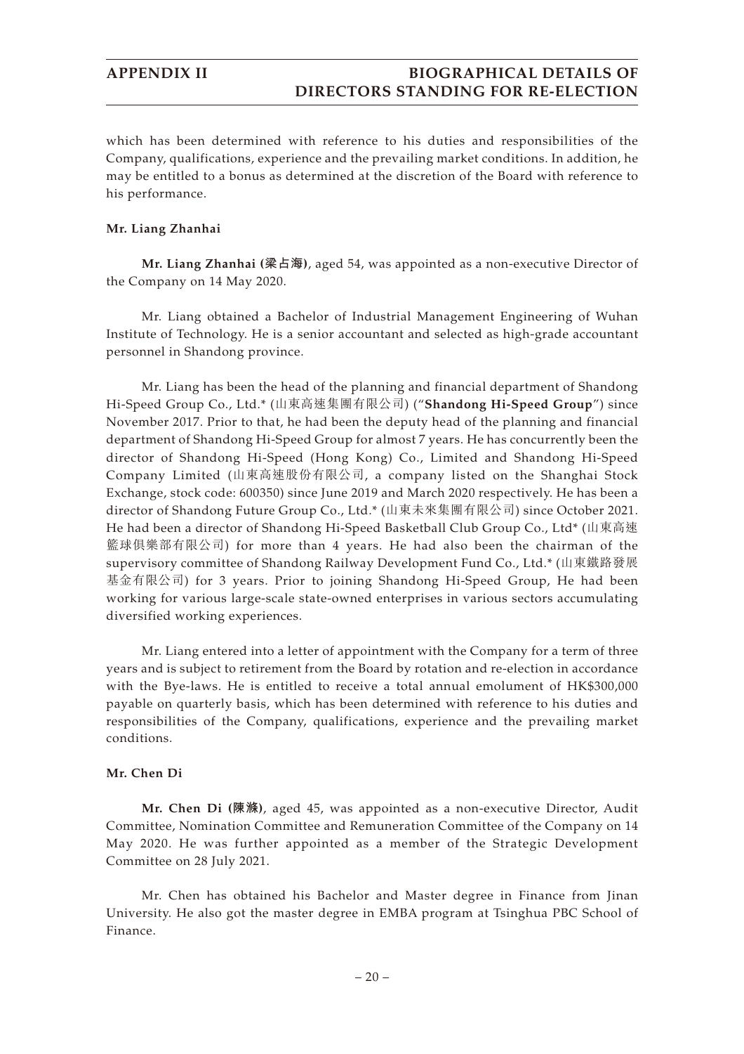which has been determined with reference to his duties and responsibilities of the Company, qualifications, experience and the prevailing market conditions. In addition, he may be entitled to a bonus as determined at the discretion of the Board with reference to his performance.

**Mr. Liang Zhanhai**

**Mr. Liang Zhanhai (梁占海)**, aged 54, was appointed as a non-executive Director of the Company on 14 May 2020.

Mr. Liang obtained a Bachelor of Industrial Management Engineering of Wuhan Institute of Technology. He is a senior accountant and selected as high-grade accountant personnel in Shandong province.

Mr. Liang has been the head of the planning and financial department of Shandong Hi-Speed Group Co., Ltd.* (山東高速集團有限公司) ("**Shandong Hi-Speed Group**") since November 2017. Prior to that, he had been the deputy head of the planning and financial department of Shandong Hi-Speed Group for almost 7 years. He has concurrently been the director of Shandong Hi-Speed (Hong Kong) Co., Limited and Shandong Hi-Speed Company Limited (山東高速股份有限公司, a company listed on the Shanghai Stock Exchange, stock code: 600350) since June 2019 and March 2020 respectively. He has been a director of Shandong Future Group Co., Ltd.* (山東未來集團有限公司) since October 2021. He had been a director of Shandong Hi-Speed Basketball Club Group Co., Ltd* (山東高速籃球俱樂部有限公司) for more than 4 years. He had also been the chairman of the supervisory committee of Shandong Railway Development Fund Co., Ltd.* (山東鐵路發展基金有限公司) for 3 years. Prior to joining Shandong Hi-Speed Group, He had been working for various large-scale state-owned enterprises in various sectors accumulating diversified working experiences.

Mr. Liang entered into a letter of appointment with the Company for a term of three years and is subject to retirement from the Board by rotation and re-election in accordance with the Bye-laws. He is entitled to receive a total annual emolument of HK$300,000 payable on quarterly basis, which has been determined with reference to his duties and responsibilities of the Company, qualifications, experience and the prevailing market conditions.

**Mr. Chen Di**

**Mr. Chen Di (陳滌)**, aged 45, was appointed as a non-executive Director, Audit Committee, Nomination Committee and Remuneration Committee of the Company on 14 May 2020. He was further appointed as a member of the Strategic Development Committee on 28 July 2021.

Mr. Chen has obtained his Bachelor and Master degree in Finance from Jinan University. He also got the master degree in EMBA program at Tsinghua PBC School of Finance.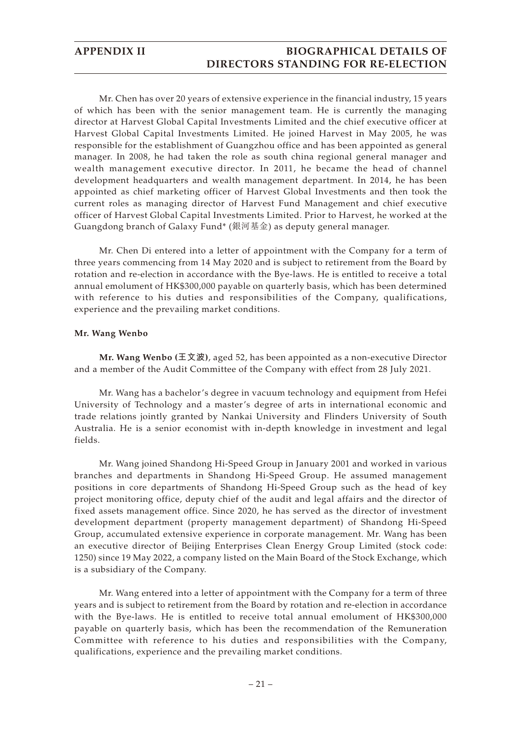Mr. Chen has over 20 years of extensive experience in the financial industry, 15 years of which has been with the senior management team. He is currently the managing director at Harvest Global Capital Investments Limited and the chief executive officer at Harvest Global Capital Investments Limited. He joined Harvest in May 2005, he was responsible for the establishment of Guangzhou office and has been appointed as general manager. In 2008, he had taken the role as south china regional general manager and wealth management executive director. In 2011, he became the head of channel development headquarters and wealth management department. In 2014, he has been appointed as chief marketing officer of Harvest Global Investments and then took the current roles as managing director of Harvest Fund Management and chief executive officer of Harvest Global Capital Investments Limited. Prior to Harvest, he worked at the Guangdong branch of Galaxy Fund* (銀河基金) as deputy general manager.

Mr. Chen Di entered into a letter of appointment with the Company for a term of three years commencing from 14 May 2020 and is subject to retirement from the Board by rotation and re-election in accordance with the Bye-laws. He is entitled to receive a total annual emolument of HK$300,000 payable on quarterly basis, which has been determined with reference to his duties and responsibilities of the Company, qualifications, experience and the prevailing market conditions.

**Mr. Wang Wenbo**

**Mr. Wang Wenbo (王文波)**, aged 52, has been appointed as a non-executive Director and a member of the Audit Committee of the Company with effect from 28 July 2021.

Mr. Wang has a bachelor's degree in vacuum technology and equipment from Hefei University of Technology and a master's degree of arts in international economic and trade relations jointly granted by Nankai University and Flinders University of South Australia. He is a senior economist with in-depth knowledge in investment and legal fields.

Mr. Wang joined Shandong Hi-Speed Group in January 2001 and worked in various branches and departments in Shandong Hi-Speed Group. He assumed management positions in core departments of Shandong Hi-Speed Group such as the head of key project monitoring office, deputy chief of the audit and legal affairs and the director of fixed assets management office. Since 2020, he has served as the director of investment development department (property management department) of Shandong Hi-Speed Group, accumulated extensive experience in corporate management. Mr. Wang has been an executive director of Beijing Enterprises Clean Energy Group Limited (stock code: 1250) since 19 May 2022, a company listed on the Main Board of the Stock Exchange, which is a subsidiary of the Company.

Mr. Wang entered into a letter of appointment with the Company for a term of three years and is subject to retirement from the Board by rotation and re-election in accordance with the Bye-laws. He is entitled to receive total annual emolument of HK$300,000 payable on quarterly basis, which has been the recommendation of the Remuneration Committee with reference to his duties and responsibilities with the Company, qualifications, experience and the prevailing market conditions.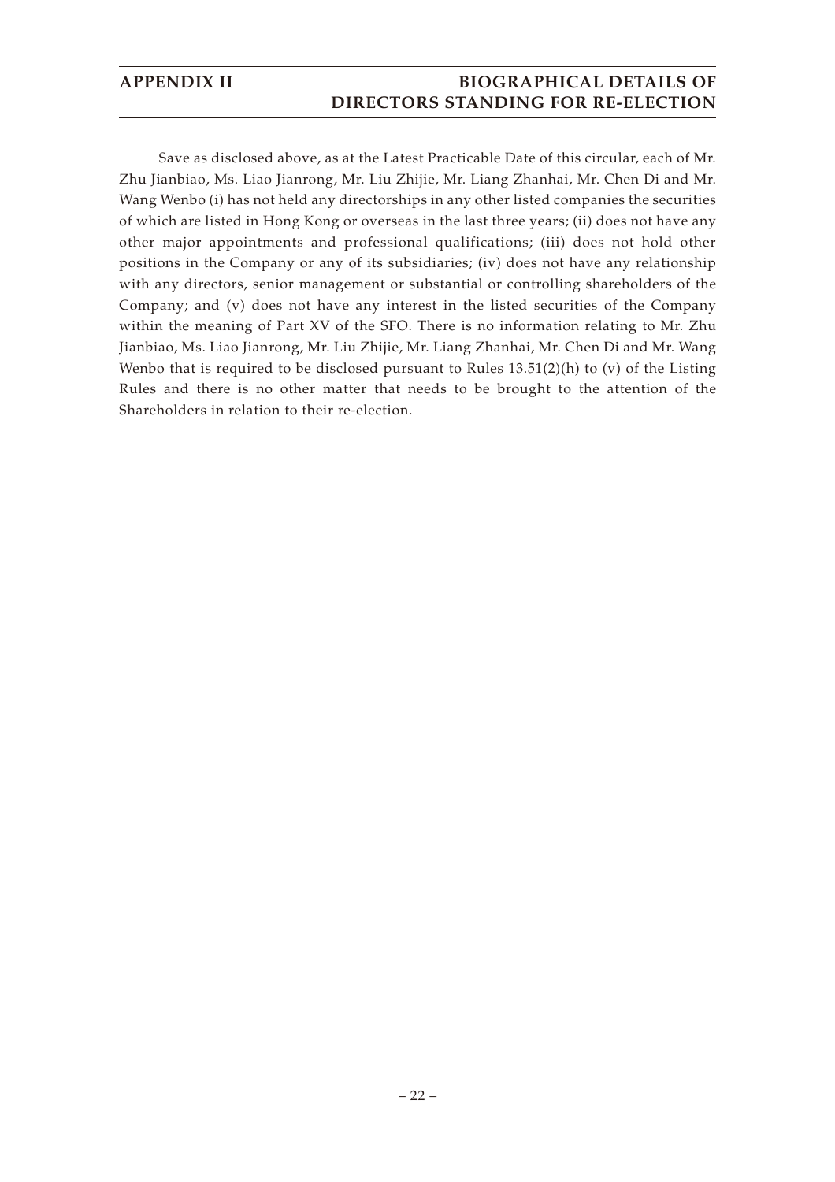Save as disclosed above, as at the Latest Practicable Date of this circular, each of Mr. Zhu Jianbiao, Ms. Liao Jianrong, Mr. Liu Zhijie, Mr. Liang Zhanhai, Mr. Chen Di and Mr. Wang Wenbo (i) has not held any directorships in any other listed companies the securities of which are listed in Hong Kong or overseas in the last three years; (ii) does not have any other major appointments and professional qualifications; (iii) does not hold other positions in the Company or any of its subsidiaries; (iv) does not have any relationship with any directors, senior management or substantial or controlling shareholders of the Company; and (v) does not have any interest in the listed securities of the Company within the meaning of Part XV of the SFO. There is no information relating to Mr. Zhu Jianbiao, Ms. Liao Jianrong, Mr. Liu Zhijie, Mr. Liang Zhanhai, Mr. Chen Di and Mr. Wang Wenbo that is required to be disclosed pursuant to Rules 13.51(2)(h) to (v) of the Listing Rules and there is no other matter that needs to be brought to the attention of the Shareholders in relation to their re-election.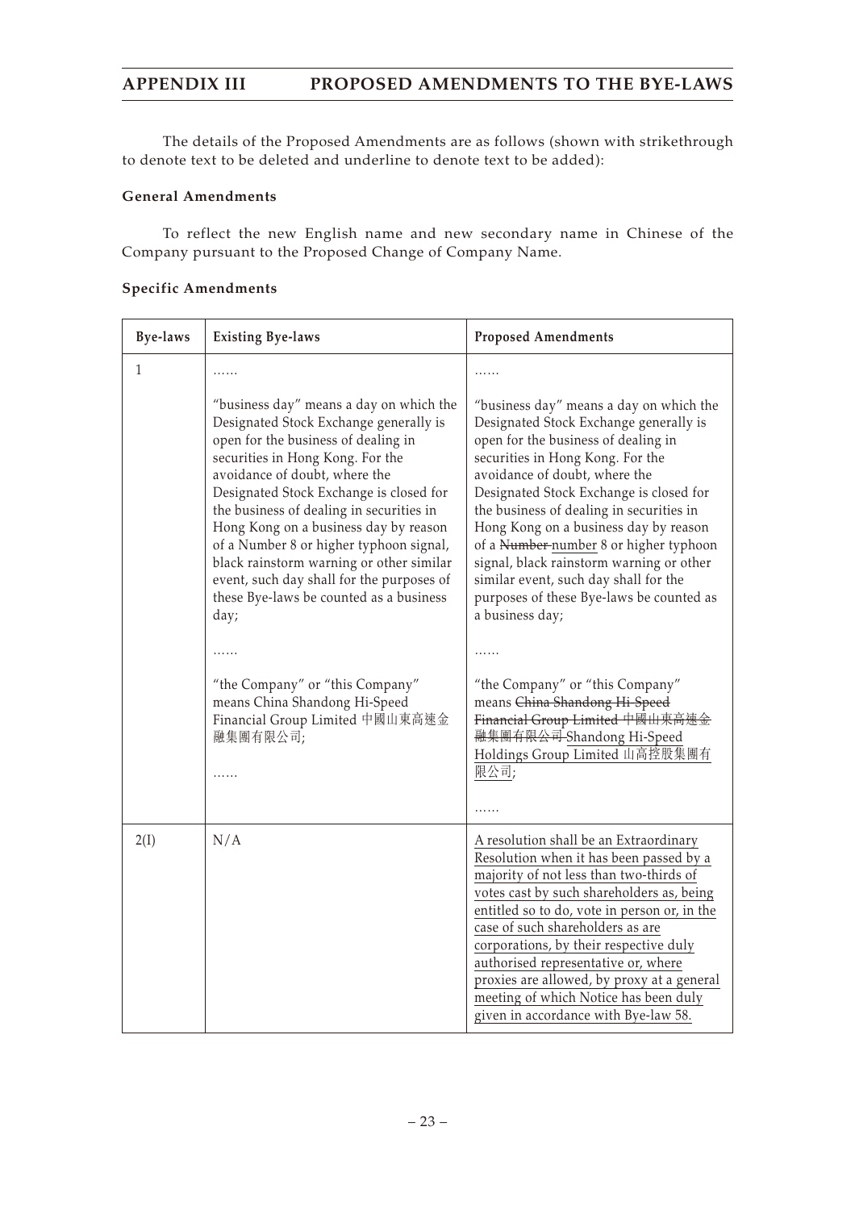The details of the Proposed Amendments are as follows (shown with strikethrough to denote text to be deleted and underline to denote text to be added):

**General Amendments**

To reflect the new English name and new secondary name in Chinese of the Company pursuant to the Proposed Change of Company Name.

**Specific Amendments**

| Bye-laws | Existing Bye-laws | Proposed Amendments |
|---|---|---|
| 1 | ……<br><br>"business day" means a day on which the Designated Stock Exchange generally is open for the business of dealing in securities in Hong Kong. For the avoidance of doubt, where the Designated Stock Exchange is closed for the business of dealing in securities in Hong Kong on a business day by reason of a Number 8 or higher typhoon signal, black rainstorm warning or other similar event, such day shall for the purposes of these Bye-laws be counted as a business day;<br><br>……<br><br>"the Company" or "this Company" means China Shandong Hi-Speed Financial Group Limited 中國山東高速金融集團有限公司;<br><br>…… | ……<br><br>"business day" means a day on which the Designated Stock Exchange generally is open for the business of dealing in securities in Hong Kong. For the avoidance of doubt, where the Designated Stock Exchange is closed for the business of dealing in securities in Hong Kong on a business day by reason of a ~~Number~~ <u>number</u> 8 or higher typhoon signal, black rainstorm warning or other similar event, such day shall for the purposes of these Bye-laws be counted as a business day;<br><br>……<br><br>"the Company" or "this Company" means ~~China Shandong Hi-Speed Financial Group Limited 中國山東高速金融集團有限公司~~ <u>Shandong Hi-Speed Holdings Group Limited 山高控股集團有限公司</u>;<br><br>…… |
| 2(I) | N/A | <u>A resolution shall be an Extraordinary Resolution when it has been passed by a majority of not less than two-thirds of votes cast by such shareholders as, being entitled so to do, vote in person or, in the case of such shareholders as are corporations, by their respective duly authorised representative or, where proxies are allowed, by proxy at a general meeting of which Notice has been duly given in accordance with Bye-law 58.</u> |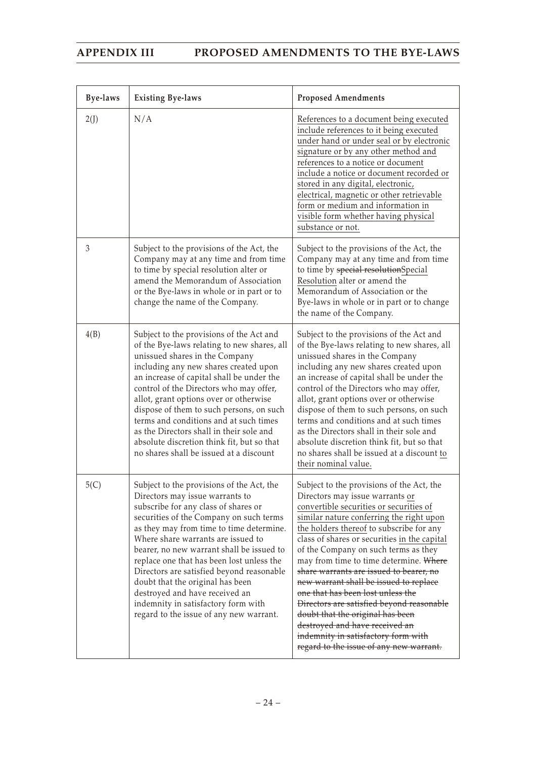| Bye-laws | Existing Bye-laws | Proposed Amendments |
|---|---|---|
| 2(J) | N/A | <u>References to a document being executed include references to it being executed under hand or under seal or by electronic signature or by any other method and references to a notice or document include a notice or document recorded or stored in any digital, electronic, electrical, magnetic or other retrievable form or medium and information in visible form whether having physical substance or not.</u> |
| 3 | Subject to the provisions of the Act, the Company may at any time and from time to time by special resolution alter or amend the Memorandum of Association or the Bye-laws in whole or in part or to change the name of the Company. | Subject to the provisions of the Act, the Company may at any time and from time to time by ~~special resolution~~<u>Special Resolution</u> alter or amend the Memorandum of Association or the Bye-laws in whole or in part or to change the name of the Company. |
| 4(B) | Subject to the provisions of the Act and of the Bye-laws relating to new shares, all unissued shares in the Company including any new shares created upon an increase of capital shall be under the control of the Directors who may offer, allot, grant options over or otherwise dispose of them to such persons, on such terms and conditions and at such times as the Directors shall in their sole and absolute discretion think fit, but so that no shares shall be issued at a discount | Subject to the provisions of the Act and of the Bye-laws relating to new shares, all unissued shares in the Company including any new shares created upon an increase of capital shall be under the control of the Directors who may offer, allot, grant options over or otherwise dispose of them to such persons, on such terms and conditions and at such times as the Directors shall in their sole and absolute discretion think fit, but so that no shares shall be issued at a discount <u>to their nominal value.</u> |
| 5(C) | Subject to the provisions of the Act, the Directors may issue warrants to subscribe for any class of shares or securities of the Company on such terms as they may from time to time determine. Where share warrants are issued to bearer, no new warrant shall be issued to replace one that has been lost unless the Directors are satisfied beyond reasonable doubt that the original has been destroyed and have received an indemnity in satisfactory form with regard to the issue of any new warrant. | Subject to the provisions of the Act, the Directors may issue warrants <u>or convertible securities or securities of similar nature conferring the right upon the holders thereof</u> to subscribe for any class of shares or securities <u>in the capital</u> of the Company on such terms as they may from time to time determine. ~~Where share warrants are issued to bearer, no new warrant shall be issued to replace one that has been lost unless the Directors are satisfied beyond reasonable doubt that the original has been destroyed and have received an indemnity in satisfactory form with regard to the issue of any new warrant.~~ |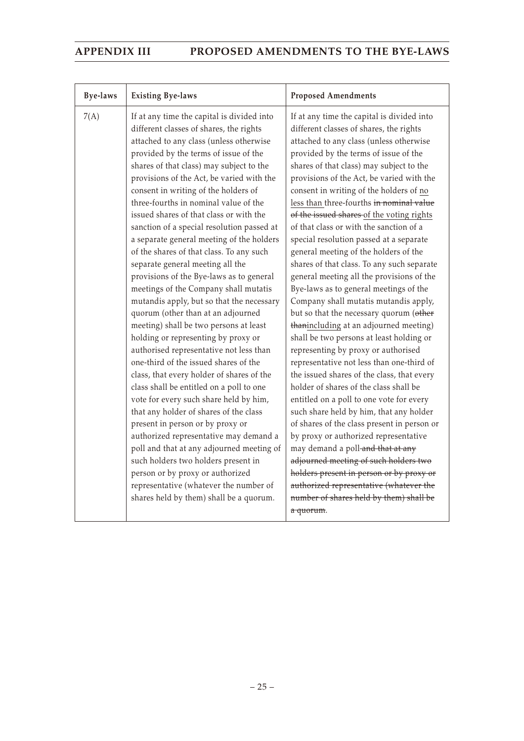| Bye-laws | Existing Bye-laws | Proposed Amendments |
|---|---|---|
| 7(A) | If at any time the capital is divided into different classes of shares, the rights attached to any class (unless otherwise provided by the terms of issue of the shares of that class) may subject to the provisions of the Act, be varied with the consent in writing of the holders of three-fourths in nominal value of the issued shares of that class or with the sanction of a special resolution passed at a separate general meeting of the holders of the shares of that class. To any such separate general meeting all the provisions of the Bye-laws as to general meetings of the Company shall mutatis mutandis apply, but so that the necessary quorum (other than at an adjourned meeting) shall be two persons at least holding or representing by proxy or authorised representative not less than one-third of the issued shares of the class, that every holder of shares of the class shall be entitled on a poll to one vote for every such share held by him, that any holder of shares of the class present in person or by proxy or authorized representative may demand a poll and that at any adjourned meeting of such holders two holders present in person or by proxy or authorized representative (whatever the number of shares held by them) shall be a quorum. | If at any time the capital is divided into different classes of shares, the rights attached to any class (unless otherwise provided by the terms of issue of the shares of that class) may subject to the provisions of the Act, be varied with the consent in writing of the holders of <u>no less than</u> three-fourths ~~in nominal value of the issued shares~~ <u>of the voting rights</u> of that class or with the sanction of a special resolution passed at a separate general meeting of the holders of the shares of that class. To any such separate general meeting all the provisions of the Bye-laws as to general meetings of the Company shall mutatis mutandis apply, but so that the necessary quorum (~~other than~~<u>including</u> at an adjourned meeting) shall be two persons at least holding or representing by proxy or authorised representative not less than one-third of the issued shares of the class, that every holder of shares of the class shall be entitled on a poll to one vote for every such share held by him, that any holder of shares of the class present in person or by proxy or authorized representative may demand a poll ~~and that at any adjourned meeting of such holders two holders present in person or by proxy or authorized representative (whatever the number of shares held by them) shall be a quorum~~. |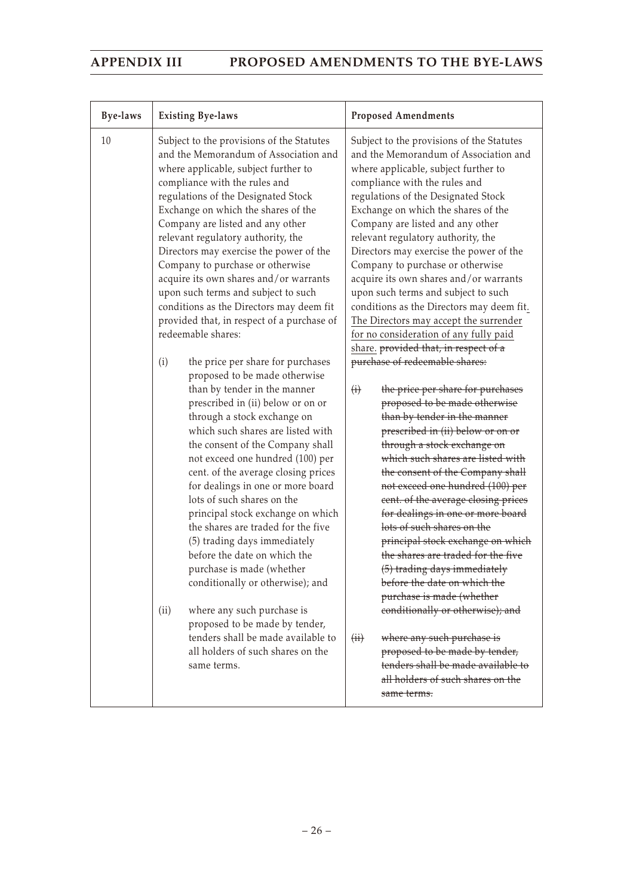| Bye-laws | Existing Bye-laws | Proposed Amendments |
|---|---|---|
| 10 | Subject to the provisions of the Statutes and the Memorandum of Association and where applicable, subject further to compliance with the rules and regulations of the Designated Stock Exchange on which the shares of the Company are listed and any other relevant regulatory authority, the Directors may exercise the power of the Company to purchase or otherwise acquire its own shares and/or warrants upon such terms and subject to such conditions as the Directors may deem fit provided that, in respect of a purchase of redeemable shares:<br><br>(i) the price per share for purchases proposed to be made otherwise than by tender in the manner prescribed in (ii) below or on or through a stock exchange on which such shares are listed with the consent of the Company shall not exceed one hundred (100) per cent. of the average closing prices for dealings in one or more board lots of such shares on the principal stock exchange on which the shares are traded for the five (5) trading days immediately before the date on which the purchase is made (whether conditionally or otherwise); and<br><br>(ii) where any such purchase is proposed to be made by tender, tenders shall be made available to all holders of such shares on the same terms. | Subject to the provisions of the Statutes and the Memorandum of Association and where applicable, subject further to compliance with the rules and regulations of the Designated Stock Exchange on which the shares of the Company are listed and any other relevant regulatory authority, the Directors may exercise the power of the Company to purchase or otherwise acquire its own shares and/or warrants upon such terms and subject to such conditions as the Directors may deem fit<u>. The Directors may accept the surrender for no consideration of any fully paid share.</u> ~~provided that, in respect of a purchase of redeemable shares:~~<br><br>~~(i) the price per share for purchases proposed to be made otherwise than by tender in the manner prescribed in (ii) below or on or through a stock exchange on which such shares are listed with the consent of the Company shall not exceed one hundred (100) per cent. of the average closing prices for dealings in one or more board lots of such shares on the principal stock exchange on which the shares are traded for the five (5) trading days immediately before the date on which the purchase is made (whether conditionally or otherwise); and~~<br><br>~~(ii) where any such purchase is proposed to be made by tender, tenders shall be made available to all holders of such shares on the same terms.~~ |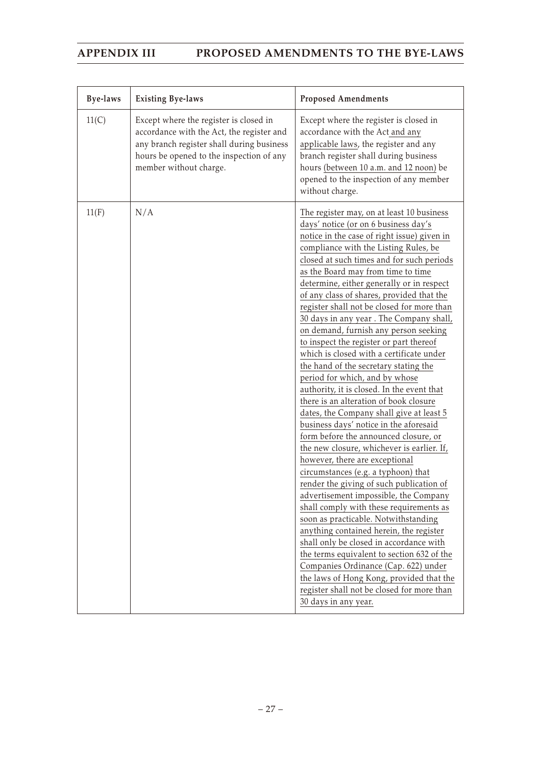| Bye-laws | Existing Bye-laws | Proposed Amendments |
|---|---|---|
| 11(C) | Except where the register is closed in accordance with the Act, the register and any branch register shall during business hours be opened to the inspection of any member without charge. | Except where the register is closed in accordance with the Act and any applicable laws, the register and any branch register shall during business hours (between 10 a.m. and 12 noon) be opened to the inspection of any member without charge. |
| 11(F) | N/A | The register may, on at least 10 business days' notice (or on 6 business day's notice in the case of right issue) given in compliance with the Listing Rules, be closed at such times and for such periods as the Board may from time to time determine, either generally or in respect of any class of shares, provided that the register shall not be closed for more than 30 days in any year . The Company shall, on demand, furnish any person seeking to inspect the register or part thereof which is closed with a certificate under the hand of the secretary stating the period for which, and by whose authority, it is closed. In the event that there is an alteration of book closure dates, the Company shall give at least 5 business days' notice in the aforesaid form before the announced closure, or the new closure, whichever is earlier. If, however, there are exceptional circumstances (e.g. a typhoon) that render the giving of such publication of advertisement impossible, the Company shall comply with these requirements as soon as practicable. Notwithstanding anything contained herein, the register shall only be closed in accordance with the terms equivalent to section 632 of the Companies Ordinance (Cap. 622) under the laws of Hong Kong, provided that the register shall not be closed for more than 30 days in any year. |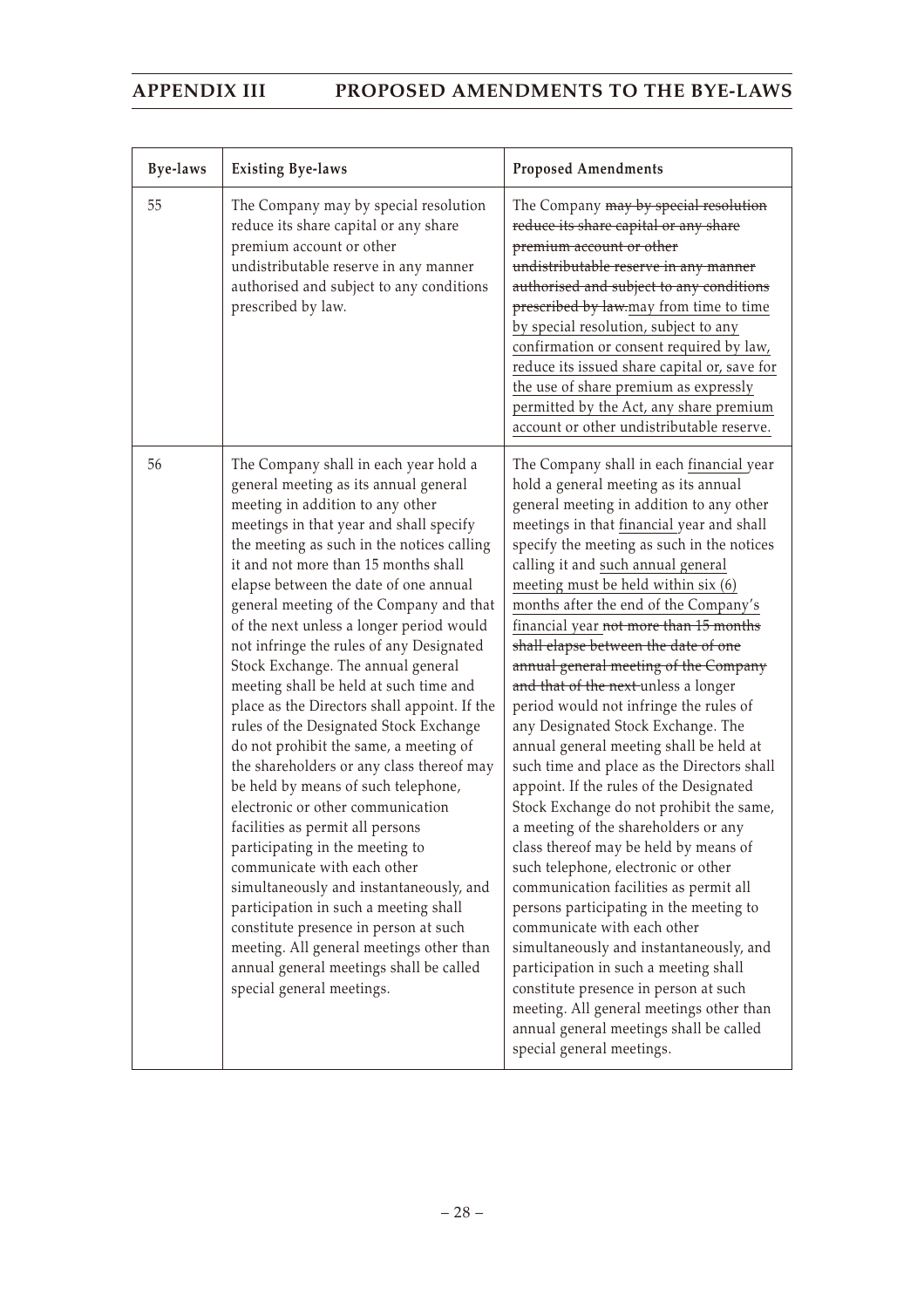| Bye-laws | Existing Bye-laws | Proposed Amendments |
|---|---|---|
| 55 | The Company may by special resolution reduce its share capital or any share premium account or other undistributable reserve in any manner authorised and subject to any conditions prescribed by law. | The Company ~~may by special resolution reduce its share capital or any share premium account or other undistributable reserve in any manner authorised and subject to any conditions prescribed by law.~~<u>may from time to time by special resolution, subject to any confirmation or consent required by law, reduce its issued share capital or, save for the use of share premium as expressly permitted by the Act, any share premium account or other undistributable reserve.</u> |
| 56 | The Company shall in each year hold a general meeting as its annual general meeting in addition to any other meetings in that year and shall specify the meeting as such in the notices calling it and not more than 15 months shall elapse between the date of one annual general meeting of the Company and that of the next unless a longer period would not infringe the rules of any Designated Stock Exchange. The annual general meeting shall be held at such time and place as the Directors shall appoint. If the rules of the Designated Stock Exchange do not prohibit the same, a meeting of the shareholders or any class thereof may be held by means of such telephone, electronic or other communication facilities as permit all persons participating in the meeting to communicate with each other simultaneously and instantaneously, and participation in such a meeting shall constitute presence in person at such meeting. All general meetings other than annual general meetings shall be called special general meetings. | The Company shall in each <u>financial</u> year hold a general meeting as its annual general meeting in addition to any other meetings in that <u>financial</u> year and shall specify the meeting as such in the notices calling it and <u>such annual general meeting must be held within six (6) months after the end of the Company's financial year</u> ~~not more than 15 months shall elapse between the date of one annual general meeting of the Company and that of the next~~ unless a longer period would not infringe the rules of any Designated Stock Exchange. The annual general meeting shall be held at such time and place as the Directors shall appoint. If the rules of the Designated Stock Exchange do not prohibit the same, a meeting of the shareholders or any class thereof may be held by means of such telephone, electronic or other communication facilities as permit all persons participating in the meeting to communicate with each other simultaneously and instantaneously, and participation in such a meeting shall constitute presence in person at such meeting. All general meetings other than annual general meetings shall be called special general meetings. |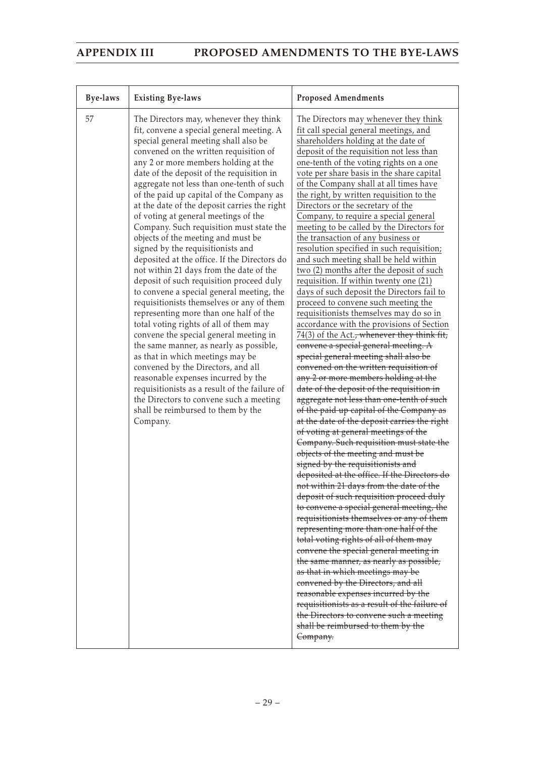| Bye-laws | Existing Bye-laws | Proposed Amendments |
|---|---|---|
| 57 | The Directors may, whenever they think fit, convene a special general meeting. A special general meeting shall also be convened on the written requisition of any 2 or more members holding at the date of the deposit of the requisition in aggregate not less than one-tenth of such of the paid up capital of the Company as at the date of the deposit carries the right of voting at general meetings of the Company. Such requisition must state the objects of the meeting and must be signed by the requisitionists and deposited at the office. If the Directors do not within 21 days from the date of the deposit of such requisition proceed duly to convene a special general meeting, the requisitionists themselves or any of them representing more than one half of the total voting rights of all of them may convene the special general meeting in the same manner, as nearly as possible, as that in which meetings may be convened by the Directors, and all reasonable expenses incurred by the requisitionists as a result of the failure of the Directors to convene such a meeting shall be reimbursed to them by the Company. | The Directors may <u>whenever they think fit call special general meetings, and shareholders holding at the date of deposit of the requisition not less than one-tenth of the voting rights on a one vote per share basis in the share capital of the Company shall at all times have the right, by written requisition to the Directors or the secretary of the Company, to require a special general meeting to be called by the Directors for the transaction of any business or resolution specified in such requisition; and such meeting shall be held within two (2) months after the deposit of such requisition. If within twenty one (21) days of such deposit the Directors fail to proceed to convene such meeting the requisitionists themselves may do so in accordance with the provisions of Section 74(3) of the Act.</u>~~, whenever they think fit, convene a special general meeting. A special general meeting shall also be convened on the written requisition of any 2 or more members holding at the date of the deposit of the requisition in aggregate not less than one-tenth of such of the paid up capital of the Company as at the date of the deposit carries the right of voting at general meetings of the Company. Such requisition must state the objects of the meeting and must be signed by the requisitionists and deposited at the office. If the Directors do not within 21 days from the date of the deposit of such requisition proceed duly to convene a special general meeting, the requisitionists themselves or any of them representing more than one half of the total voting rights of all of them may convene the special general meeting in the same manner, as nearly as possible, as that in which meetings may be convened by the Directors, and all reasonable expenses incurred by the requisitionists as a result of the failure of the Directors to convene such a meeting shall be reimbursed to them by the Company.~~ |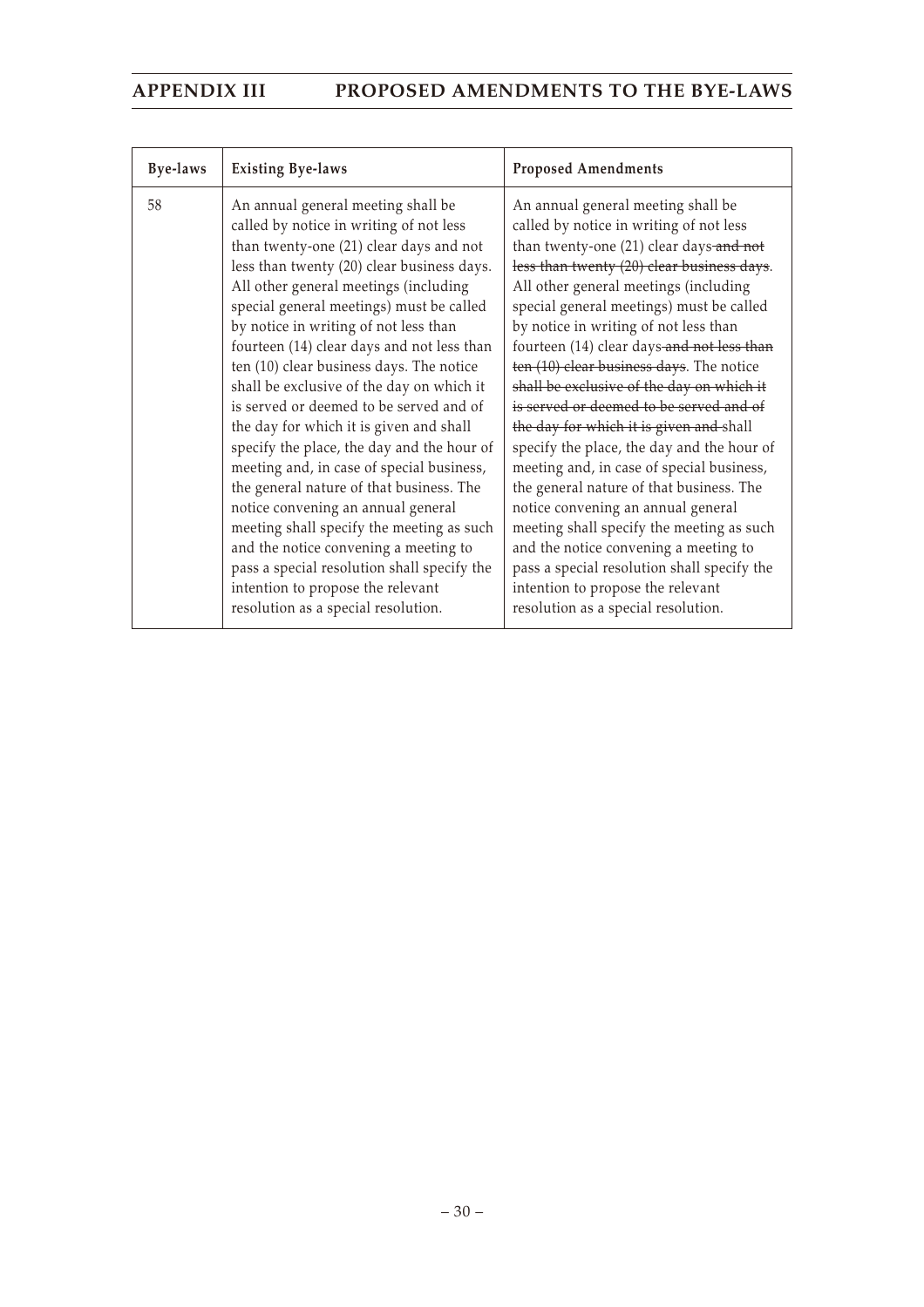## APPENDIX III PROPOSED AMENDMENTS TO THE BYE-LAWS

| Bye-laws | Existing Bye-laws | Proposed Amendments |
|---|---|---|
| 58 | An annual general meeting shall be called by notice in writing of not less than twenty-one (21) clear days and not less than twenty (20) clear business days. All other general meetings (including special general meetings) must be called by notice in writing of not less than fourteen (14) clear days and not less than ten (10) clear business days. The notice shall be exclusive of the day on which it is served or deemed to be served and of the day for which it is given and shall specify the place, the day and the hour of meeting and, in case of special business, the general nature of that business. The notice convening an annual general meeting shall specify the meeting as such and the notice convening a meeting to pass a special resolution shall specify the intention to propose the relevant resolution as a special resolution. | An annual general meeting shall be called by notice in writing of not less than twenty-one (21) clear days ~~and not less than twenty (20) clear business days~~. All other general meetings (including special general meetings) must be called by notice in writing of not less than fourteen (14) clear days ~~and not less than ten (10) clear business days~~. The notice ~~shall be exclusive of the day on which it is served or deemed to be served and of the day for which it is given and~~ shall specify the place, the day and the hour of meeting and, in case of special business, the general nature of that business. The notice convening an annual general meeting shall specify the meeting as such and the notice convening a meeting to pass a special resolution shall specify the intention to propose the relevant resolution as a special resolution. |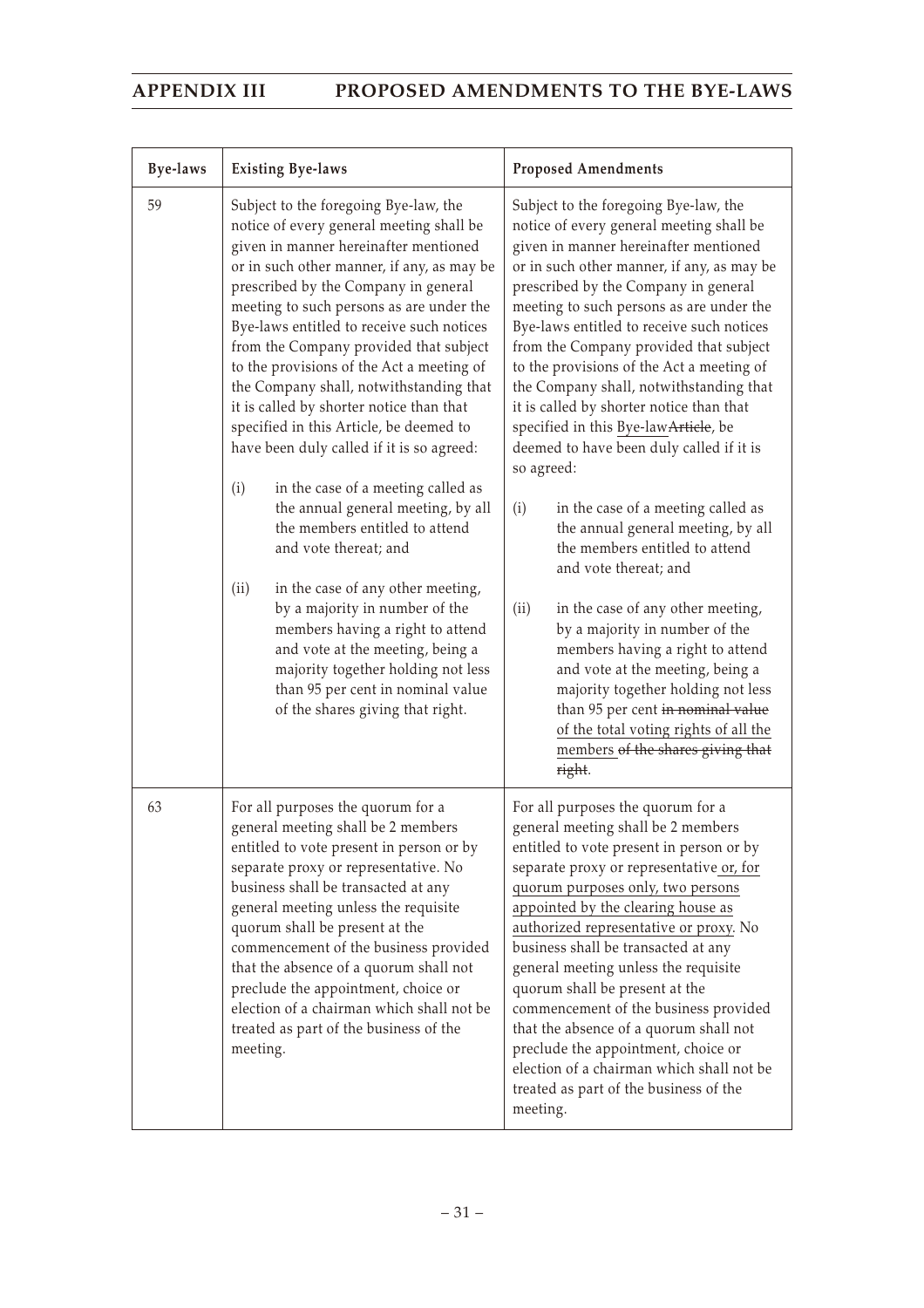| Bye-laws | Existing Bye-laws | Proposed Amendments |
|---|---|---|
| 59 | Subject to the foregoing Bye-law, the notice of every general meeting shall be given in manner hereinafter mentioned or in such other manner, if any, as may be prescribed by the Company in general meeting to such persons as are under the Bye-laws entitled to receive such notices from the Company provided that subject to the provisions of the Act a meeting of the Company shall, notwithstanding that it is called by shorter notice than that specified in this Article, be deemed to have been duly called if it is so agreed:<br><br>(i) in the case of a meeting called as the annual general meeting, by all the members entitled to attend and vote thereat; and<br><br>(ii) in the case of any other meeting, by a majority in number of the members having a right to attend and vote at the meeting, being a majority together holding not less than 95 per cent in nominal value of the shares giving that right. | Subject to the foregoing Bye-law, the notice of every general meeting shall be given in manner hereinafter mentioned or in such other manner, if any, as may be prescribed by the Company in general meeting to such persons as are under the Bye-laws entitled to receive such notices from the Company provided that subject to the provisions of the Act a meeting of the Company shall, notwithstanding that it is called by shorter notice than that specified in this Bye-law~~Article~~, be deemed to have been duly called if it is so agreed:<br><br>(i) in the case of a meeting called as the annual general meeting, by all the members entitled to attend and vote thereat; and<br><br>(ii) in the case of any other meeting, by a majority in number of the members having a right to attend and vote at the meeting, being a majority together holding not less than 95 per cent ~~in nominal value~~ of the total voting rights of all the members ~~of the shares giving that right~~. |
| 63 | For all purposes the quorum for a general meeting shall be 2 members entitled to vote present in person or by separate proxy or representative. No business shall be transacted at any general meeting unless the requisite quorum shall be present at the commencement of the business provided that the absence of a quorum shall not preclude the appointment, choice or election of a chairman which shall not be treated as part of the business of the meeting. | For all purposes the quorum for a general meeting shall be 2 members entitled to vote present in person or by separate proxy or representative or, for quorum purposes only, two persons appointed by the clearing house as authorized representative or proxy. No business shall be transacted at any general meeting unless the requisite quorum shall be present at the commencement of the business provided that the absence of a quorum shall not preclude the appointment, choice or election of a chairman which shall not be treated as part of the business of the meeting. |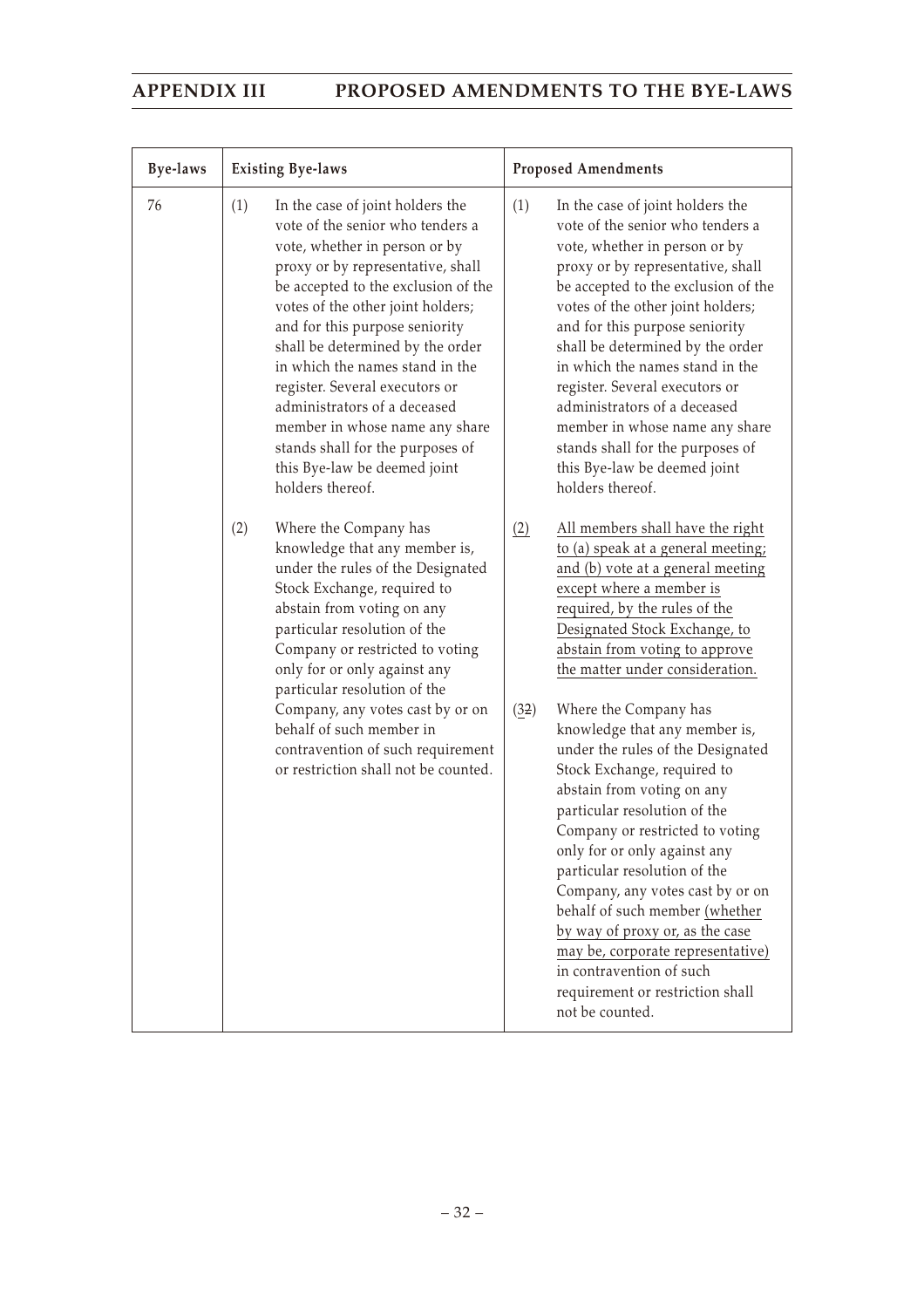| Bye-laws | Existing Bye-laws | Proposed Amendments |
|---|---|---|
| 76 | (1) In the case of joint holders the vote of the senior who tenders a vote, whether in person or by proxy or by representative, shall be accepted to the exclusion of the votes of the other joint holders; and for this purpose seniority shall be determined by the order in which the names stand in the register. Several executors or administrators of a deceased member in whose name any share stands shall for the purposes of this Bye-law be deemed joint holders thereof.<br><br>(2) Where the Company has knowledge that any member is, under the rules of the Designated Stock Exchange, required to abstain from voting on any particular resolution of the Company or restricted to voting only for or only against any particular resolution of the Company, any votes cast by or on behalf of such member in contravention of such requirement or restriction shall not be counted. | (1) In the case of joint holders the vote of the senior who tenders a vote, whether in person or by proxy or by representative, shall be accepted to the exclusion of the votes of the other joint holders; and for this purpose seniority shall be determined by the order in which the names stand in the register. Several executors or administrators of a deceased member in whose name any share stands shall for the purposes of this Bye-law be deemed joint holders thereof.<br><br>(2) All members shall have the right to (a) speak at a general meeting; and (b) vote at a general meeting except where a member is required, by the rules of the Designated Stock Exchange, to abstain from voting to approve the matter under consideration.<br><br>(3~~2~~) Where the Company has knowledge that any member is, under the rules of the Designated Stock Exchange, required to abstain from voting on any particular resolution of the Company or restricted to voting only for or only against any particular resolution of the Company, any votes cast by or on behalf of such member (whether by way of proxy or, as the case may be, corporate representative) in contravention of such requirement or restriction shall not be counted. |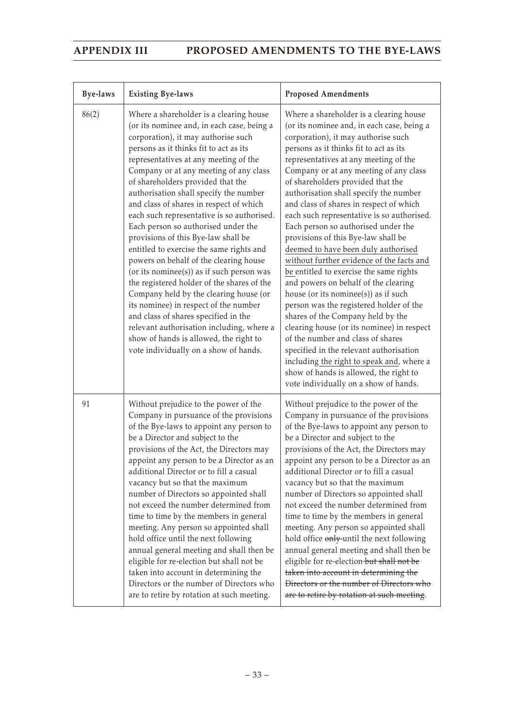| Bye-laws | Existing Bye-laws | Proposed Amendments |
|---|---|---|
| 86(2) | Where a shareholder is a clearing house (or its nominee and, in each case, being a corporation), it may authorise such persons as it thinks fit to act as its representatives at any meeting of the Company or at any meeting of any class of shareholders provided that the authorisation shall specify the number and class of shares in respect of which each such representative is so authorised. Each person so authorised under the provisions of this Bye-law shall be entitled to exercise the same rights and powers on behalf of the clearing house (or its nominee(s)) as if such person was the registered holder of the shares of the Company held by the clearing house (or its nominee) in respect of the number and class of shares specified in the relevant authorisation including, where a show of hands is allowed, the right to vote individually on a show of hands. | Where a shareholder is a clearing house (or its nominee and, in each case, being a corporation), it may authorise such persons as it thinks fit to act as its representatives at any meeting of the Company or at any meeting of any class of shareholders provided that the authorisation shall specify the number and class of shares in respect of which each such representative is so authorised. Each person so authorised under the provisions of this Bye-law shall be <u>deemed to have been duly authorised without further evidence of the facts and be</u> entitled to exercise the same rights and powers on behalf of the clearing house (or its nominee(s)) as if such person was the registered holder of the shares of the Company held by the clearing house (or its nominee) in respect of the number and class of shares specified in the relevant authorisation including<u> the right to speak and</u>, where a show of hands is allowed, the right to vote individually on a show of hands. |
| 91 | Without prejudice to the power of the Company in pursuance of the provisions of the Bye-laws to appoint any person to be a Director and subject to the provisions of the Act, the Directors may appoint any person to be a Director as an additional Director or to fill a casual vacancy but so that the maximum number of Directors so appointed shall not exceed the number determined from time to time by the members in general meeting. Any person so appointed shall hold office until the next following annual general meeting and shall then be eligible for re-election but shall not be taken into account in determining the Directors or the number of Directors who are to retire by rotation at such meeting. | Without prejudice to the power of the Company in pursuance of the provisions of the Bye-laws to appoint any person to be a Director and subject to the provisions of the Act, the Directors may appoint any person to be a Director as an additional Director or to fill a casual vacancy but so that the maximum number of Directors so appointed shall not exceed the number determined from time to time by the members in general meeting. Any person so appointed shall hold office ~~only~~ until the next following annual general meeting and shall then be eligible for re-election~~ but shall not be taken into account in determining the Directors or the number of Directors who are to retire by rotation at such meeting~~. |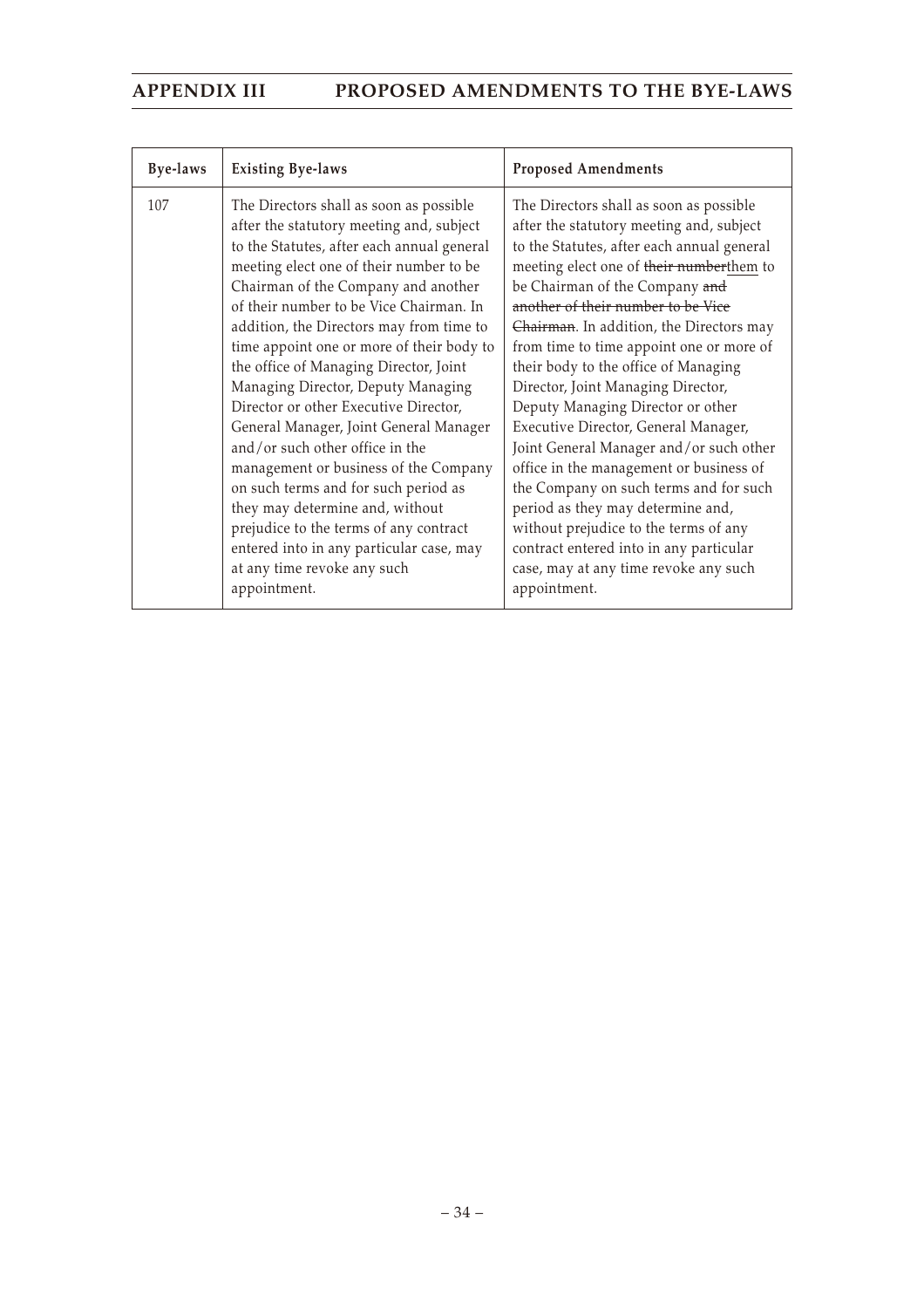| Bye-laws | Existing Bye-laws | Proposed Amendments |
|---|---|---|
| 107 | The Directors shall as soon as possible after the statutory meeting and, subject to the Statutes, after each annual general meeting elect one of their number to be Chairman of the Company and another of their number to be Vice Chairman. In addition, the Directors may from time to time appoint one or more of their body to the office of Managing Director, Joint Managing Director, Deputy Managing Director or other Executive Director, General Manager, Joint General Manager and/or such other office in the management or business of the Company on such terms and for such period as they may determine and, without prejudice to the terms of any contract entered into in any particular case, may at any time revoke any such appointment. | The Directors shall as soon as possible after the statutory meeting and, subject to the Statutes, after each annual general meeting elect one of ~~their number~~them to be Chairman of the Company ~~and another of their number to be Vice Chairman~~. In addition, the Directors may from time to time appoint one or more of their body to the office of Managing Director, Joint Managing Director, Deputy Managing Director or other Executive Director, General Manager, Joint General Manager and/or such other office in the management or business of the Company on such terms and for such period as they may determine and, without prejudice to the terms of any contract entered into in any particular case, may at any time revoke any such appointment. |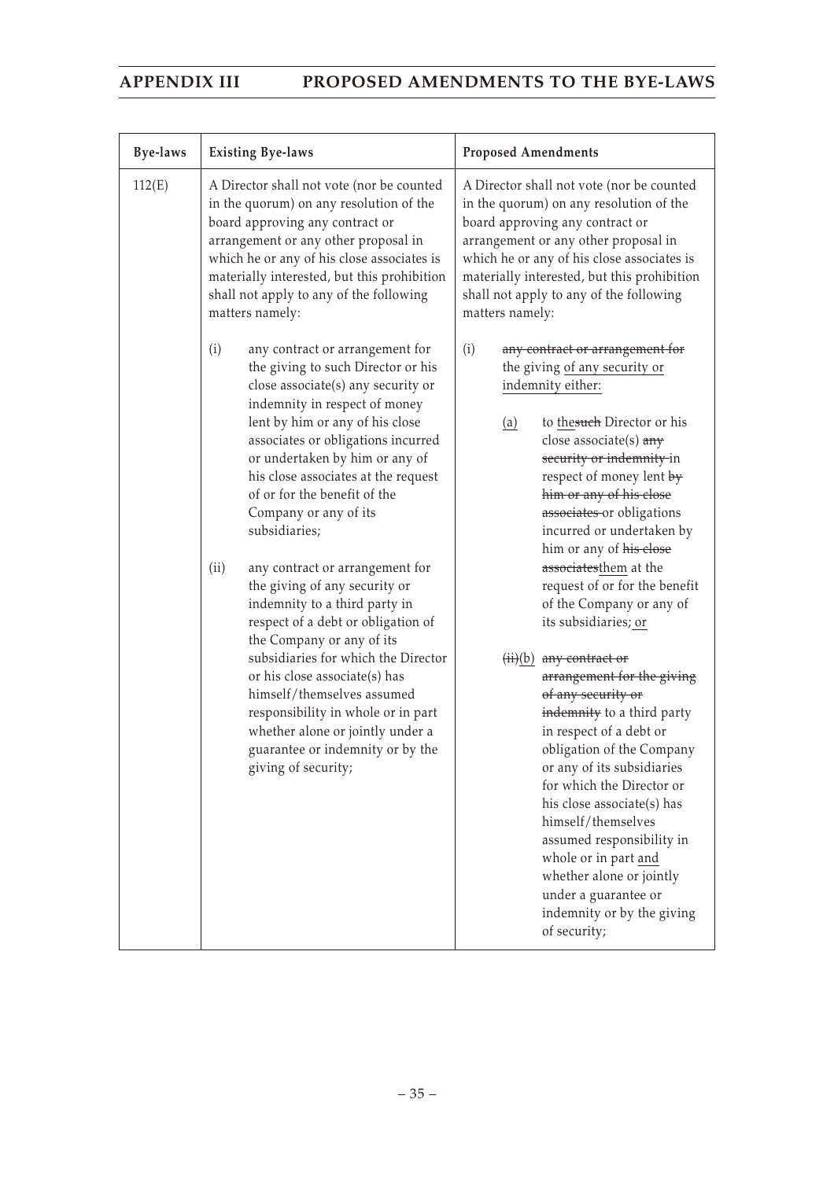| Bye-laws | Existing Bye-laws | Proposed Amendments |
|---|---|---|
| 112(E) | A Director shall not vote (nor be counted in the quorum) on any resolution of the board approving any contract or arrangement or any other proposal in which he or any of his close associates is materially interested, but this prohibition shall not apply to any of the following matters namely:<br><br>(i) any contract or arrangement for the giving to such Director or his close associate(s) any security or indemnity in respect of money lent by him or any of his close associates or obligations incurred or undertaken by him or any of his close associates at the request of or for the benefit of the Company or any of its subsidiaries;<br><br>(ii) any contract or arrangement for the giving of any security or indemnity to a third party in respect of a debt or obligation of the Company or any of its subsidiaries for which the Director or his close associate(s) has himself/themselves assumed responsibility in whole or in part whether alone or jointly under a guarantee or indemnity or by the giving of security; | A Director shall not vote (nor be counted in the quorum) on any resolution of the board approving any contract or arrangement or any other proposal in which he or any of his close associates is materially interested, but this prohibition shall not apply to any of the following matters namely:<br><br>(i) ~~any contract or arrangement for~~ the giving <u>of any security or indemnity either:</u><br><br><u>(a)</u> to <u>the</u>~~such~~ Director or his close associate(s) ~~any security or indemnity~~ in respect of money lent ~~by him or any of his close associates~~ or obligations incurred or undertaken by him or any of ~~his close associates~~<u>them</u> at the request of or for the benefit of the Company or any of its subsidiaries<u>; or</u><br><br>~~(ii)~~<u>(b)</u> ~~any contract or arrangement for the giving of any security or indemnity~~ to a third party in respect of a debt or obligation of the Company or any of its subsidiaries for which the Director or his close associate(s) has himself/themselves assumed responsibility in whole or in part <u>and</u> whether alone or jointly under a guarantee or indemnity or by the giving of security; |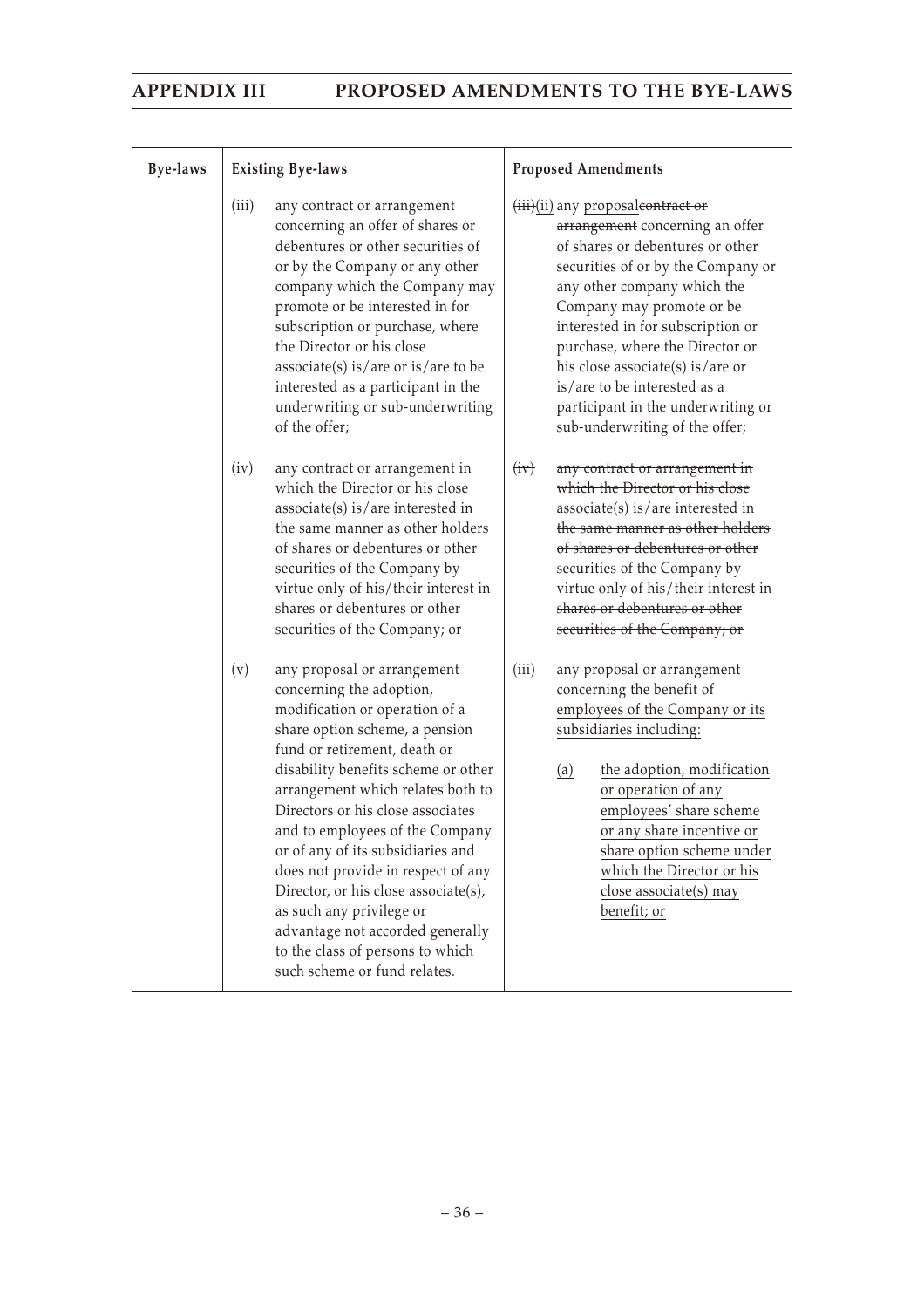| Bye-laws | Existing Bye-laws | Proposed Amendments |
|---|---|---|
| | (iii) any contract or arrangement concerning an offer of shares or debentures or other securities of or by the Company or any other company which the Company may promote or be interested in for subscription or purchase, where the Director or his close associate(s) is/are or is/are to be interested as a participant in the underwriting or sub-underwriting of the offer; | ~~(iii)~~(ii) any proposal~~contract or arrangement~~ concerning an offer of shares or debentures or other securities of or by the Company or any other company which the Company may promote or be interested in for subscription or purchase, where the Director or his close associate(s) is/are or is/are to be interested as a participant in the underwriting or sub-underwriting of the offer; |
| | (iv) any contract or arrangement in which the Director or his close associate(s) is/are interested in the same manner as other holders of shares or debentures or other securities of the Company by virtue only of his/their interest in shares or debentures or other securities of the Company; or | ~~(iv) any contract or arrangement in which the Director or his close associate(s) is/are interested in the same manner as other holders of shares or debentures or other securities of the Company by virtue only of his/their interest in shares or debentures or other securities of the Company; or~~ |
| | (v) any proposal or arrangement concerning the adoption, modification or operation of a share option scheme, a pension fund or retirement, death or disability benefits scheme or other arrangement which relates both to Directors or his close associates and to employees of the Company or of any of its subsidiaries and does not provide in respect of any Director, or his close associate(s), as such any privilege or advantage not accorded generally to the class of persons to which such scheme or fund relates. | (iii) any proposal or arrangement concerning the benefit of employees of the Company or its subsidiaries including:<br><br>(a) the adoption, modification or operation of any employees' share scheme or any share incentive or share option scheme under which the Director or his close associate(s) may benefit; or |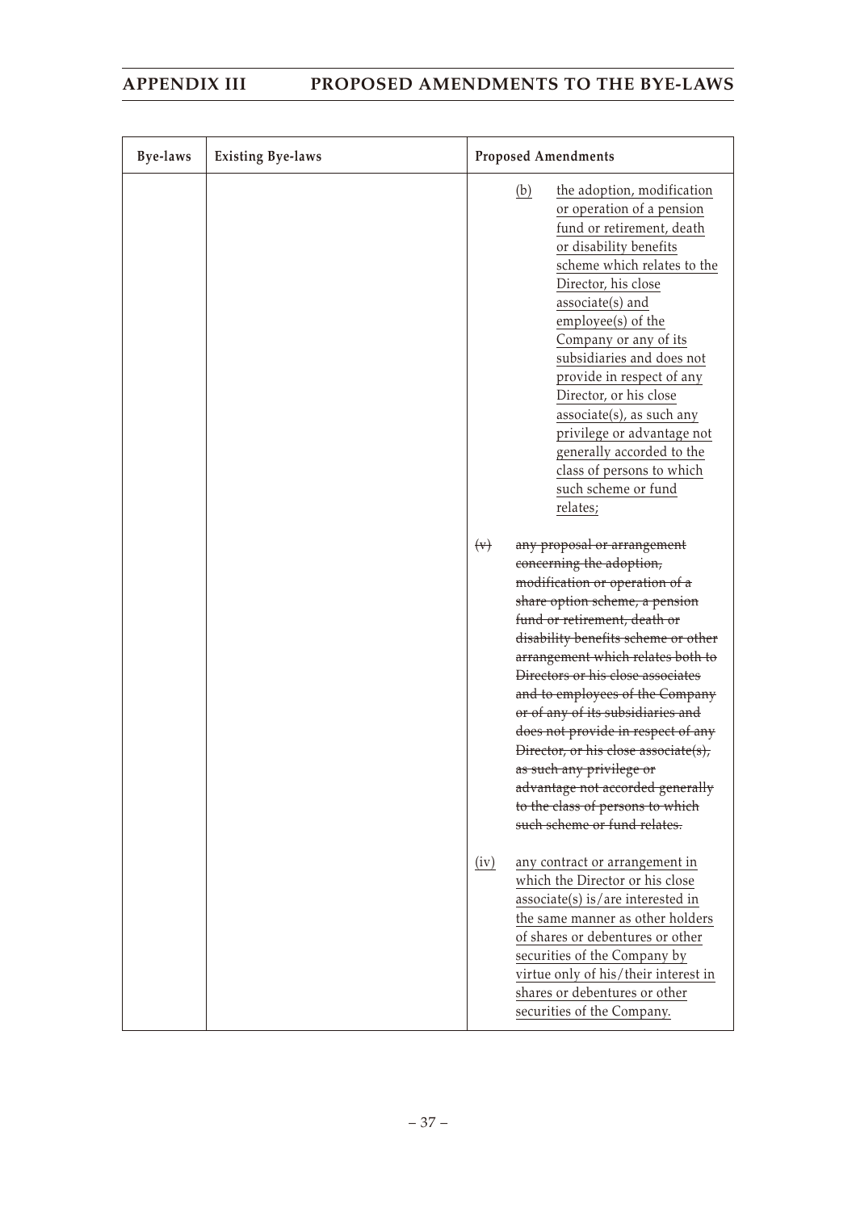| Bye-laws | Existing Bye-laws | Proposed Amendments |
|---|---|---|
| | | (b) the adoption, modification or operation of a pension fund or retirement, death or disability benefits scheme which relates to the Director, his close associate(s) and employee(s) of the Company or any of its subsidiaries and does not provide in respect of any Director, or his close associate(s), as such any privilege or advantage not generally accorded to the class of persons to which such scheme or fund relates;<br><br>~~(v) any proposal or arrangement concerning the adoption, modification or operation of a share option scheme, a pension fund or retirement, death or disability benefits scheme or other arrangement which relates both to Directors or his close associates and to employees of the Company or of any of its subsidiaries and does not provide in respect of any Director, or his close associate(s), as such any privilege or advantage not accorded generally to the class of persons to which such scheme or fund relates.~~<br><br>(iv) any contract or arrangement in which the Director or his close associate(s) is/are interested in the same manner as other holders of shares or debentures or other securities of the Company by virtue only of his/their interest in shares or debentures or other securities of the Company. |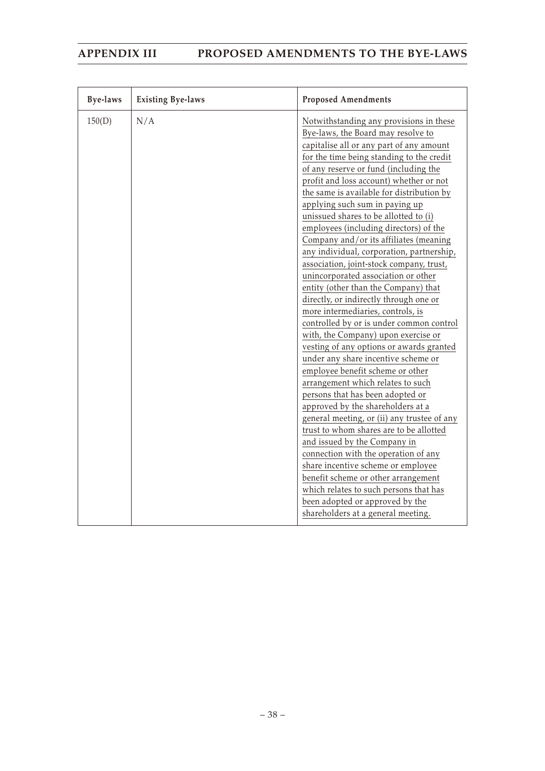| Bye-laws | Existing Bye-laws | Proposed Amendments |
|---|---|---|
| 150(D) | N/A | Notwithstanding any provisions in these Bye-laws, the Board may resolve to capitalise all or any part of any amount for the time being standing to the credit of any reserve or fund (including the profit and loss account) whether or not the same is available for distribution by applying such sum in paying up unissued shares to be allotted to (i) employees (including directors) of the Company and/or its affiliates (meaning any individual, corporation, partnership, association, joint-stock company, trust, unincorporated association or other entity (other than the Company) that directly, or indirectly through one or more intermediaries, controls, is controlled by or is under common control with, the Company) upon exercise or vesting of any options or awards granted under any share incentive scheme or employee benefit scheme or other arrangement which relates to such persons that has been adopted or approved by the shareholders at a general meeting, or (ii) any trustee of any trust to whom shares are to be allotted and issued by the Company in connection with the operation of any share incentive scheme or employee benefit scheme or other arrangement which relates to such persons that has been adopted or approved by the shareholders at a general meeting. |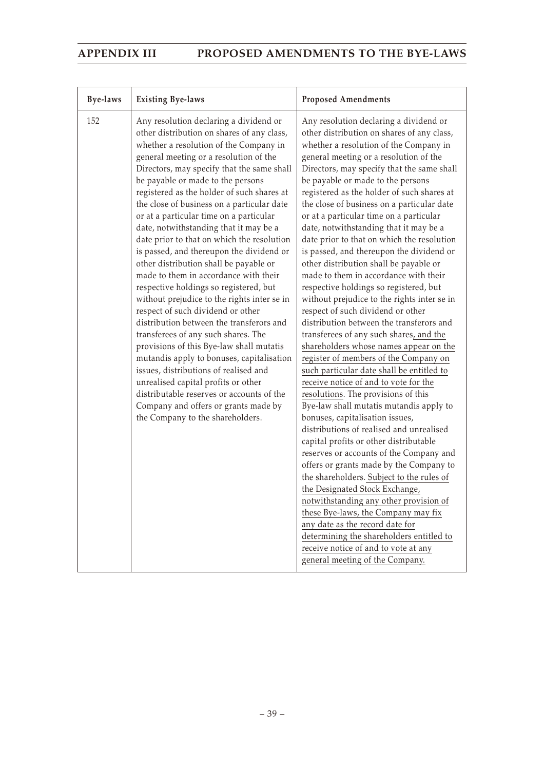| Bye-laws | Existing Bye-laws | Proposed Amendments |
|---|---|---|
| 152 | Any resolution declaring a dividend or other distribution on shares of any class, whether a resolution of the Company in general meeting or a resolution of the Directors, may specify that the same shall be payable or made to the persons registered as the holder of such shares at the close of business on a particular date or at a particular time on a particular date, notwithstanding that it may be a date prior to that on which the resolution is passed, and thereupon the dividend or other distribution shall be payable or made to them in accordance with their respective holdings so registered, but without prejudice to the rights inter se in respect of such dividend or other distribution between the transferors and transferees of any such shares. The provisions of this Bye-law shall mutatis mutandis apply to bonuses, capitalisation issues, distributions of realised and unrealised capital profits or other distributable reserves or accounts of the Company and offers or grants made by the Company to the shareholders. | Any resolution declaring a dividend or other distribution on shares of any class, whether a resolution of the Company in general meeting or a resolution of the Directors, may specify that the same shall be payable or made to the persons registered as the holder of such shares at the close of business on a particular date or at a particular time on a particular date, notwithstanding that it may be a date prior to that on which the resolution is passed, and thereupon the dividend or other distribution shall be payable or made to them in accordance with their respective holdings so registered, but without prejudice to the rights inter se in respect of such dividend or other distribution between the transferors and transferees of any such shares, and the shareholders whose names appear on the register of members of the Company on such particular date shall be entitled to receive notice of and to vote for the resolutions. The provisions of this Bye-law shall mutatis mutandis apply to bonuses, capitalisation issues, distributions of realised and unrealised capital profits or other distributable reserves or accounts of the Company and offers or grants made by the Company to the shareholders. Subject to the rules of the Designated Stock Exchange, notwithstanding any other provision of these Bye-laws, the Company may fix any date as the record date for determining the shareholders entitled to receive notice of and to vote at any general meeting of the Company. |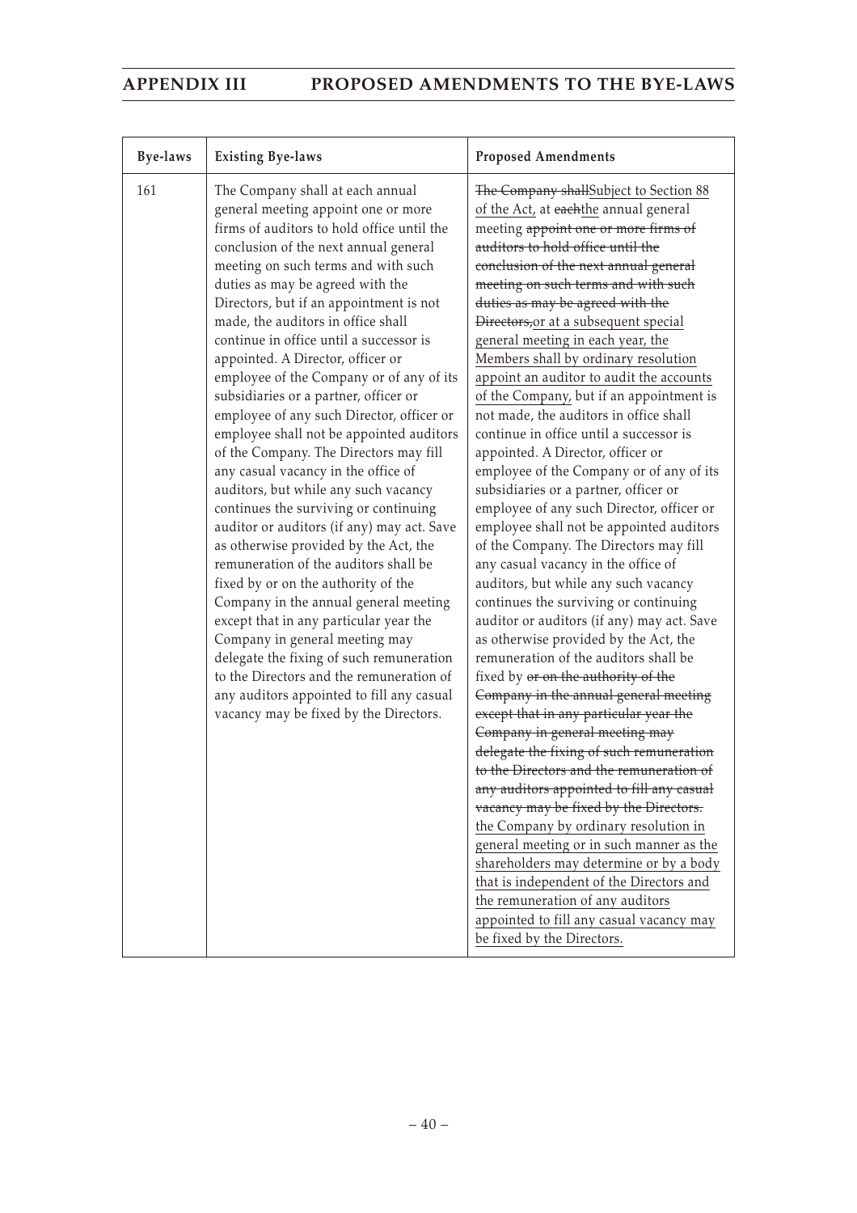| Bye-laws | Existing Bye-laws | Proposed Amendments |
|---|---|---|
| 161 | The Company shall at each annual general meeting appoint one or more firms of auditors to hold office until the conclusion of the next annual general meeting on such terms and with such duties as may be agreed with the Directors, but if an appointment is not made, the auditors in office shall continue in office until a successor is appointed. A Director, officer or employee of the Company or of any of its subsidiaries or a partner, officer or employee of any such Director, officer or employee shall not be appointed auditors of the Company. The Directors may fill any casual vacancy in the office of auditors, but while any such vacancy continues the surviving or continuing auditor or auditors (if any) may act. Save as otherwise provided by the Act, the remuneration of the auditors shall be fixed by or on the authority of the Company in the annual general meeting except that in any particular year the Company in general meeting may delegate the fixing of such remuneration to the Directors and the remuneration of any auditors appointed to fill any casual vacancy may be fixed by the Directors. | ~~The Company shall~~Subject to Section 88 of the Act, at ~~each~~the annual general meeting ~~appoint one or more firms of auditors to hold office until the conclusion of the next annual general meeting on such terms and with such duties as may be agreed with the Directors,~~or at a subsequent special general meeting in each year, the Members shall by ordinary resolution appoint an auditor to audit the accounts of the Company, but if an appointment is not made, the auditors in office shall continue in office until a successor is appointed. A Director, officer or employee of the Company or of any of its subsidiaries or a partner, officer or employee of any such Director, officer or employee shall not be appointed auditors of the Company. The Directors may fill any casual vacancy in the office of auditors, but while any such vacancy continues the surviving or continuing auditor or auditors (if any) may act. Save as otherwise provided by the Act, the remuneration of the auditors shall be fixed by ~~or on the authority of the Company in the annual general meeting except that in any particular year the Company in general meeting may delegate the fixing of such remuneration to the Directors and the remuneration of any auditors appointed to fill any casual vacancy may be fixed by the Directors.~~ the Company by ordinary resolution in general meeting or in such manner as the shareholders may determine or by a body that is independent of the Directors and the remuneration of any auditors appointed to fill any casual vacancy may be fixed by the Directors. |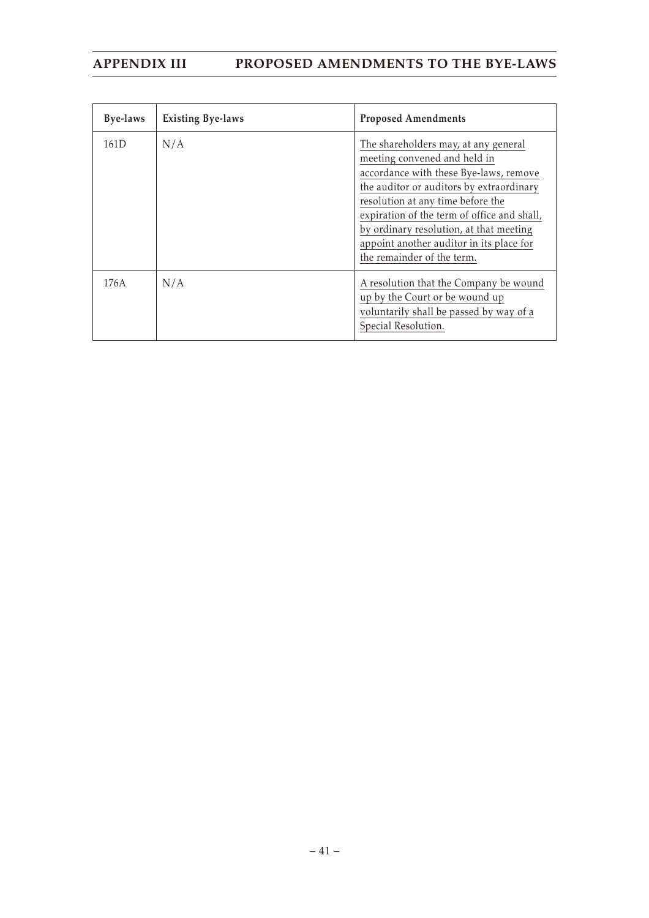| Bye-laws | Existing Bye-laws | Proposed Amendments |
|---|---|---|
| 161D | N/A | <u>The shareholders may, at any general meeting convened and held in accordance with these Bye-laws, remove the auditor or auditors by extraordinary resolution at any time before the expiration of the term of office and shall, by ordinary resolution, at that meeting appoint another auditor in its place for the remainder of the term.</u> |
| 176A | N/A | <u>A resolution that the Company be wound up by the Court or be wound up voluntarily shall be passed by way of a Special Resolution.</u> |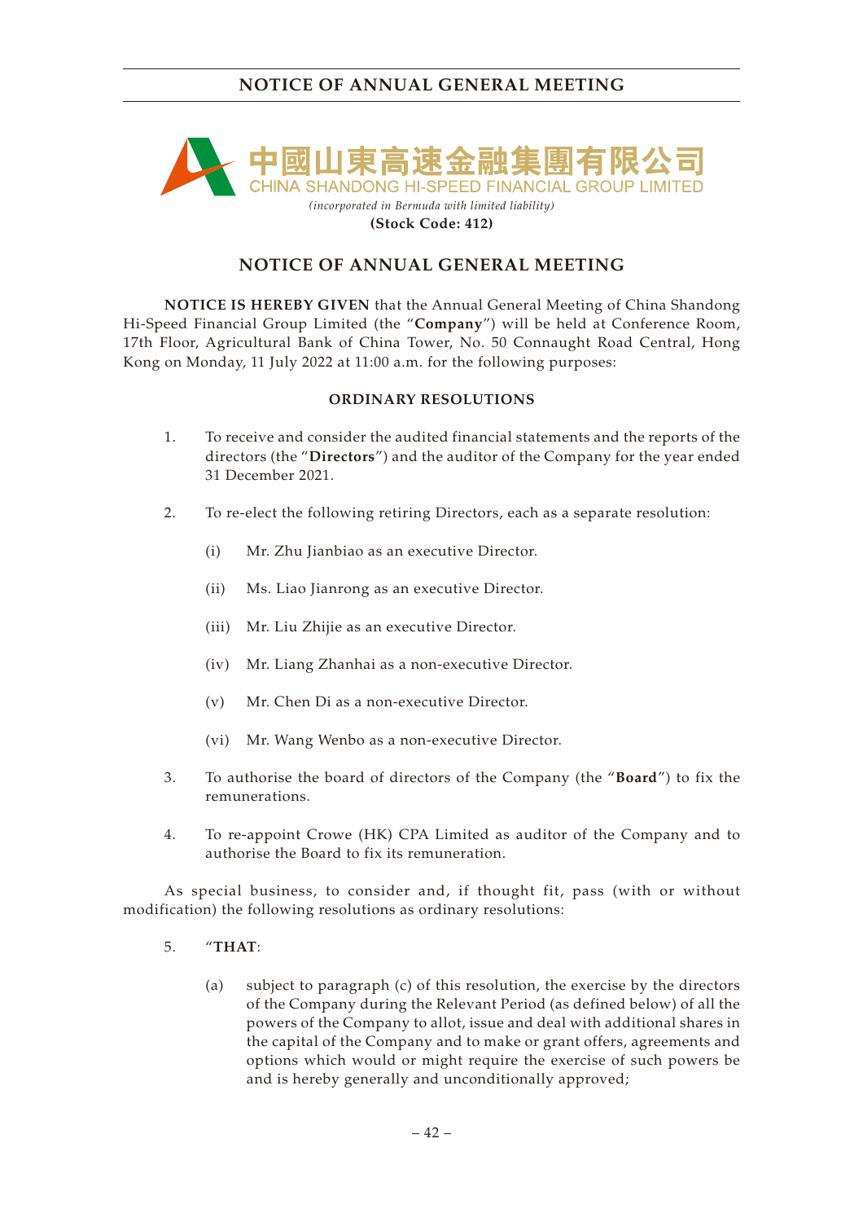中國山東高速金融集團有限公司
CHINA SHANDONG HI-SPEED FINANCIAL GROUP LIMITED
*(incorporated in Bermuda with limited liability)*
**(Stock Code: 412)**

# NOTICE OF ANNUAL GENERAL MEETING

**NOTICE IS HEREBY GIVEN** that the Annual General Meeting of China Shandong Hi-Speed Financial Group Limited (the "**Company**") will be held at Conference Room, 17th Floor, Agricultural Bank of China Tower, No. 50 Connaught Road Central, Hong Kong on Monday, 11 July 2022 at 11:00 a.m. for the following purposes:

## ORDINARY RESOLUTIONS

1. To receive and consider the audited financial statements and the reports of the directors (the "**Directors**") and the auditor of the Company for the year ended 31 December 2021.

2. To re-elect the following retiring Directors, each as a separate resolution:

   (i) Mr. Zhu Jianbiao as an executive Director.

   (ii) Ms. Liao Jianrong as an executive Director.

   (iii) Mr. Liu Zhijie as an executive Director.

   (iv) Mr. Liang Zhanhai as a non-executive Director.

   (v) Mr. Chen Di as a non-executive Director.

   (vi) Mr. Wang Wenbo as a non-executive Director.

3. To authorise the board of directors of the Company (the "**Board**") to fix the remunerations.

4. To re-appoint Crowe (HK) CPA Limited as auditor of the Company and to authorise the Board to fix its remuneration.

As special business, to consider and, if thought fit, pass (with or without modification) the following resolutions as ordinary resolutions:

5. "**THAT**:

   (a) subject to paragraph (c) of this resolution, the exercise by the directors of the Company during the Relevant Period (as defined below) of all the powers of the Company to allot, issue and deal with additional shares in the capital of the Company and to make or grant offers, agreements and options which would or might require the exercise of such powers be and is hereby generally and unconditionally approved;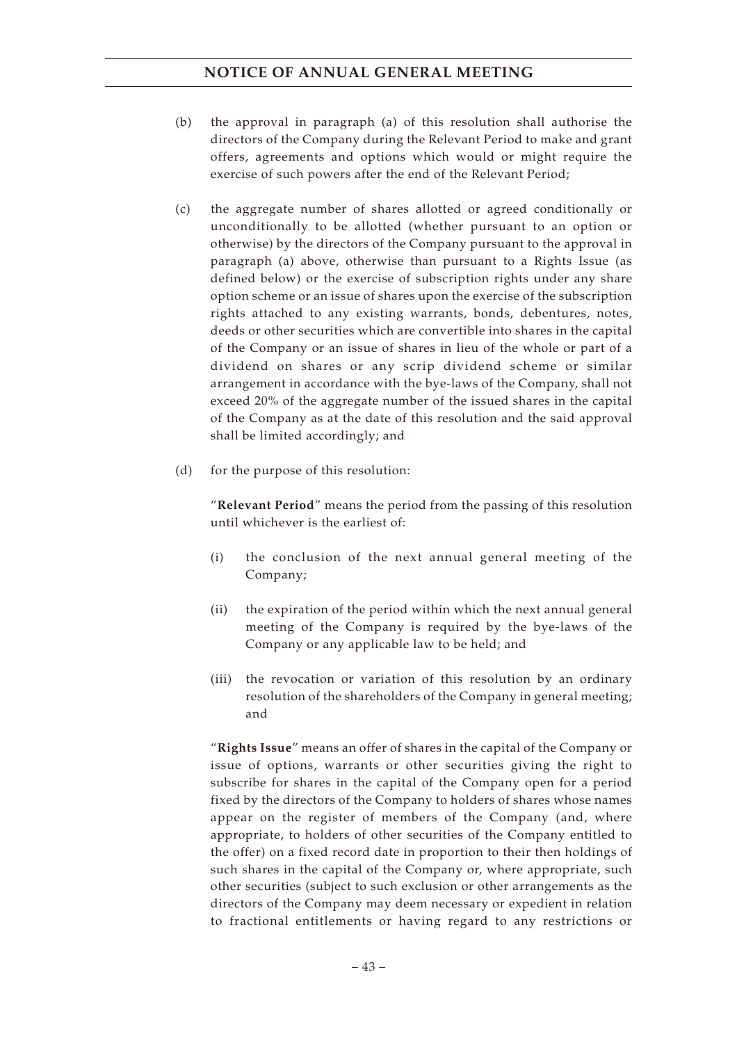(b) the approval in paragraph (a) of this resolution shall authorise the directors of the Company during the Relevant Period to make and grant offers, agreements and options which would or might require the exercise of such powers after the end of the Relevant Period;

(c) the aggregate number of shares allotted or agreed conditionally or unconditionally to be allotted (whether pursuant to an option or otherwise) by the directors of the Company pursuant to the approval in paragraph (a) above, otherwise than pursuant to a Rights Issue (as defined below) or the exercise of subscription rights under any share option scheme or an issue of shares upon the exercise of the subscription rights attached to any existing warrants, bonds, debentures, notes, deeds or other securities which are convertible into shares in the capital of the Company or an issue of shares in lieu of the whole or part of a dividend on shares or any scrip dividend scheme or similar arrangement in accordance with the bye-laws of the Company, shall not exceed 20% of the aggregate number of the issued shares in the capital of the Company as at the date of this resolution and the said approval shall be limited accordingly; and

(d) for the purpose of this resolution:

"**Relevant Period**" means the period from the passing of this resolution until whichever is the earliest of:

(i) the conclusion of the next annual general meeting of the Company;

(ii) the expiration of the period within which the next annual general meeting of the Company is required by the bye-laws of the Company or any applicable law to be held; and

(iii) the revocation or variation of this resolution by an ordinary resolution of the shareholders of the Company in general meeting; and

"**Rights Issue**" means an offer of shares in the capital of the Company or issue of options, warrants or other securities giving the right to subscribe for shares in the capital of the Company open for a period fixed by the directors of the Company to holders of shares whose names appear on the register of members of the Company (and, where appropriate, to holders of other securities of the Company entitled to the offer) on a fixed record date in proportion to their then holdings of such shares in the capital of the Company or, where appropriate, such other securities (subject to such exclusion or other arrangements as the directors of the Company may deem necessary or expedient in relation to fractional entitlements or having regard to any restrictions or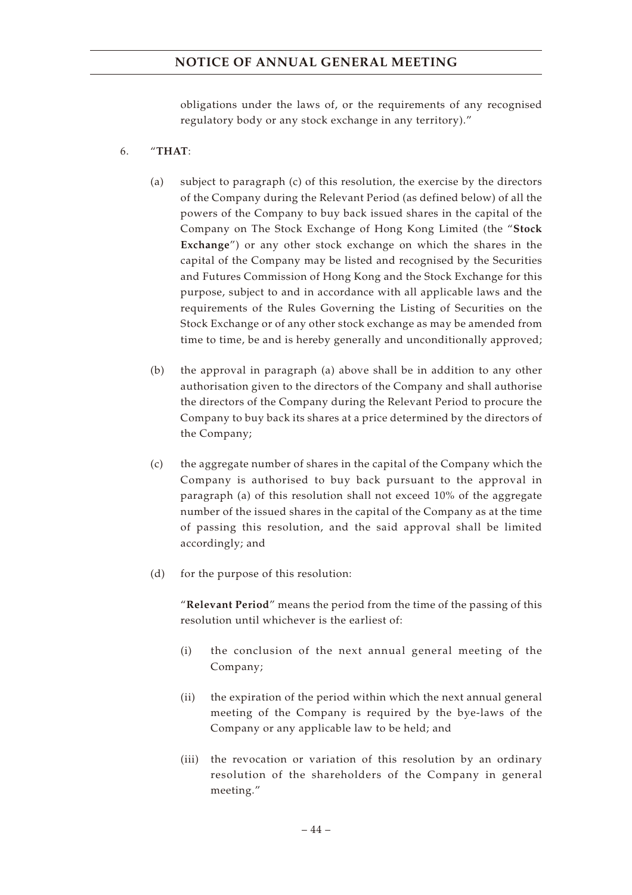obligations under the laws of, or the requirements of any recognised regulatory body or any stock exchange in any territory)."

6. "**THAT**:

   (a) subject to paragraph (c) of this resolution, the exercise by the directors of the Company during the Relevant Period (as defined below) of all the powers of the Company to buy back issued shares in the capital of the Company on The Stock Exchange of Hong Kong Limited (the "**Stock Exchange**") or any other stock exchange on which the shares in the capital of the Company may be listed and recognised by the Securities and Futures Commission of Hong Kong and the Stock Exchange for this purpose, subject to and in accordance with all applicable laws and the requirements of the Rules Governing the Listing of Securities on the Stock Exchange or of any other stock exchange as may be amended from time to time, be and is hereby generally and unconditionally approved;

   (b) the approval in paragraph (a) above shall be in addition to any other authorisation given to the directors of the Company and shall authorise the directors of the Company during the Relevant Period to procure the Company to buy back its shares at a price determined by the directors of the Company;

   (c) the aggregate number of shares in the capital of the Company which the Company is authorised to buy back pursuant to the approval in paragraph (a) of this resolution shall not exceed 10% of the aggregate number of the issued shares in the capital of the Company as at the time of passing this resolution, and the said approval shall be limited accordingly; and

   (d) for the purpose of this resolution:

      "**Relevant Period**" means the period from the time of the passing of this resolution until whichever is the earliest of:

      (i) the conclusion of the next annual general meeting of the Company;

      (ii) the expiration of the period within which the next annual general meeting of the Company is required by the bye-laws of the Company or any applicable law to be held; and

      (iii) the revocation or variation of this resolution by an ordinary resolution of the shareholders of the Company in general meeting."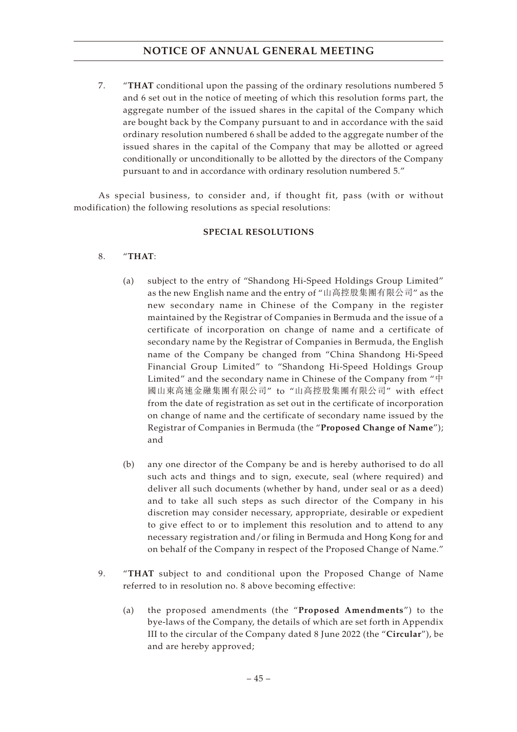7. "**THAT** conditional upon the passing of the ordinary resolutions numbered 5 and 6 set out in the notice of meeting of which this resolution forms part, the aggregate number of the issued shares in the capital of the Company which are bought back by the Company pursuant to and in accordance with the said ordinary resolution numbered 6 shall be added to the aggregate number of the issued shares in the capital of the Company that may be allotted or agreed conditionally or unconditionally to be allotted by the directors of the Company pursuant to and in accordance with ordinary resolution numbered 5."

As special business, to consider and, if thought fit, pass (with or without modification) the following resolutions as special resolutions:

**SPECIAL RESOLUTIONS**

8. "**THAT**:

    (a) subject to the entry of "Shandong Hi-Speed Holdings Group Limited" as the new English name and the entry of "山高控股集團有限公司" as the new secondary name in Chinese of the Company in the register maintained by the Registrar of Companies in Bermuda and the issue of a certificate of incorporation on change of name and a certificate of secondary name by the Registrar of Companies in Bermuda, the English name of the Company be changed from "China Shandong Hi-Speed Financial Group Limited" to "Shandong Hi-Speed Holdings Group Limited" and the secondary name in Chinese of the Company from "中國山東高速金融集團有限公司" to "山高控股集團有限公司" with effect from the date of registration as set out in the certificate of incorporation on change of name and the certificate of secondary name issued by the Registrar of Companies in Bermuda (the "**Proposed Change of Name**"); and

    (b) any one director of the Company be and is hereby authorised to do all such acts and things and to sign, execute, seal (where required) and deliver all such documents (whether by hand, under seal or as a deed) and to take all such steps as such director of the Company in his discretion may consider necessary, appropriate, desirable or expedient to give effect to or to implement this resolution and to attend to any necessary registration and/or filing in Bermuda and Hong Kong for and on behalf of the Company in respect of the Proposed Change of Name."

9. "**THAT** subject to and conditional upon the Proposed Change of Name referred to in resolution no. 8 above becoming effective:

    (a) the proposed amendments (the "**Proposed Amendments**") to the bye-laws of the Company, the details of which are set forth in Appendix III to the circular of the Company dated 8 June 2022 (the "**Circular**"), be and are hereby approved;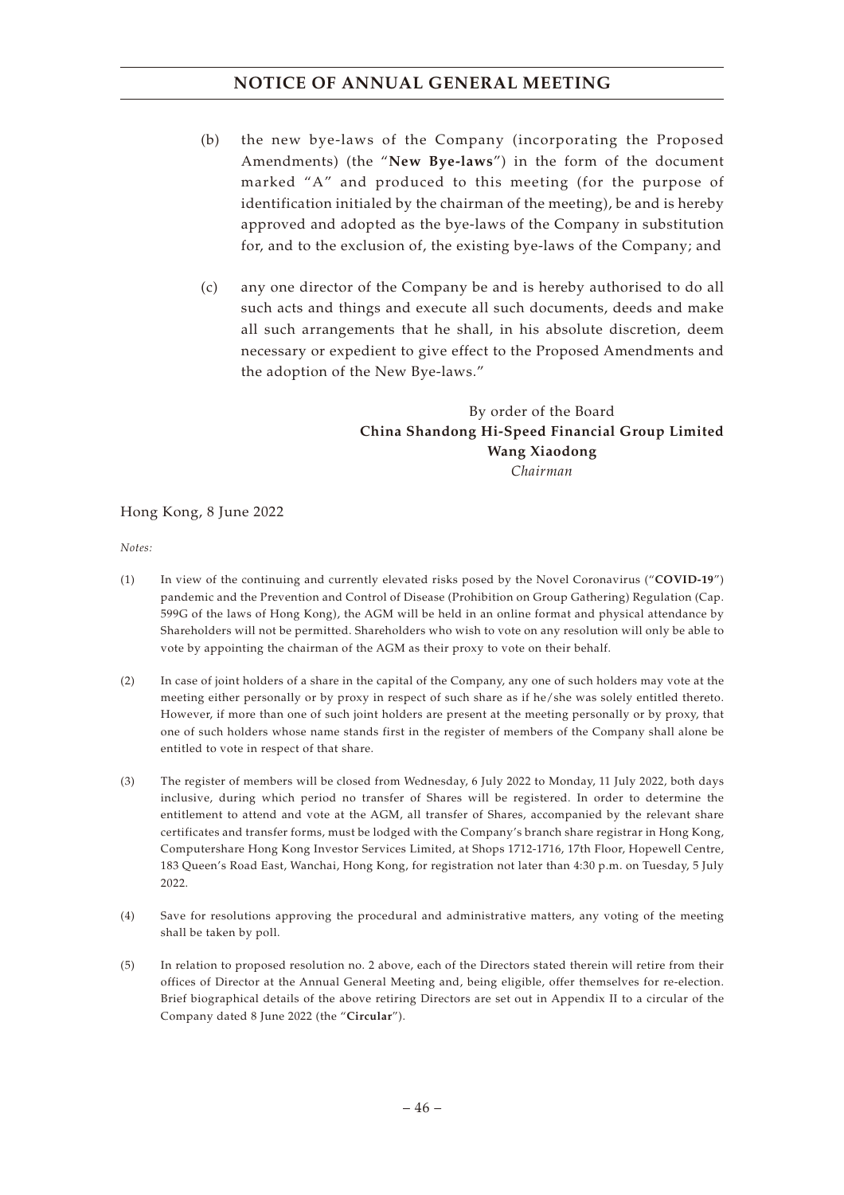(b) the new bye-laws of the Company (incorporating the Proposed Amendments) (the "**New Bye-laws**") in the form of the document marked "A" and produced to this meeting (for the purpose of identification initialed by the chairman of the meeting), be and is hereby approved and adopted as the bye-laws of the Company in substitution for, and to the exclusion of, the existing bye-laws of the Company; and

(c) any one director of the Company be and is hereby authorised to do all such acts and things and execute all such documents, deeds and make all such arrangements that he shall, in his absolute discretion, deem necessary or expedient to give effect to the Proposed Amendments and the adoption of the New Bye-laws."

By order of the Board
**China Shandong Hi-Speed Financial Group Limited**
**Wang Xiaodong**
*Chairman*

Hong Kong, 8 June 2022

*Notes:*

(1) In view of the continuing and currently elevated risks posed by the Novel Coronavirus ("**COVID-19**") pandemic and the Prevention and Control of Disease (Prohibition on Group Gathering) Regulation (Cap. 599G of the laws of Hong Kong), the AGM will be held in an online format and physical attendance by Shareholders will not be permitted. Shareholders who wish to vote on any resolution will only be able to vote by appointing the chairman of the AGM as their proxy to vote on their behalf.

(2) In case of joint holders of a share in the capital of the Company, any one of such holders may vote at the meeting either personally or by proxy in respect of such share as if he/she was solely entitled thereto. However, if more than one of such joint holders are present at the meeting personally or by proxy, that one of such holders whose name stands first in the register of members of the Company shall alone be entitled to vote in respect of that share.

(3) The register of members will be closed from Wednesday, 6 July 2022 to Monday, 11 July 2022, both days inclusive, during which period no transfer of Shares will be registered. In order to determine the entitlement to attend and vote at the AGM, all transfer of Shares, accompanied by the relevant share certificates and transfer forms, must be lodged with the Company's branch share registrar in Hong Kong, Computershare Hong Kong Investor Services Limited, at Shops 1712-1716, 17th Floor, Hopewell Centre, 183 Queen's Road East, Wanchai, Hong Kong, for registration not later than 4:30 p.m. on Tuesday, 5 July 2022.

(4) Save for resolutions approving the procedural and administrative matters, any voting of the meeting shall be taken by poll.

(5) In relation to proposed resolution no. 2 above, each of the Directors stated therein will retire from their offices of Director at the Annual General Meeting and, being eligible, offer themselves for re-election. Brief biographical details of the above retiring Directors are set out in Appendix II to a circular of the Company dated 8 June 2022 (the "**Circular**").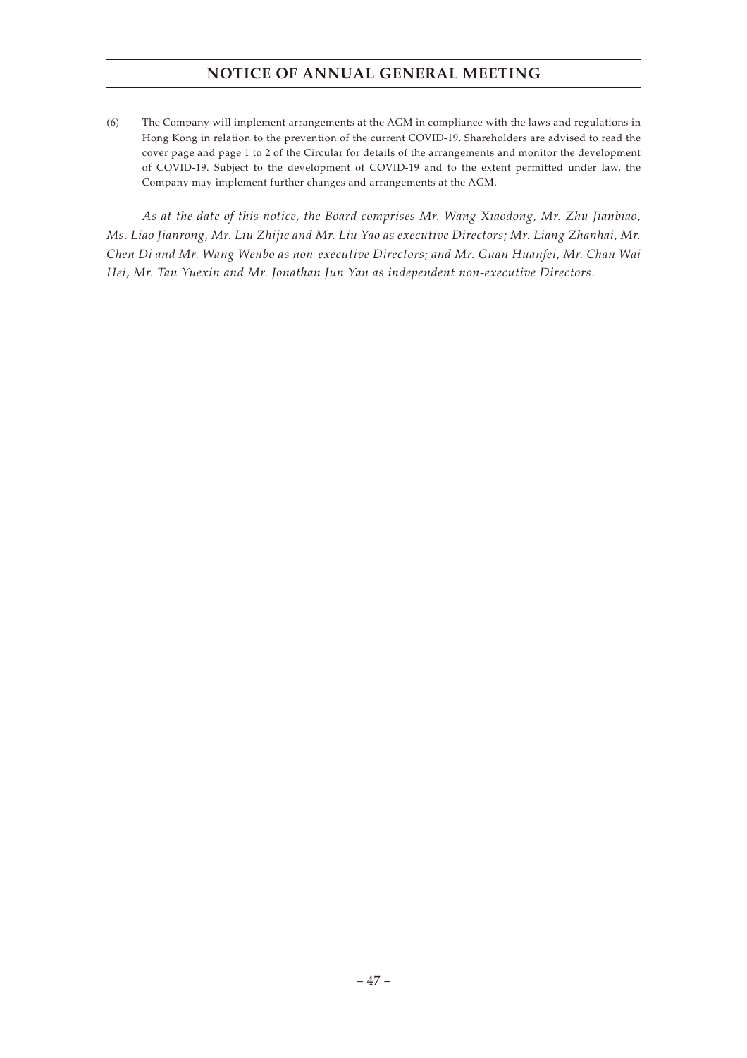(6) The Company will implement arrangements at the AGM in compliance with the laws and regulations in Hong Kong in relation to the prevention of the current COVID-19. Shareholders are advised to read the cover page and page 1 to 2 of the Circular for details of the arrangements and monitor the development of COVID-19. Subject to the development of COVID-19 and to the extent permitted under law, the Company may implement further changes and arrangements at the AGM.

*As at the date of this notice, the Board comprises Mr. Wang Xiaodong, Mr. Zhu Jianbiao, Ms. Liao Jianrong, Mr. Liu Zhijie and Mr. Liu Yao as executive Directors; Mr. Liang Zhanhai, Mr. Chen Di and Mr. Wang Wenbo as non-executive Directors; and Mr. Guan Huanfei, Mr. Chan Wai Hei, Mr. Tan Yuexin and Mr. Jonathan Jun Yan as independent non-executive Directors.*